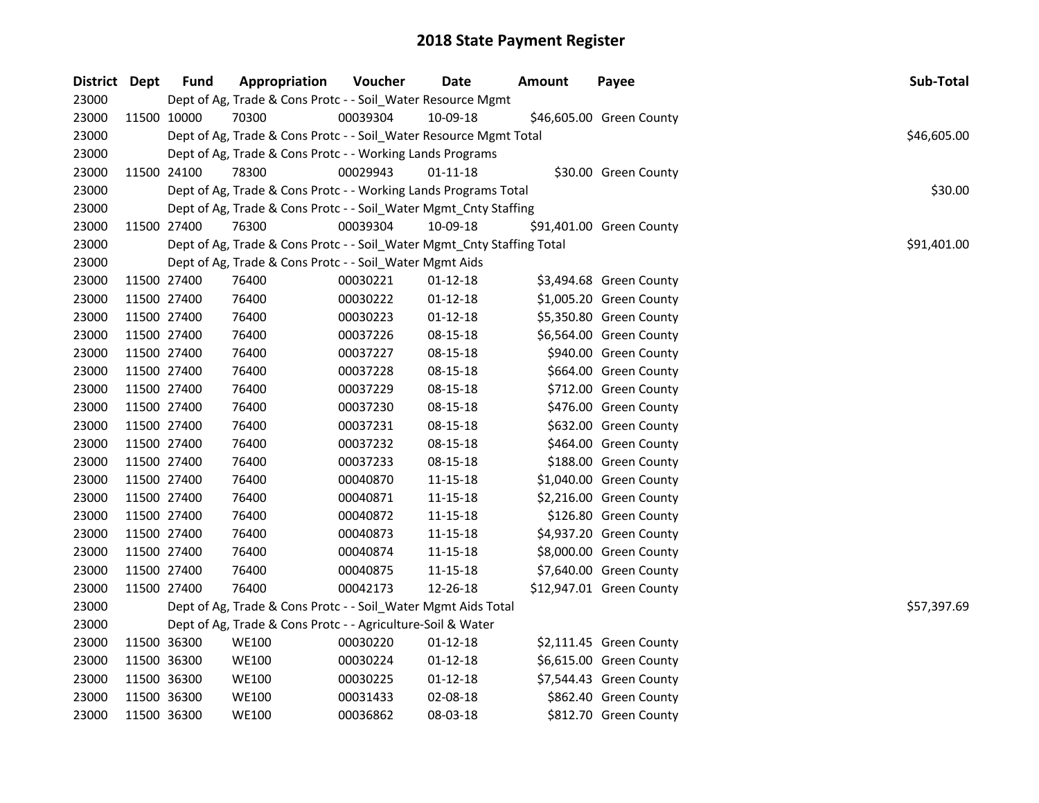# 2018 State Payment Register

| District | Dept | Fund | Appropriation | Voucher | Date | Amount | Payee | Sub-Total |
|---|---|---|---|---|---|---|---|---|
| 23000 | | Dept of Ag, Trade & Cons Protc - - Soil_Water Resource Mgmt | | | | | | |
| 23000 | 11500 | 10000 | 70300 | 00039304 | 10-09-18 | $46,605.00 | Green County | |
| 23000 | | Dept of Ag, Trade & Cons Protc - - Soil_Water Resource Mgmt Total | | | | | | $46,605.00 |
| 23000 | | Dept of Ag, Trade & Cons Protc - - Working Lands Programs | | | | | | |
| 23000 | 11500 | 24100 | 78300 | 00029943 | 01-11-18 | $30.00 | Green County | |
| 23000 | | Dept of Ag, Trade & Cons Protc - - Working Lands Programs Total | | | | | | $30.00 |
| 23000 | | Dept of Ag, Trade & Cons Protc - - Soil_Water Mgmt_Cnty Staffing | | | | | | |
| 23000 | 11500 | 27400 | 76300 | 00039304 | 10-09-18 | $91,401.00 | Green County | |
| 23000 | | Dept of Ag, Trade & Cons Protc - - Soil_Water Mgmt_Cnty Staffing Total | | | | | | $91,401.00 |
| 23000 | | Dept of Ag, Trade & Cons Protc - - Soil_Water Mgmt Aids | | | | | | |
| 23000 | 11500 | 27400 | 76400 | 00030221 | 01-12-18 | $3,494.68 | Green County | |
| 23000 | 11500 | 27400 | 76400 | 00030222 | 01-12-18 | $1,005.20 | Green County | |
| 23000 | 11500 | 27400 | 76400 | 00030223 | 01-12-18 | $5,350.80 | Green County | |
| 23000 | 11500 | 27400 | 76400 | 00037226 | 08-15-18 | $6,564.00 | Green County | |
| 23000 | 11500 | 27400 | 76400 | 00037227 | 08-15-18 | $940.00 | Green County | |
| 23000 | 11500 | 27400 | 76400 | 00037228 | 08-15-18 | $664.00 | Green County | |
| 23000 | 11500 | 27400 | 76400 | 00037229 | 08-15-18 | $712.00 | Green County | |
| 23000 | 11500 | 27400 | 76400 | 00037230 | 08-15-18 | $476.00 | Green County | |
| 23000 | 11500 | 27400 | 76400 | 00037231 | 08-15-18 | $632.00 | Green County | |
| 23000 | 11500 | 27400 | 76400 | 00037232 | 08-15-18 | $464.00 | Green County | |
| 23000 | 11500 | 27400 | 76400 | 00037233 | 08-15-18 | $188.00 | Green County | |
| 23000 | 11500 | 27400 | 76400 | 00040870 | 11-15-18 | $1,040.00 | Green County | |
| 23000 | 11500 | 27400 | 76400 | 00040871 | 11-15-18 | $2,216.00 | Green County | |
| 23000 | 11500 | 27400 | 76400 | 00040872 | 11-15-18 | $126.80 | Green County | |
| 23000 | 11500 | 27400 | 76400 | 00040873 | 11-15-18 | $4,937.20 | Green County | |
| 23000 | 11500 | 27400 | 76400 | 00040874 | 11-15-18 | $8,000.00 | Green County | |
| 23000 | 11500 | 27400 | 76400 | 00040875 | 11-15-18 | $7,640.00 | Green County | |
| 23000 | 11500 | 27400 | 76400 | 00042173 | 12-26-18 | $12,947.01 | Green County | |
| 23000 | | Dept of Ag, Trade & Cons Protc - - Soil_Water Mgmt Aids Total | | | | | | $57,397.69 |
| 23000 | | Dept of Ag, Trade & Cons Protc - - Agriculture-Soil & Water | | | | | | |
| 23000 | 11500 | 36300 | WE100 | 00030220 | 01-12-18 | $2,111.45 | Green County | |
| 23000 | 11500 | 36300 | WE100 | 00030224 | 01-12-18 | $6,615.00 | Green County | |
| 23000 | 11500 | 36300 | WE100 | 00030225 | 01-12-18 | $7,544.43 | Green County | |
| 23000 | 11500 | 36300 | WE100 | 00031433 | 02-08-18 | $862.40 | Green County | |
| 23000 | 11500 | 36300 | WE100 | 00036862 | 08-03-18 | $812.70 | Green County | |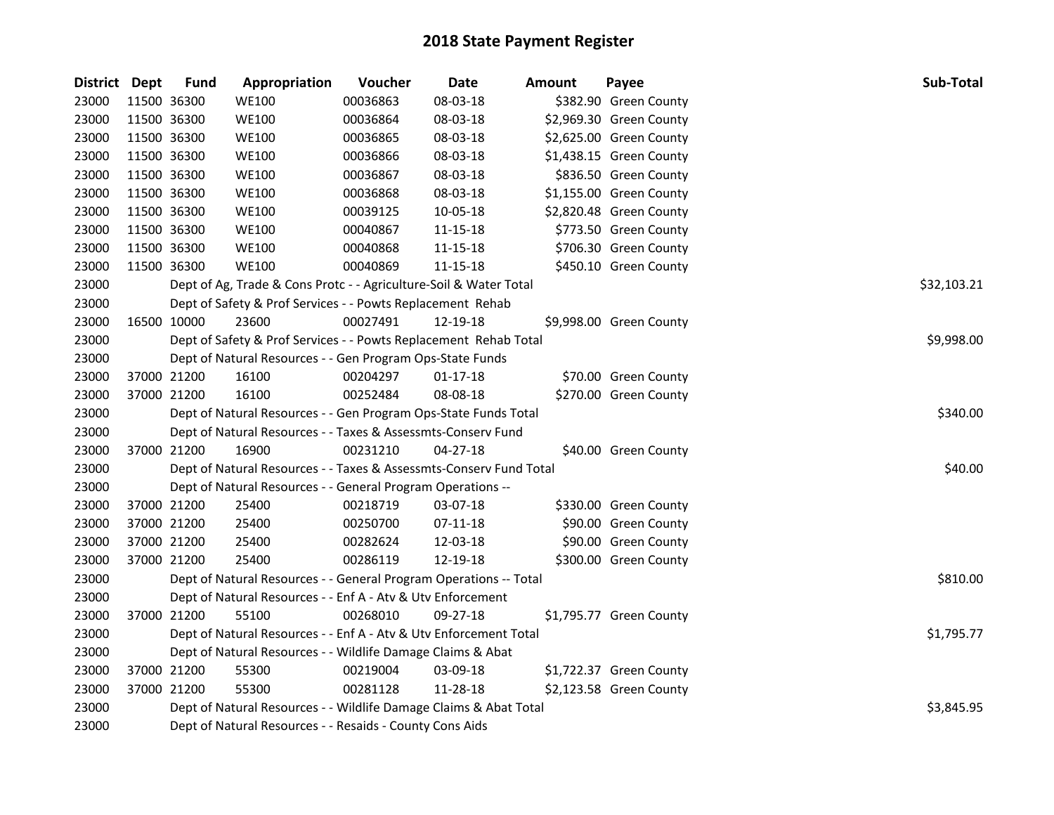# 2018 State Payment Register

| District | Dept | Fund | Appropriation | Voucher | Date | Amount | Payee | Sub-Total |
|---|---|---|---|---|---|---|---|---|
| 23000 | 11500 | 36300 | WE100 | 00036863 | 08-03-18 | $382.90 | Green County | |
| 23000 | 11500 | 36300 | WE100 | 00036864 | 08-03-18 | $2,969.30 | Green County | |
| 23000 | 11500 | 36300 | WE100 | 00036865 | 08-03-18 | $2,625.00 | Green County | |
| 23000 | 11500 | 36300 | WE100 | 00036866 | 08-03-18 | $1,438.15 | Green County | |
| 23000 | 11500 | 36300 | WE100 | 00036867 | 08-03-18 | $836.50 | Green County | |
| 23000 | 11500 | 36300 | WE100 | 00036868 | 08-03-18 | $1,155.00 | Green County | |
| 23000 | 11500 | 36300 | WE100 | 00039125 | 10-05-18 | $2,820.48 | Green County | |
| 23000 | 11500 | 36300 | WE100 | 00040867 | 11-15-18 | $773.50 | Green County | |
| 23000 | 11500 | 36300 | WE100 | 00040868 | 11-15-18 | $706.30 | Green County | |
| 23000 | 11500 | 36300 | WE100 | 00040869 | 11-15-18 | $450.10 | Green County | |
| 23000 | | | Dept of Ag, Trade & Cons Protc - - Agriculture-Soil & Water Total | | | | | $32,103.21 |
| 23000 | | | Dept of Safety & Prof Services - - Powts Replacement Rehab | | | | | |
| 23000 | 16500 | 10000 | 23600 | 00027491 | 12-19-18 | $9,998.00 | Green County | |
| 23000 | | | Dept of Safety & Prof Services - - Powts Replacement Rehab Total | | | | | $9,998.00 |
| 23000 | | | Dept of Natural Resources - - Gen Program Ops-State Funds | | | | | |
| 23000 | 37000 | 21200 | 16100 | 00204297 | 01-17-18 | $70.00 | Green County | |
| 23000 | 37000 | 21200 | 16100 | 00252484 | 08-08-18 | $270.00 | Green County | |
| 23000 | | | Dept of Natural Resources - - Gen Program Ops-State Funds Total | | | | | $340.00 |
| 23000 | | | Dept of Natural Resources - - Taxes & Assessmts-Conserv Fund | | | | | |
| 23000 | 37000 | 21200 | 16900 | 00231210 | 04-27-18 | $40.00 | Green County | |
| 23000 | | | Dept of Natural Resources - - Taxes & Assessmts-Conserv Fund Total | | | | | $40.00 |
| 23000 | | | Dept of Natural Resources - - General Program Operations -- | | | | | |
| 23000 | 37000 | 21200 | 25400 | 00218719 | 03-07-18 | $330.00 | Green County | |
| 23000 | 37000 | 21200 | 25400 | 00250700 | 07-11-18 | $90.00 | Green County | |
| 23000 | 37000 | 21200 | 25400 | 00282624 | 12-03-18 | $90.00 | Green County | |
| 23000 | 37000 | 21200 | 25400 | 00286119 | 12-19-18 | $300.00 | Green County | |
| 23000 | | | Dept of Natural Resources - - General Program Operations -- Total | | | | | $810.00 |
| 23000 | | | Dept of Natural Resources - - Enf A - Atv & Utv Enforcement | | | | | |
| 23000 | 37000 | 21200 | 55100 | 00268010 | 09-27-18 | $1,795.77 | Green County | |
| 23000 | | | Dept of Natural Resources - - Enf A - Atv & Utv Enforcement Total | | | | | $1,795.77 |
| 23000 | | | Dept of Natural Resources - - Wildlife Damage Claims & Abat | | | | | |
| 23000 | 37000 | 21200 | 55300 | 00219004 | 03-09-18 | $1,722.37 | Green County | |
| 23000 | 37000 | 21200 | 55300 | 00281128 | 11-28-18 | $2,123.58 | Green County | |
| 23000 | | | Dept of Natural Resources - - Wildlife Damage Claims & Abat Total | | | | | $3,845.95 |
| 23000 | | | Dept of Natural Resources - - Resaids - County Cons Aids | | | | | |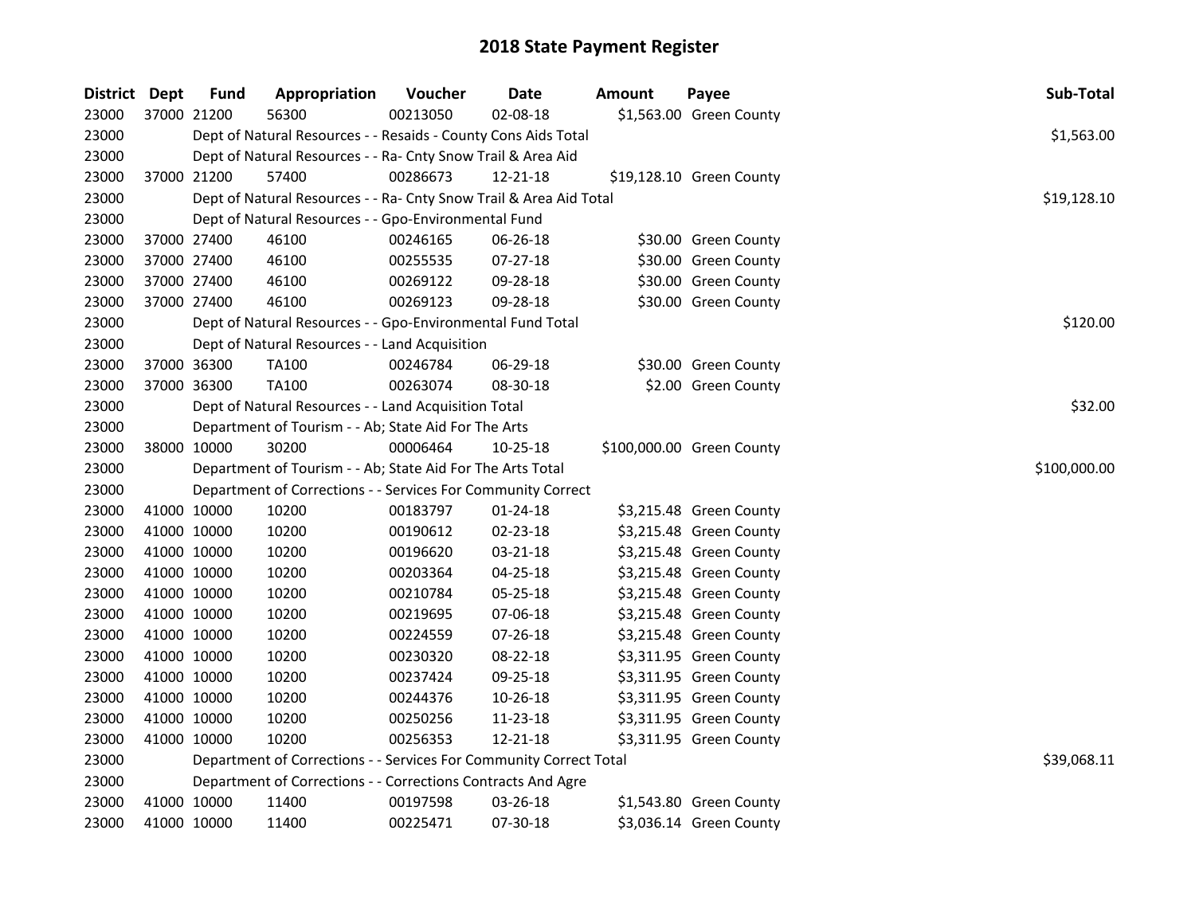# 2018 State Payment Register

| District | Dept | Fund | Appropriation | Voucher | Date | Amount | Payee | Sub-Total |
|---|---|---|---|---|---|---|---|---|
| 23000 | 37000 | 21200 | 56300 | 00213050 | 02-08-18 | $1,563.00 | Green County | |
| 23000 | | | Dept of Natural Resources - - Resaids - County Cons Aids Total | | | | | $1,563.00 |
| 23000 | | | Dept of Natural Resources - - Ra- Cnty Snow Trail & Area Aid | | | | | |
| 23000 | 37000 | 21200 | 57400 | 00286673 | 12-21-18 | $19,128.10 | Green County | |
| 23000 | | | Dept of Natural Resources - - Ra- Cnty Snow Trail & Area Aid Total | | | | | $19,128.10 |
| 23000 | | | Dept of Natural Resources - - Gpo-Environmental Fund | | | | | |
| 23000 | 37000 | 27400 | 46100 | 00246165 | 06-26-18 | $30.00 | Green County | |
| 23000 | 37000 | 27400 | 46100 | 00255535 | 07-27-18 | $30.00 | Green County | |
| 23000 | 37000 | 27400 | 46100 | 00269122 | 09-28-18 | $30.00 | Green County | |
| 23000 | 37000 | 27400 | 46100 | 00269123 | 09-28-18 | $30.00 | Green County | |
| 23000 | | | Dept of Natural Resources - - Gpo-Environmental Fund Total | | | | | $120.00 |
| 23000 | | | Dept of Natural Resources - - Land Acquisition | | | | | |
| 23000 | 37000 | 36300 | TA100 | 00246784 | 06-29-18 | $30.00 | Green County | |
| 23000 | 37000 | 36300 | TA100 | 00263074 | 08-30-18 | $2.00 | Green County | |
| 23000 | | | Dept of Natural Resources - - Land Acquisition Total | | | | | $32.00 |
| 23000 | | | Department of Tourism - - Ab; State Aid For The Arts | | | | | |
| 23000 | 38000 | 10000 | 30200 | 00006464 | 10-25-18 | $100,000.00 | Green County | |
| 23000 | | | Department of Tourism - - Ab; State Aid For The Arts Total | | | | | $100,000.00 |
| 23000 | | | Department of Corrections - - Services For Community Correct | | | | | |
| 23000 | 41000 | 10000 | 10200 | 00183797 | 01-24-18 | $3,215.48 | Green County | |
| 23000 | 41000 | 10000 | 10200 | 00190612 | 02-23-18 | $3,215.48 | Green County | |
| 23000 | 41000 | 10000 | 10200 | 00196620 | 03-21-18 | $3,215.48 | Green County | |
| 23000 | 41000 | 10000 | 10200 | 00203364 | 04-25-18 | $3,215.48 | Green County | |
| 23000 | 41000 | 10000 | 10200 | 00210784 | 05-25-18 | $3,215.48 | Green County | |
| 23000 | 41000 | 10000 | 10200 | 00219695 | 07-06-18 | $3,215.48 | Green County | |
| 23000 | 41000 | 10000 | 10200 | 00224559 | 07-26-18 | $3,215.48 | Green County | |
| 23000 | 41000 | 10000 | 10200 | 00230320 | 08-22-18 | $3,311.95 | Green County | |
| 23000 | 41000 | 10000 | 10200 | 00237424 | 09-25-18 | $3,311.95 | Green County | |
| 23000 | 41000 | 10000 | 10200 | 00244376 | 10-26-18 | $3,311.95 | Green County | |
| 23000 | 41000 | 10000 | 10200 | 00250256 | 11-23-18 | $3,311.95 | Green County | |
| 23000 | 41000 | 10000 | 10200 | 00256353 | 12-21-18 | $3,311.95 | Green County | |
| 23000 | | | Department of Corrections - - Services For Community Correct Total | | | | | $39,068.11 |
| 23000 | | | Department of Corrections - - Corrections Contracts And Agre | | | | | |
| 23000 | 41000 | 10000 | 11400 | 00197598 | 03-26-18 | $1,543.80 | Green County | |
| 23000 | 41000 | 10000 | 11400 | 00225471 | 07-30-18 | $3,036.14 | Green County | |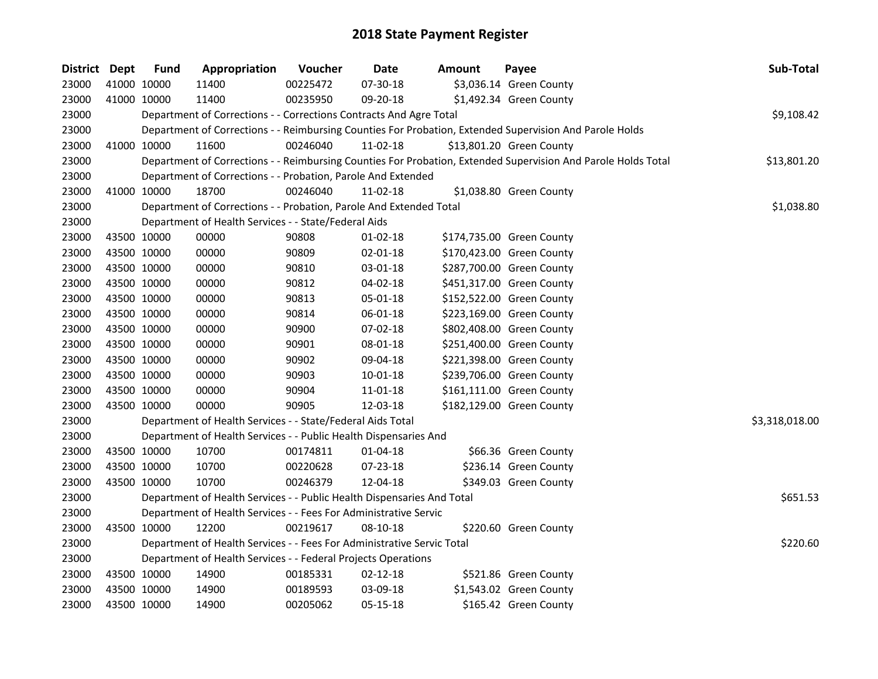# 2018 State Payment Register

| District | Dept | Fund | Appropriation | Voucher | Date | Amount | Payee | Sub-Total |
|---|---|---|---|---|---|---|---|---|
| 23000 | 41000 | 10000 | 11400 | 00225472 | 07-30-18 | $3,036.14 | Green County | |
| 23000 | 41000 | 10000 | 11400 | 00235950 | 09-20-18 | $1,492.34 | Green County | |
| 23000 | | | Department of Corrections - - Corrections Contracts And Agre Total | | | | | $9,108.42 |
| 23000 | | | Department of Corrections - - Reimbursing Counties For Probation, Extended Supervision And Parole Holds | | | | | |
| 23000 | 41000 | 10000 | 11600 | 00246040 | 11-02-18 | $13,801.20 | Green County | |
| 23000 | | | Department of Corrections - - Reimbursing Counties For Probation, Extended Supervision And Parole Holds Total | | | | | $13,801.20 |
| 23000 | | | Department of Corrections - - Probation, Parole And Extended | | | | | |
| 23000 | 41000 | 10000 | 18700 | 00246040 | 11-02-18 | $1,038.80 | Green County | |
| 23000 | | | Department of Corrections - - Probation, Parole And Extended Total | | | | | $1,038.80 |
| 23000 | | | Department of Health Services - - State/Federal Aids | | | | | |
| 23000 | 43500 | 10000 | 00000 | 90808 | 01-02-18 | $174,735.00 | Green County | |
| 23000 | 43500 | 10000 | 00000 | 90809 | 02-01-18 | $170,423.00 | Green County | |
| 23000 | 43500 | 10000 | 00000 | 90810 | 03-01-18 | $287,700.00 | Green County | |
| 23000 | 43500 | 10000 | 00000 | 90812 | 04-02-18 | $451,317.00 | Green County | |
| 23000 | 43500 | 10000 | 00000 | 90813 | 05-01-18 | $152,522.00 | Green County | |
| 23000 | 43500 | 10000 | 00000 | 90814 | 06-01-18 | $223,169.00 | Green County | |
| 23000 | 43500 | 10000 | 00000 | 90900 | 07-02-18 | $802,408.00 | Green County | |
| 23000 | 43500 | 10000 | 00000 | 90901 | 08-01-18 | $251,400.00 | Green County | |
| 23000 | 43500 | 10000 | 00000 | 90902 | 09-04-18 | $221,398.00 | Green County | |
| 23000 | 43500 | 10000 | 00000 | 90903 | 10-01-18 | $239,706.00 | Green County | |
| 23000 | 43500 | 10000 | 00000 | 90904 | 11-01-18 | $161,111.00 | Green County | |
| 23000 | 43500 | 10000 | 00000 | 90905 | 12-03-18 | $182,129.00 | Green County | |
| 23000 | | | Department of Health Services - - State/Federal Aids Total | | | | | $3,318,018.00 |
| 23000 | | | Department of Health Services - - Public Health Dispensaries And | | | | | |
| 23000 | 43500 | 10000 | 10700 | 00174811 | 01-04-18 | $66.36 | Green County | |
| 23000 | 43500 | 10000 | 10700 | 00220628 | 07-23-18 | $236.14 | Green County | |
| 23000 | 43500 | 10000 | 10700 | 00246379 | 12-04-18 | $349.03 | Green County | |
| 23000 | | | Department of Health Services - - Public Health Dispensaries And Total | | | | | $651.53 |
| 23000 | | | Department of Health Services - - Fees For Administrative Servic | | | | | |
| 23000 | 43500 | 10000 | 12200 | 00219617 | 08-10-18 | $220.60 | Green County | |
| 23000 | | | Department of Health Services - - Fees For Administrative Servic Total | | | | | $220.60 |
| 23000 | | | Department of Health Services - - Federal Projects Operations | | | | | |
| 23000 | 43500 | 10000 | 14900 | 00185331 | 02-12-18 | $521.86 | Green County | |
| 23000 | 43500 | 10000 | 14900 | 00189593 | 03-09-18 | $1,543.02 | Green County | |
| 23000 | 43500 | 10000 | 14900 | 00205062 | 05-15-18 | $165.42 | Green County | |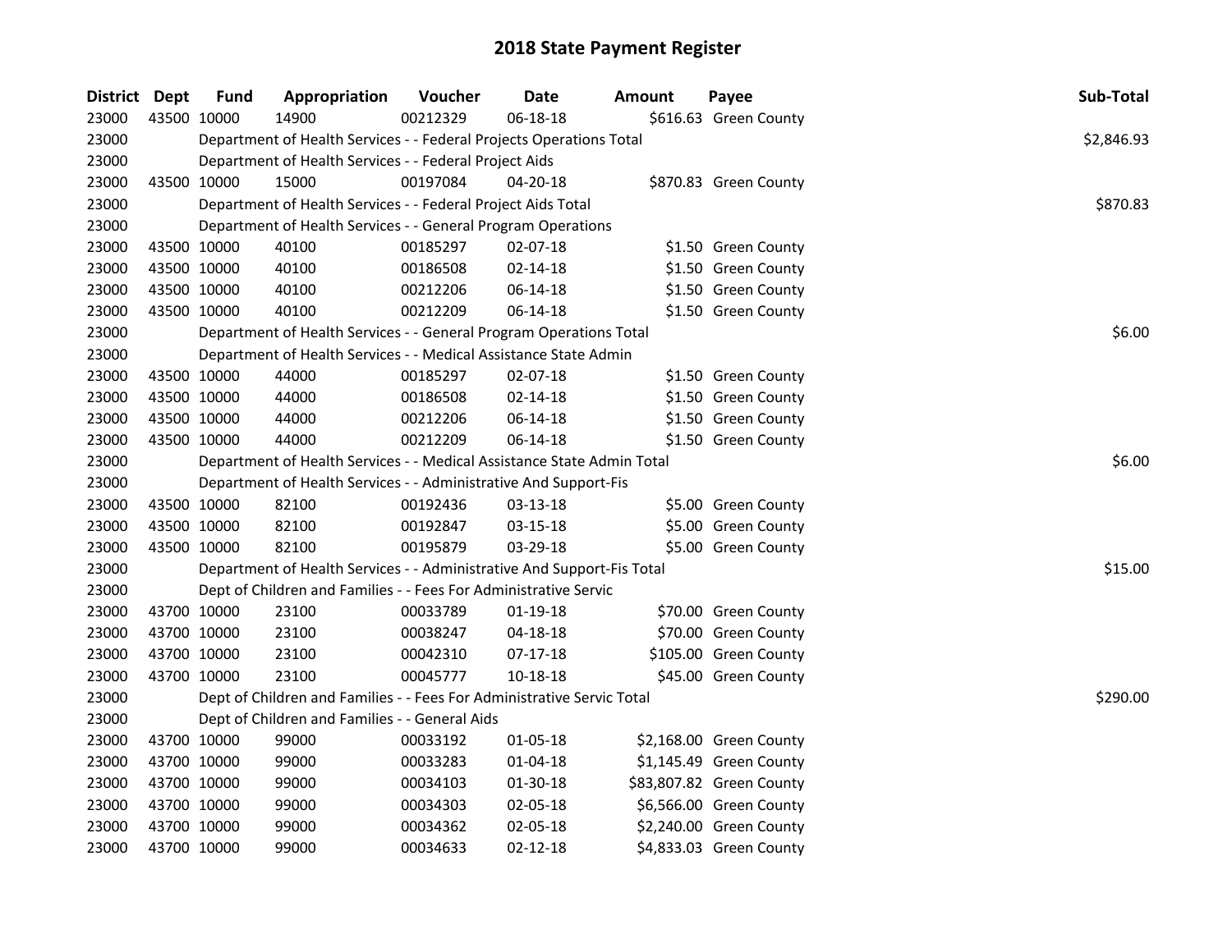# 2018 State Payment Register

| District | Dept | Fund | Appropriation | Voucher | Date | Amount | Payee | Sub-Total |
|---|---|---|---|---|---|---|---|---|
| 23000 | 43500 | 10000 | 14900 | 00212329 | 06-18-18 | $616.63 | Green County | |
| 23000 | | Department of Health Services - - Federal Projects Operations Total | | | | | | $2,846.93 |
| 23000 | | Department of Health Services - - Federal Project Aids | | | | | | |
| 23000 | 43500 | 10000 | 15000 | 00197084 | 04-20-18 | $870.83 | Green County | |
| 23000 | | Department of Health Services - - Federal Project Aids Total | | | | | | $870.83 |
| 23000 | | Department of Health Services - - General Program Operations | | | | | | |
| 23000 | 43500 | 10000 | 40100 | 00185297 | 02-07-18 | $1.50 | Green County | |
| 23000 | 43500 | 10000 | 40100 | 00186508 | 02-14-18 | $1.50 | Green County | |
| 23000 | 43500 | 10000 | 40100 | 00212206 | 06-14-18 | $1.50 | Green County | |
| 23000 | 43500 | 10000 | 40100 | 00212209 | 06-14-18 | $1.50 | Green County | |
| 23000 | | Department of Health Services - - General Program Operations Total | | | | | | $6.00 |
| 23000 | | Department of Health Services - - Medical Assistance State Admin | | | | | | |
| 23000 | 43500 | 10000 | 44000 | 00185297 | 02-07-18 | $1.50 | Green County | |
| 23000 | 43500 | 10000 | 44000 | 00186508 | 02-14-18 | $1.50 | Green County | |
| 23000 | 43500 | 10000 | 44000 | 00212206 | 06-14-18 | $1.50 | Green County | |
| 23000 | 43500 | 10000 | 44000 | 00212209 | 06-14-18 | $1.50 | Green County | |
| 23000 | | Department of Health Services - - Medical Assistance State Admin Total | | | | | | $6.00 |
| 23000 | | Department of Health Services - - Administrative And Support-Fis | | | | | | |
| 23000 | 43500 | 10000 | 82100 | 00192436 | 03-13-18 | $5.00 | Green County | |
| 23000 | 43500 | 10000 | 82100 | 00192847 | 03-15-18 | $5.00 | Green County | |
| 23000 | 43500 | 10000 | 82100 | 00195879 | 03-29-18 | $5.00 | Green County | |
| 23000 | | Department of Health Services - - Administrative And Support-Fis Total | | | | | | $15.00 |
| 23000 | | Dept of Children and Families - - Fees For Administrative Servic | | | | | | |
| 23000 | 43700 | 10000 | 23100 | 00033789 | 01-19-18 | $70.00 | Green County | |
| 23000 | 43700 | 10000 | 23100 | 00038247 | 04-18-18 | $70.00 | Green County | |
| 23000 | 43700 | 10000 | 23100 | 00042310 | 07-17-18 | $105.00 | Green County | |
| 23000 | 43700 | 10000 | 23100 | 00045777 | 10-18-18 | $45.00 | Green County | |
| 23000 | | Dept of Children and Families - - Fees For Administrative Servic Total | | | | | | $290.00 |
| 23000 | | Dept of Children and Families - - General Aids | | | | | | |
| 23000 | 43700 | 10000 | 99000 | 00033192 | 01-05-18 | $2,168.00 | Green County | |
| 23000 | 43700 | 10000 | 99000 | 00033283 | 01-04-18 | $1,145.49 | Green County | |
| 23000 | 43700 | 10000 | 99000 | 00034103 | 01-30-18 | $83,807.82 | Green County | |
| 23000 | 43700 | 10000 | 99000 | 00034303 | 02-05-18 | $6,566.00 | Green County | |
| 23000 | 43700 | 10000 | 99000 | 00034362 | 02-05-18 | $2,240.00 | Green County | |
| 23000 | 43700 | 10000 | 99000 | 00034633 | 02-12-18 | $4,833.03 | Green County | |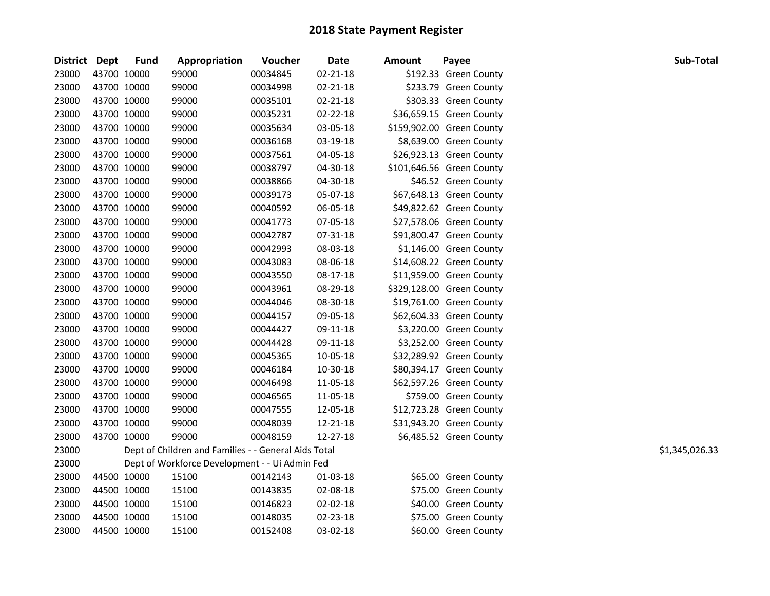# 2018 State Payment Register

| District | Dept | Fund | Appropriation | Voucher | Date | Amount | Payee | Sub-Total |
|---|---|---|---|---|---|---|---|---|
| 23000 | 43700 | 10000 | 99000 | 00034845 | 02-21-18 | $192.33 | Green County | |
| 23000 | 43700 | 10000 | 99000 | 00034998 | 02-21-18 | $233.79 | Green County | |
| 23000 | 43700 | 10000 | 99000 | 00035101 | 02-21-18 | $303.33 | Green County | |
| 23000 | 43700 | 10000 | 99000 | 00035231 | 02-22-18 | $36,659.15 | Green County | |
| 23000 | 43700 | 10000 | 99000 | 00035634 | 03-05-18 | $159,902.00 | Green County | |
| 23000 | 43700 | 10000 | 99000 | 00036168 | 03-19-18 | $8,639.00 | Green County | |
| 23000 | 43700 | 10000 | 99000 | 00037561 | 04-05-18 | $26,923.13 | Green County | |
| 23000 | 43700 | 10000 | 99000 | 00038797 | 04-30-18 | $101,646.56 | Green County | |
| 23000 | 43700 | 10000 | 99000 | 00038866 | 04-30-18 | $46.52 | Green County | |
| 23000 | 43700 | 10000 | 99000 | 00039173 | 05-07-18 | $67,648.13 | Green County | |
| 23000 | 43700 | 10000 | 99000 | 00040592 | 06-05-18 | $49,822.62 | Green County | |
| 23000 | 43700 | 10000 | 99000 | 00041773 | 07-05-18 | $27,578.06 | Green County | |
| 23000 | 43700 | 10000 | 99000 | 00042787 | 07-31-18 | $91,800.47 | Green County | |
| 23000 | 43700 | 10000 | 99000 | 00042993 | 08-03-18 | $1,146.00 | Green County | |
| 23000 | 43700 | 10000 | 99000 | 00043083 | 08-06-18 | $14,608.22 | Green County | |
| 23000 | 43700 | 10000 | 99000 | 00043550 | 08-17-18 | $11,959.00 | Green County | |
| 23000 | 43700 | 10000 | 99000 | 00043961 | 08-29-18 | $329,128.00 | Green County | |
| 23000 | 43700 | 10000 | 99000 | 00044046 | 08-30-18 | $19,761.00 | Green County | |
| 23000 | 43700 | 10000 | 99000 | 00044157 | 09-05-18 | $62,604.33 | Green County | |
| 23000 | 43700 | 10000 | 99000 | 00044427 | 09-11-18 | $3,220.00 | Green County | |
| 23000 | 43700 | 10000 | 99000 | 00044428 | 09-11-18 | $3,252.00 | Green County | |
| 23000 | 43700 | 10000 | 99000 | 00045365 | 10-05-18 | $32,289.92 | Green County | |
| 23000 | 43700 | 10000 | 99000 | 00046184 | 10-30-18 | $80,394.17 | Green County | |
| 23000 | 43700 | 10000 | 99000 | 00046498 | 11-05-18 | $62,597.26 | Green County | |
| 23000 | 43700 | 10000 | 99000 | 00046565 | 11-05-18 | $759.00 | Green County | |
| 23000 | 43700 | 10000 | 99000 | 00047555 | 12-05-18 | $12,723.28 | Green County | |
| 23000 | 43700 | 10000 | 99000 | 00048039 | 12-21-18 | $31,943.20 | Green County | |
| 23000 | 43700 | 10000 | 99000 | 00048159 | 12-27-18 | $6,485.52 | Green County | |
| 23000 | | | Dept of Children and Families - - General Aids Total | | | | | $1,345,026.33 |
| 23000 | | | Dept of Workforce Development - - Ui Admin Fed | | | | | |
| 23000 | 44500 | 10000 | 15100 | 00142143 | 01-03-18 | $65.00 | Green County | |
| 23000 | 44500 | 10000 | 15100 | 00143835 | 02-08-18 | $75.00 | Green County | |
| 23000 | 44500 | 10000 | 15100 | 00146823 | 02-02-18 | $40.00 | Green County | |
| 23000 | 44500 | 10000 | 15100 | 00148035 | 02-23-18 | $75.00 | Green County | |
| 23000 | 44500 | 10000 | 15100 | 00152408 | 03-02-18 | $60.00 | Green County | |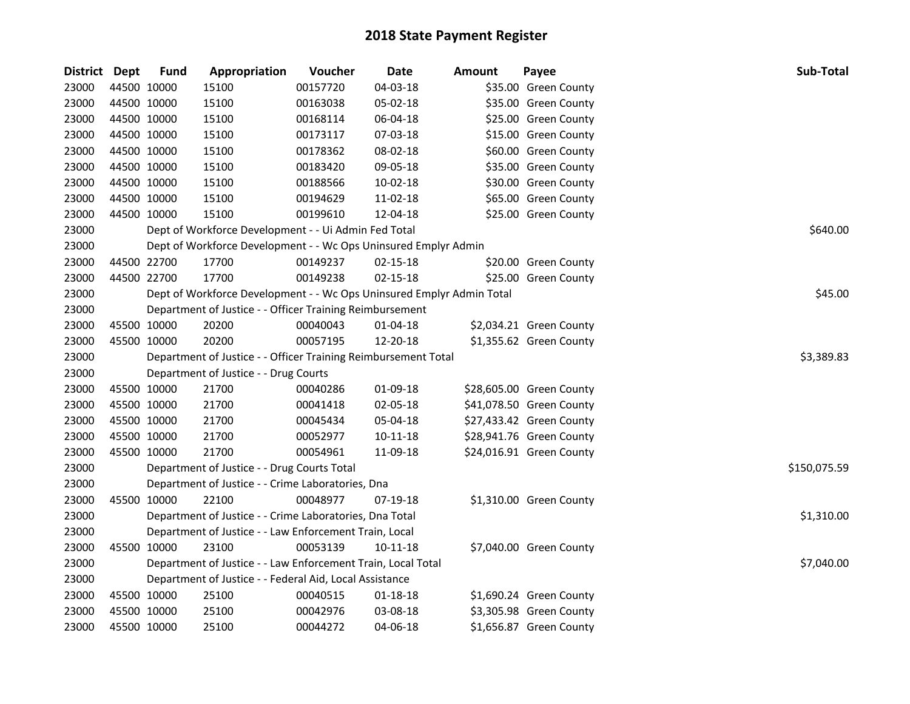## 2018 State Payment Register

| District | Dept | Fund | Appropriation | Voucher | Date | Amount | Payee | Sub-Total |
|---|---|---|---|---|---|---|---|---|
| 23000 | 44500 | 10000 | 15100 | 00157720 | 04-03-18 | $35.00 | Green County | |
| 23000 | 44500 | 10000 | 15100 | 00163038 | 05-02-18 | $35.00 | Green County | |
| 23000 | 44500 | 10000 | 15100 | 00168114 | 06-04-18 | $25.00 | Green County | |
| 23000 | 44500 | 10000 | 15100 | 00173117 | 07-03-18 | $15.00 | Green County | |
| 23000 | 44500 | 10000 | 15100 | 00178362 | 08-02-18 | $60.00 | Green County | |
| 23000 | 44500 | 10000 | 15100 | 00183420 | 09-05-18 | $35.00 | Green County | |
| 23000 | 44500 | 10000 | 15100 | 00188566 | 10-02-18 | $30.00 | Green County | |
| 23000 | 44500 | 10000 | 15100 | 00194629 | 11-02-18 | $65.00 | Green County | |
| 23000 | 44500 | 10000 | 15100 | 00199610 | 12-04-18 | $25.00 | Green County | |
| 23000 | | | Dept of Workforce Development - - Ui Admin Fed Total | | | | | $640.00 |
| 23000 | | | Dept of Workforce Development - - Wc Ops Uninsured Emplyr Admin | | | | | |
| 23000 | 44500 | 22700 | 17700 | 00149237 | 02-15-18 | $20.00 | Green County | |
| 23000 | 44500 | 22700 | 17700 | 00149238 | 02-15-18 | $25.00 | Green County | |
| 23000 | | | Dept of Workforce Development - - Wc Ops Uninsured Emplyr Admin Total | | | | | $45.00 |
| 23000 | | | Department of Justice - - Officer Training Reimbursement | | | | | |
| 23000 | 45500 | 10000 | 20200 | 00040043 | 01-04-18 | $2,034.21 | Green County | |
| 23000 | 45500 | 10000 | 20200 | 00057195 | 12-20-18 | $1,355.62 | Green County | |
| 23000 | | | Department of Justice - - Officer Training Reimbursement Total | | | | | $3,389.83 |
| 23000 | | | Department of Justice - - Drug Courts | | | | | |
| 23000 | 45500 | 10000 | 21700 | 00040286 | 01-09-18 | $28,605.00 | Green County | |
| 23000 | 45500 | 10000 | 21700 | 00041418 | 02-05-18 | $41,078.50 | Green County | |
| 23000 | 45500 | 10000 | 21700 | 00045434 | 05-04-18 | $27,433.42 | Green County | |
| 23000 | 45500 | 10000 | 21700 | 00052977 | 10-11-18 | $28,941.76 | Green County | |
| 23000 | 45500 | 10000 | 21700 | 00054961 | 11-09-18 | $24,016.91 | Green County | |
| 23000 | | | Department of Justice - - Drug Courts Total | | | | | $150,075.59 |
| 23000 | | | Department of Justice - - Crime Laboratories, Dna | | | | | |
| 23000 | 45500 | 10000 | 22100 | 00048977 | 07-19-18 | $1,310.00 | Green County | |
| 23000 | | | Department of Justice - - Crime Laboratories, Dna Total | | | | | $1,310.00 |
| 23000 | | | Department of Justice - - Law Enforcement Train, Local | | | | | |
| 23000 | 45500 | 10000 | 23100 | 00053139 | 10-11-18 | $7,040.00 | Green County | |
| 23000 | | | Department of Justice - - Law Enforcement Train, Local Total | | | | | $7,040.00 |
| 23000 | | | Department of Justice - - Federal Aid, Local Assistance | | | | | |
| 23000 | 45500 | 10000 | 25100 | 00040515 | 01-18-18 | $1,690.24 | Green County | |
| 23000 | 45500 | 10000 | 25100 | 00042976 | 03-08-18 | $3,305.98 | Green County | |
| 23000 | 45500 | 10000 | 25100 | 00044272 | 04-06-18 | $1,656.87 | Green County | |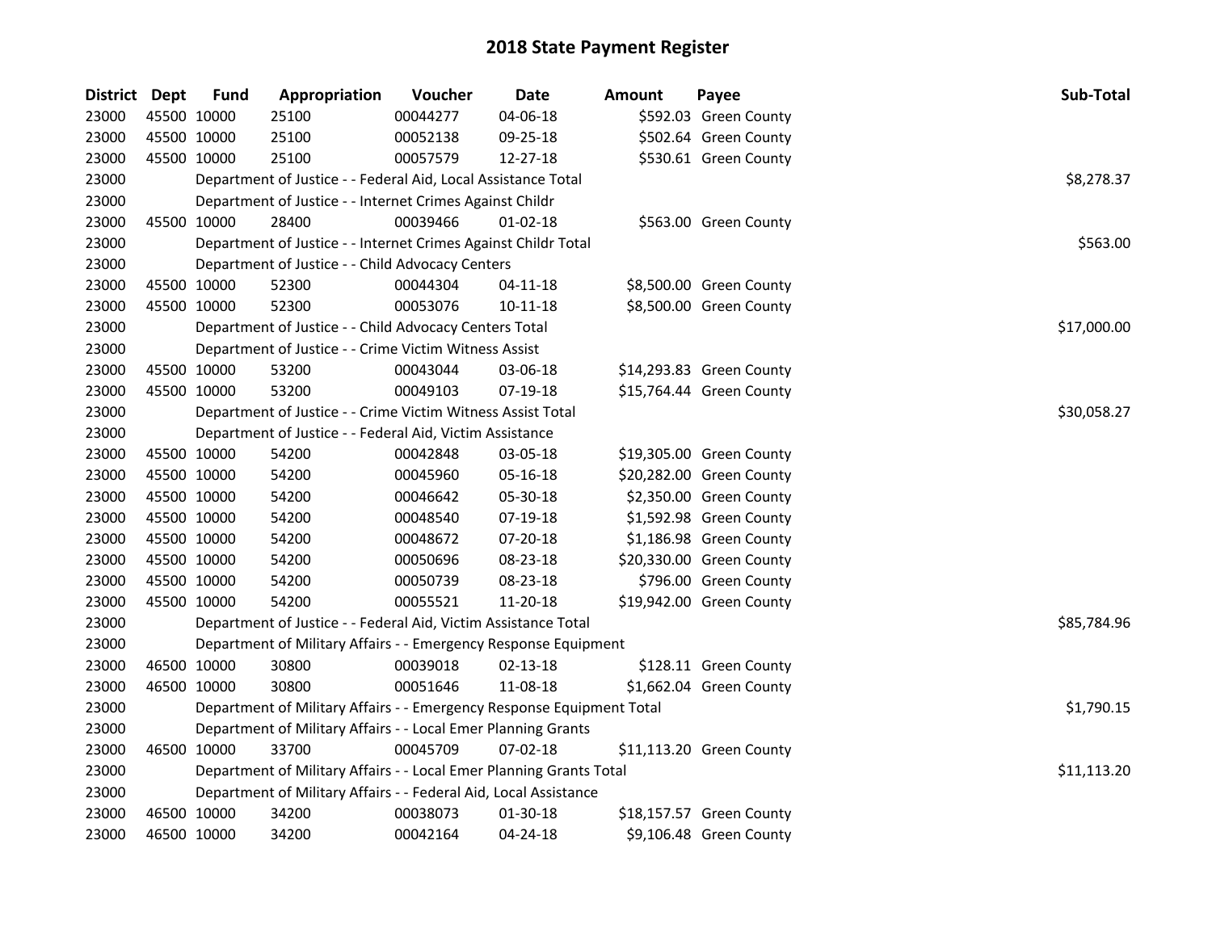# 2018 State Payment Register

| District | Dept | Fund | Appropriation | Voucher | Date | Amount | Payee | Sub-Total |
|---|---|---|---|---|---|---|---|---|
| 23000 | 45500 | 10000 | 25100 | 00044277 | 04-06-18 | $592.03 | Green County | |
| 23000 | 45500 | 10000 | 25100 | 00052138 | 09-25-18 | $502.64 | Green County | |
| 23000 | 45500 | 10000 | 25100 | 00057579 | 12-27-18 | $530.61 | Green County | |
| 23000 | | | Department of Justice - - Federal Aid, Local Assistance Total | | | | | $8,278.37 |
| 23000 | | | Department of Justice - - Internet Crimes Against Childr | | | | | |
| 23000 | 45500 | 10000 | 28400 | 00039466 | 01-02-18 | $563.00 | Green County | |
| 23000 | | | Department of Justice - - Internet Crimes Against Childr Total | | | | | $563.00 |
| 23000 | | | Department of Justice - - Child Advocacy Centers | | | | | |
| 23000 | 45500 | 10000 | 52300 | 00044304 | 04-11-18 | $8,500.00 | Green County | |
| 23000 | 45500 | 10000 | 52300 | 00053076 | 10-11-18 | $8,500.00 | Green County | |
| 23000 | | | Department of Justice - - Child Advocacy Centers Total | | | | | $17,000.00 |
| 23000 | | | Department of Justice - - Crime Victim Witness Assist | | | | | |
| 23000 | 45500 | 10000 | 53200 | 00043044 | 03-06-18 | $14,293.83 | Green County | |
| 23000 | 45500 | 10000 | 53200 | 00049103 | 07-19-18 | $15,764.44 | Green County | |
| 23000 | | | Department of Justice - - Crime Victim Witness Assist Total | | | | | $30,058.27 |
| 23000 | | | Department of Justice - - Federal Aid, Victim Assistance | | | | | |
| 23000 | 45500 | 10000 | 54200 | 00042848 | 03-05-18 | $19,305.00 | Green County | |
| 23000 | 45500 | 10000 | 54200 | 00045960 | 05-16-18 | $20,282.00 | Green County | |
| 23000 | 45500 | 10000 | 54200 | 00046642 | 05-30-18 | $2,350.00 | Green County | |
| 23000 | 45500 | 10000 | 54200 | 00048540 | 07-19-18 | $1,592.98 | Green County | |
| 23000 | 45500 | 10000 | 54200 | 00048672 | 07-20-18 | $1,186.98 | Green County | |
| 23000 | 45500 | 10000 | 54200 | 00050696 | 08-23-18 | $20,330.00 | Green County | |
| 23000 | 45500 | 10000 | 54200 | 00050739 | 08-23-18 | $796.00 | Green County | |
| 23000 | 45500 | 10000 | 54200 | 00055521 | 11-20-18 | $19,942.00 | Green County | |
| 23000 | | | Department of Justice - - Federal Aid, Victim Assistance Total | | | | | $85,784.96 |
| 23000 | | | Department of Military Affairs - - Emergency Response Equipment | | | | | |
| 23000 | 46500 | 10000 | 30800 | 00039018 | 02-13-18 | $128.11 | Green County | |
| 23000 | 46500 | 10000 | 30800 | 00051646 | 11-08-18 | $1,662.04 | Green County | |
| 23000 | | | Department of Military Affairs - - Emergency Response Equipment Total | | | | | $1,790.15 |
| 23000 | | | Department of Military Affairs - - Local Emer Planning Grants | | | | | |
| 23000 | 46500 | 10000 | 33700 | 00045709 | 07-02-18 | $11,113.20 | Green County | |
| 23000 | | | Department of Military Affairs - - Local Emer Planning Grants Total | | | | | $11,113.20 |
| 23000 | | | Department of Military Affairs - - Federal Aid, Local Assistance | | | | | |
| 23000 | 46500 | 10000 | 34200 | 00038073 | 01-30-18 | $18,157.57 | Green County | |
| 23000 | 46500 | 10000 | 34200 | 00042164 | 04-24-18 | $9,106.48 | Green County | |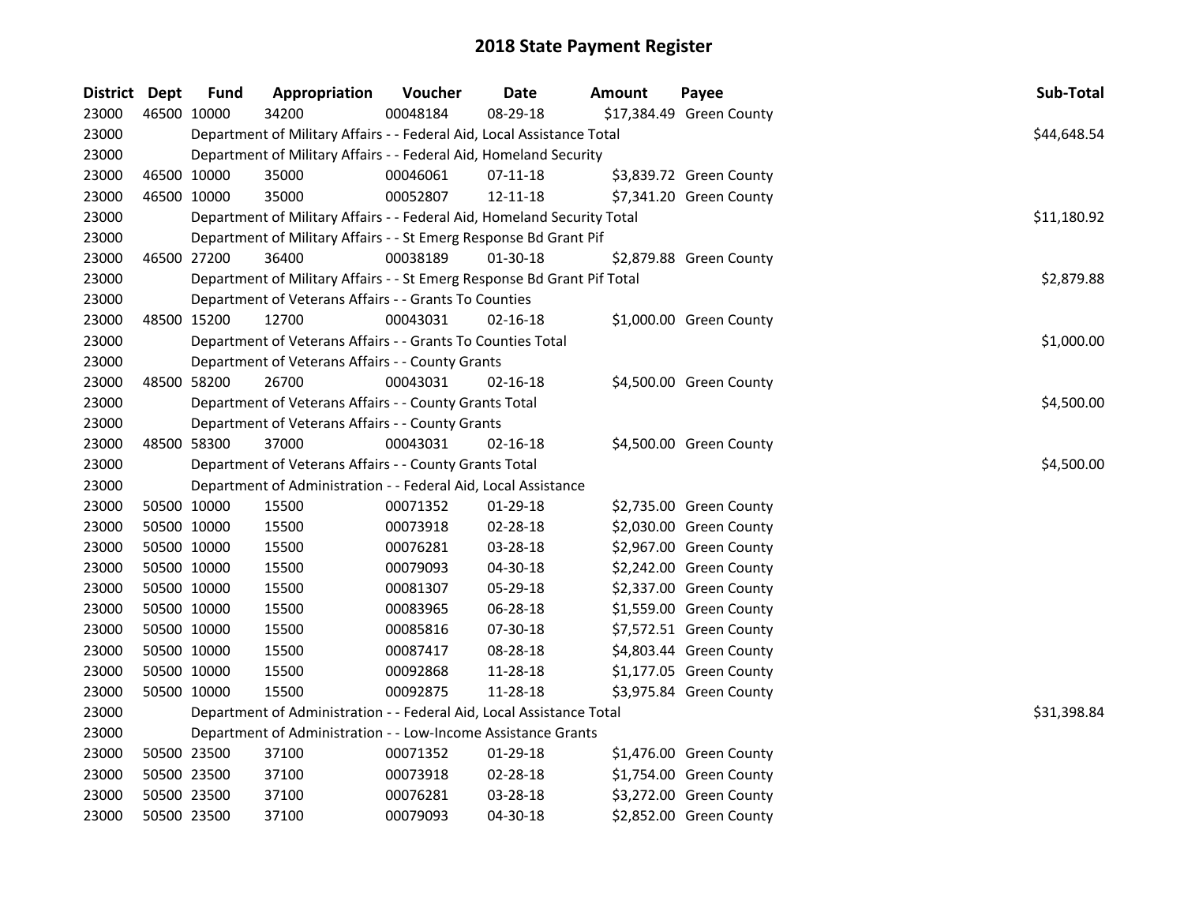# 2018 State Payment Register

| District | Dept | Fund | Appropriation | Voucher | Date | Amount | Payee | Sub-Total |
|---|---|---|---|---|---|---|---|---|
| 23000 | 46500 | 10000 | 34200 | 00048184 | 08-29-18 | $17,384.49 | Green County | |
| 23000 | | Department of Military Affairs - - Federal Aid, Local Assistance Total | | | | | | $44,648.54 |
| 23000 | | Department of Military Affairs - - Federal Aid, Homeland Security | | | | | | |
| 23000 | 46500 | 10000 | 35000 | 00046061 | 07-11-18 | $3,839.72 | Green County | |
| 23000 | 46500 | 10000 | 35000 | 00052807 | 12-11-18 | $7,341.20 | Green County | |
| 23000 | | Department of Military Affairs - - Federal Aid, Homeland Security Total | | | | | | $11,180.92 |
| 23000 | | Department of Military Affairs - - St Emerg Response Bd Grant Pif | | | | | | |
| 23000 | 46500 | 27200 | 36400 | 00038189 | 01-30-18 | $2,879.88 | Green County | |
| 23000 | | Department of Military Affairs - - St Emerg Response Bd Grant Pif Total | | | | | | $2,879.88 |
| 23000 | | Department of Veterans Affairs - - Grants To Counties | | | | | | |
| 23000 | 48500 | 15200 | 12700 | 00043031 | 02-16-18 | $1,000.00 | Green County | |
| 23000 | | Department of Veterans Affairs - - Grants To Counties Total | | | | | | $1,000.00 |
| 23000 | | Department of Veterans Affairs - - County Grants | | | | | | |
| 23000 | 48500 | 58200 | 26700 | 00043031 | 02-16-18 | $4,500.00 | Green County | |
| 23000 | | Department of Veterans Affairs - - County Grants Total | | | | | | $4,500.00 |
| 23000 | | Department of Veterans Affairs - - County Grants | | | | | | |
| 23000 | 48500 | 58300 | 37000 | 00043031 | 02-16-18 | $4,500.00 | Green County | |
| 23000 | | Department of Veterans Affairs - - County Grants Total | | | | | | $4,500.00 |
| 23000 | | Department of Administration - - Federal Aid, Local Assistance | | | | | | |
| 23000 | 50500 | 10000 | 15500 | 00071352 | 01-29-18 | $2,735.00 | Green County | |
| 23000 | 50500 | 10000 | 15500 | 00073918 | 02-28-18 | $2,030.00 | Green County | |
| 23000 | 50500 | 10000 | 15500 | 00076281 | 03-28-18 | $2,967.00 | Green County | |
| 23000 | 50500 | 10000 | 15500 | 00079093 | 04-30-18 | $2,242.00 | Green County | |
| 23000 | 50500 | 10000 | 15500 | 00081307 | 05-29-18 | $2,337.00 | Green County | |
| 23000 | 50500 | 10000 | 15500 | 00083965 | 06-28-18 | $1,559.00 | Green County | |
| 23000 | 50500 | 10000 | 15500 | 00085816 | 07-30-18 | $7,572.51 | Green County | |
| 23000 | 50500 | 10000 | 15500 | 00087417 | 08-28-18 | $4,803.44 | Green County | |
| 23000 | 50500 | 10000 | 15500 | 00092868 | 11-28-18 | $1,177.05 | Green County | |
| 23000 | 50500 | 10000 | 15500 | 00092875 | 11-28-18 | $3,975.84 | Green County | |
| 23000 | | Department of Administration - - Federal Aid, Local Assistance Total | | | | | | $31,398.84 |
| 23000 | | Department of Administration - - Low-Income Assistance Grants | | | | | | |
| 23000 | 50500 | 23500 | 37100 | 00071352 | 01-29-18 | $1,476.00 | Green County | |
| 23000 | 50500 | 23500 | 37100 | 00073918 | 02-28-18 | $1,754.00 | Green County | |
| 23000 | 50500 | 23500 | 37100 | 00076281 | 03-28-18 | $3,272.00 | Green County | |
| 23000 | 50500 | 23500 | 37100 | 00079093 | 04-30-18 | $2,852.00 | Green County | |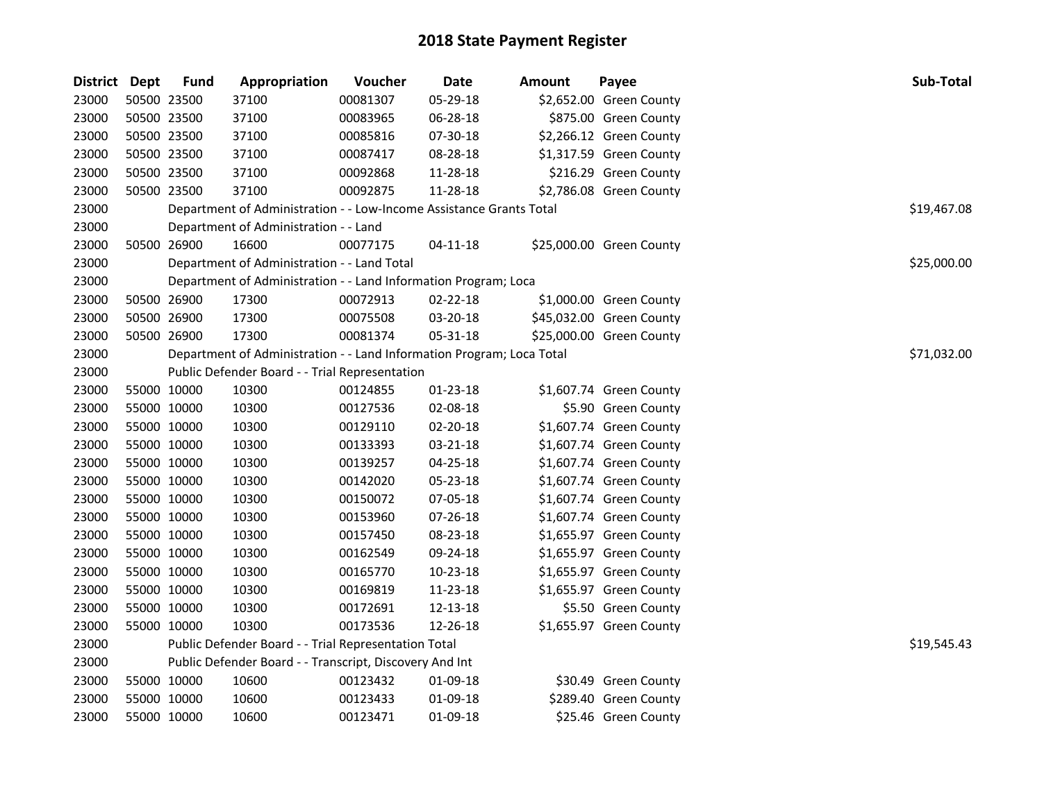# 2018 State Payment Register

| District | Dept | Fund | Appropriation | Voucher | Date | Amount | Payee | Sub-Total |
|---|---|---|---|---|---|---|---|---|
| 23000 | 50500 | 23500 | 37100 | 00081307 | 05-29-18 | $2,652.00 | Green County | |
| 23000 | 50500 | 23500 | 37100 | 00083965 | 06-28-18 | $875.00 | Green County | |
| 23000 | 50500 | 23500 | 37100 | 00085816 | 07-30-18 | $2,266.12 | Green County | |
| 23000 | 50500 | 23500 | 37100 | 00087417 | 08-28-18 | $1,317.59 | Green County | |
| 23000 | 50500 | 23500 | 37100 | 00092868 | 11-28-18 | $216.29 | Green County | |
| 23000 | 50500 | 23500 | 37100 | 00092875 | 11-28-18 | $2,786.08 | Green County | |
| 23000 | | Department of Administration - - Low-Income Assistance Grants Total | | | | | | $19,467.08 |
| 23000 | | Department of Administration - - Land | | | | | | |
| 23000 | 50500 | 26900 | 16600 | 00077175 | 04-11-18 | $25,000.00 | Green County | |
| 23000 | | Department of Administration - - Land Total | | | | | | $25,000.00 |
| 23000 | | Department of Administration - - Land Information Program; Loca | | | | | | |
| 23000 | 50500 | 26900 | 17300 | 00072913 | 02-22-18 | $1,000.00 | Green County | |
| 23000 | 50500 | 26900 | 17300 | 00075508 | 03-20-18 | $45,032.00 | Green County | |
| 23000 | 50500 | 26900 | 17300 | 00081374 | 05-31-18 | $25,000.00 | Green County | |
| 23000 | | Department of Administration - - Land Information Program; Loca Total | | | | | | $71,032.00 |
| 23000 | | Public Defender Board - - Trial Representation | | | | | | |
| 23000 | 55000 | 10000 | 10300 | 00124855 | 01-23-18 | $1,607.74 | Green County | |
| 23000 | 55000 | 10000 | 10300 | 00127536 | 02-08-18 | $5.90 | Green County | |
| 23000 | 55000 | 10000 | 10300 | 00129110 | 02-20-18 | $1,607.74 | Green County | |
| 23000 | 55000 | 10000 | 10300 | 00133393 | 03-21-18 | $1,607.74 | Green County | |
| 23000 | 55000 | 10000 | 10300 | 00139257 | 04-25-18 | $1,607.74 | Green County | |
| 23000 | 55000 | 10000 | 10300 | 00142020 | 05-23-18 | $1,607.74 | Green County | |
| 23000 | 55000 | 10000 | 10300 | 00150072 | 07-05-18 | $1,607.74 | Green County | |
| 23000 | 55000 | 10000 | 10300 | 00153960 | 07-26-18 | $1,607.74 | Green County | |
| 23000 | 55000 | 10000 | 10300 | 00157450 | 08-23-18 | $1,655.97 | Green County | |
| 23000 | 55000 | 10000 | 10300 | 00162549 | 09-24-18 | $1,655.97 | Green County | |
| 23000 | 55000 | 10000 | 10300 | 00165770 | 10-23-18 | $1,655.97 | Green County | |
| 23000 | 55000 | 10000 | 10300 | 00169819 | 11-23-18 | $1,655.97 | Green County | |
| 23000 | 55000 | 10000 | 10300 | 00172691 | 12-13-18 | $5.50 | Green County | |
| 23000 | 55000 | 10000 | 10300 | 00173536 | 12-26-18 | $1,655.97 | Green County | |
| 23000 | | Public Defender Board - - Trial Representation Total | | | | | | $19,545.43 |
| 23000 | | Public Defender Board - - Transcript, Discovery And Int | | | | | | |
| 23000 | 55000 | 10000 | 10600 | 00123432 | 01-09-18 | $30.49 | Green County | |
| 23000 | 55000 | 10000 | 10600 | 00123433 | 01-09-18 | $289.40 | Green County | |
| 23000 | 55000 | 10000 | 10600 | 00123471 | 01-09-18 | $25.46 | Green County | |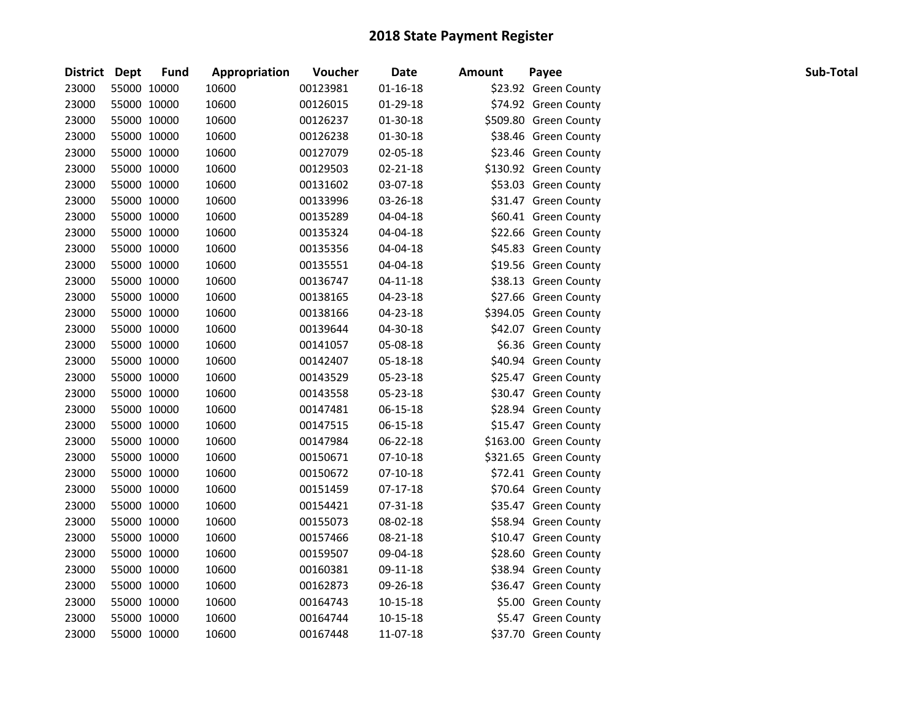# 2018 State Payment Register

| District | Dept | Fund | Appropriation | Voucher | Date | Amount | Payee | Sub-Total |
|---|---|---|---|---|---|---|---|---|
| 23000 | 55000 | 10000 | 10600 | 00123981 | 01-16-18 | $23.92 | Green County | |
| 23000 | 55000 | 10000 | 10600 | 00126015 | 01-29-18 | $74.92 | Green County | |
| 23000 | 55000 | 10000 | 10600 | 00126237 | 01-30-18 | $509.80 | Green County | |
| 23000 | 55000 | 10000 | 10600 | 00126238 | 01-30-18 | $38.46 | Green County | |
| 23000 | 55000 | 10000 | 10600 | 00127079 | 02-05-18 | $23.46 | Green County | |
| 23000 | 55000 | 10000 | 10600 | 00129503 | 02-21-18 | $130.92 | Green County | |
| 23000 | 55000 | 10000 | 10600 | 00131602 | 03-07-18 | $53.03 | Green County | |
| 23000 | 55000 | 10000 | 10600 | 00133996 | 03-26-18 | $31.47 | Green County | |
| 23000 | 55000 | 10000 | 10600 | 00135289 | 04-04-18 | $60.41 | Green County | |
| 23000 | 55000 | 10000 | 10600 | 00135324 | 04-04-18 | $22.66 | Green County | |
| 23000 | 55000 | 10000 | 10600 | 00135356 | 04-04-18 | $45.83 | Green County | |
| 23000 | 55000 | 10000 | 10600 | 00135551 | 04-04-18 | $19.56 | Green County | |
| 23000 | 55000 | 10000 | 10600 | 00136747 | 04-11-18 | $38.13 | Green County | |
| 23000 | 55000 | 10000 | 10600 | 00138165 | 04-23-18 | $27.66 | Green County | |
| 23000 | 55000 | 10000 | 10600 | 00138166 | 04-23-18 | $394.05 | Green County | |
| 23000 | 55000 | 10000 | 10600 | 00139644 | 04-30-18 | $42.07 | Green County | |
| 23000 | 55000 | 10000 | 10600 | 00141057 | 05-08-18 | $6.36 | Green County | |
| 23000 | 55000 | 10000 | 10600 | 00142407 | 05-18-18 | $40.94 | Green County | |
| 23000 | 55000 | 10000 | 10600 | 00143529 | 05-23-18 | $25.47 | Green County | |
| 23000 | 55000 | 10000 | 10600 | 00143558 | 05-23-18 | $30.47 | Green County | |
| 23000 | 55000 | 10000 | 10600 | 00147481 | 06-15-18 | $28.94 | Green County | |
| 23000 | 55000 | 10000 | 10600 | 00147515 | 06-15-18 | $15.47 | Green County | |
| 23000 | 55000 | 10000 | 10600 | 00147984 | 06-22-18 | $163.00 | Green County | |
| 23000 | 55000 | 10000 | 10600 | 00150671 | 07-10-18 | $321.65 | Green County | |
| 23000 | 55000 | 10000 | 10600 | 00150672 | 07-10-18 | $72.41 | Green County | |
| 23000 | 55000 | 10000 | 10600 | 00151459 | 07-17-18 | $70.64 | Green County | |
| 23000 | 55000 | 10000 | 10600 | 00154421 | 07-31-18 | $35.47 | Green County | |
| 23000 | 55000 | 10000 | 10600 | 00155073 | 08-02-18 | $58.94 | Green County | |
| 23000 | 55000 | 10000 | 10600 | 00157466 | 08-21-18 | $10.47 | Green County | |
| 23000 | 55000 | 10000 | 10600 | 00159507 | 09-04-18 | $28.60 | Green County | |
| 23000 | 55000 | 10000 | 10600 | 00160381 | 09-11-18 | $38.94 | Green County | |
| 23000 | 55000 | 10000 | 10600 | 00162873 | 09-26-18 | $36.47 | Green County | |
| 23000 | 55000 | 10000 | 10600 | 00164743 | 10-15-18 | $5.00 | Green County | |
| 23000 | 55000 | 10000 | 10600 | 00164744 | 10-15-18 | $5.47 | Green County | |
| 23000 | 55000 | 10000 | 10600 | 00167448 | 11-07-18 | $37.70 | Green County | |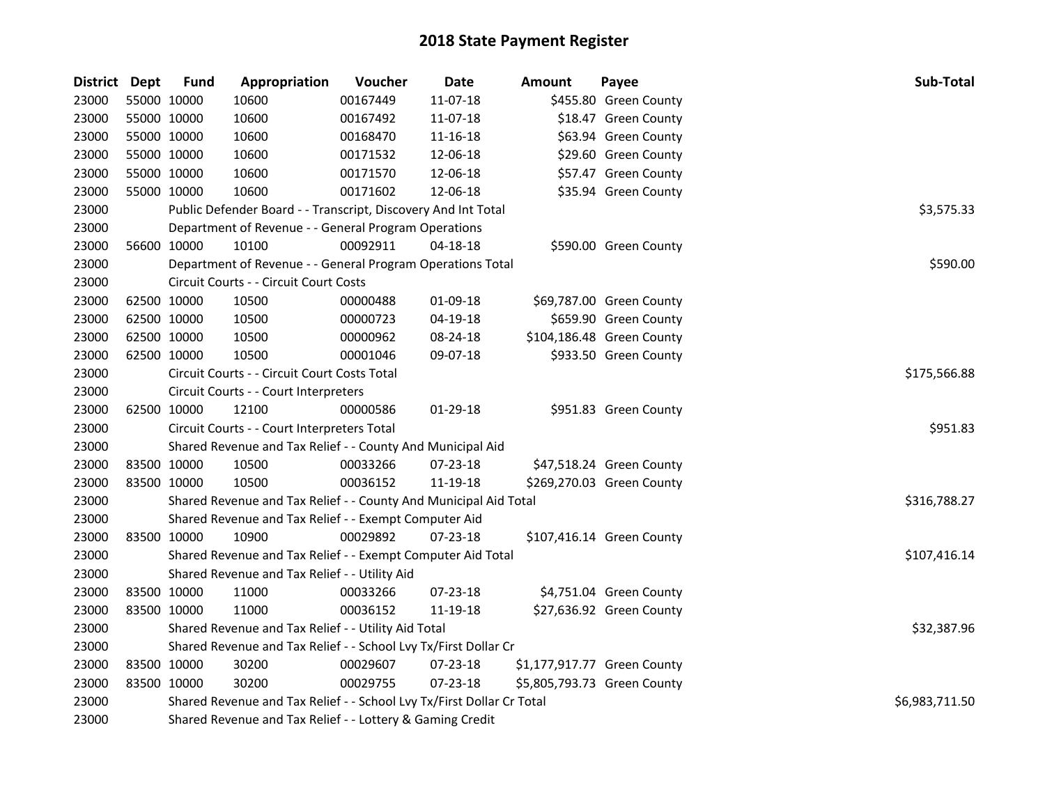# 2018 State Payment Register

| District | Dept | Fund | Appropriation | Voucher | Date | Amount | Payee | Sub-Total |
|---|---|---|---|---|---|---|---|---|
| 23000 | 55000 | 10000 | 10600 | 00167449 | 11-07-18 | $455.80 | Green County | |
| 23000 | 55000 | 10000 | 10600 | 00167492 | 11-07-18 | $18.47 | Green County | |
| 23000 | 55000 | 10000 | 10600 | 00168470 | 11-16-18 | $63.94 | Green County | |
| 23000 | 55000 | 10000 | 10600 | 00171532 | 12-06-18 | $29.60 | Green County | |
| 23000 | 55000 | 10000 | 10600 | 00171570 | 12-06-18 | $57.47 | Green County | |
| 23000 | 55000 | 10000 | 10600 | 00171602 | 12-06-18 | $35.94 | Green County | |
| 23000 | | Public Defender Board - - Transcript, Discovery And Int Total | | | | | | $3,575.33 |
| 23000 | | Department of Revenue - - General Program Operations | | | | | | |
| 23000 | 56600 | 10000 | 10100 | 00092911 | 04-18-18 | $590.00 | Green County | |
| 23000 | | Department of Revenue - - General Program Operations Total | | | | | | $590.00 |
| 23000 | | Circuit Courts - - Circuit Court Costs | | | | | | |
| 23000 | 62500 | 10000 | 10500 | 00000488 | 01-09-18 | $69,787.00 | Green County | |
| 23000 | 62500 | 10000 | 10500 | 00000723 | 04-19-18 | $659.90 | Green County | |
| 23000 | 62500 | 10000 | 10500 | 00000962 | 08-24-18 | $104,186.48 | Green County | |
| 23000 | 62500 | 10000 | 10500 | 00001046 | 09-07-18 | $933.50 | Green County | |
| 23000 | | Circuit Courts - - Circuit Court Costs Total | | | | | | $175,566.88 |
| 23000 | | Circuit Courts - - Court Interpreters | | | | | | |
| 23000 | 62500 | 10000 | 12100 | 00000586 | 01-29-18 | $951.83 | Green County | |
| 23000 | | Circuit Courts - - Court Interpreters Total | | | | | | $951.83 |
| 23000 | | Shared Revenue and Tax Relief - - County And Municipal Aid | | | | | | |
| 23000 | 83500 | 10000 | 10500 | 00033266 | 07-23-18 | $47,518.24 | Green County | |
| 23000 | 83500 | 10000 | 10500 | 00036152 | 11-19-18 | $269,270.03 | Green County | |
| 23000 | | Shared Revenue and Tax Relief - - County And Municipal Aid Total | | | | | | $316,788.27 |
| 23000 | | Shared Revenue and Tax Relief - - Exempt Computer Aid | | | | | | |
| 23000 | 83500 | 10000 | 10900 | 00029892 | 07-23-18 | $107,416.14 | Green County | |
| 23000 | | Shared Revenue and Tax Relief - - Exempt Computer Aid Total | | | | | | $107,416.14 |
| 23000 | | Shared Revenue and Tax Relief - - Utility Aid | | | | | | |
| 23000 | 83500 | 10000 | 11000 | 00033266 | 07-23-18 | $4,751.04 | Green County | |
| 23000 | 83500 | 10000 | 11000 | 00036152 | 11-19-18 | $27,636.92 | Green County | |
| 23000 | | Shared Revenue and Tax Relief - - Utility Aid Total | | | | | | $32,387.96 |
| 23000 | | Shared Revenue and Tax Relief - - School Lvy Tx/First Dollar Cr | | | | | | |
| 23000 | 83500 | 10000 | 30200 | 00029607 | 07-23-18 | $1,177,917.77 | Green County | |
| 23000 | 83500 | 10000 | 30200 | 00029755 | 07-23-18 | $5,805,793.73 | Green County | |
| 23000 | | Shared Revenue and Tax Relief - - School Lvy Tx/First Dollar Cr Total | | | | | | $6,983,711.50 |
| 23000 | | Shared Revenue and Tax Relief - - Lottery & Gaming Credit | | | | | | |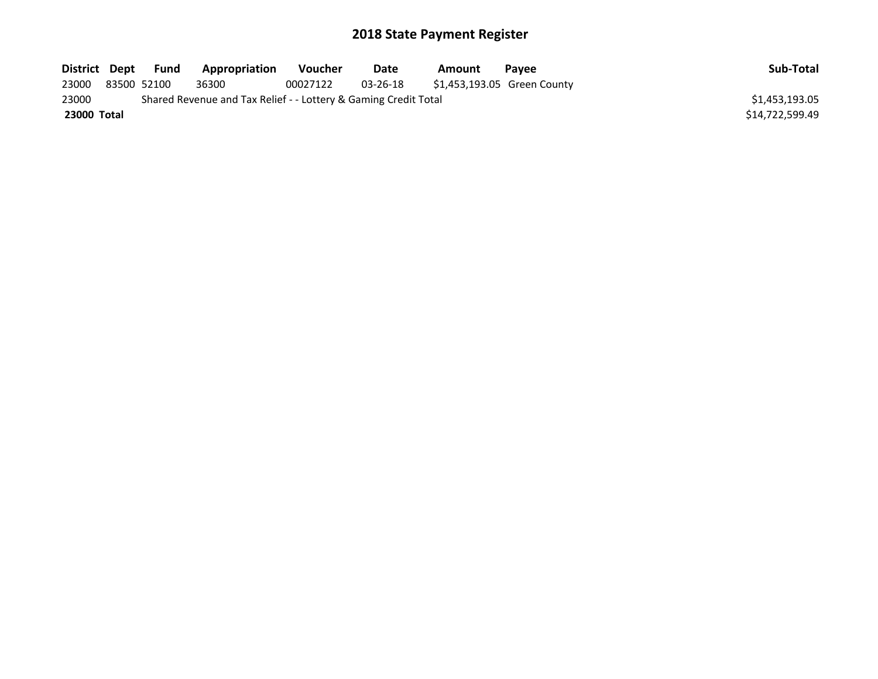# 2018 State Payment Register

| District | Dept | Fund | Appropriation | Voucher | Date | Amount | Payee | Sub-Total |
|---|---|---|---|---|---|---|---|---|
| 23000 | 83500 | 52100 | 36300 | 00027122 | 03-26-18 | $1,453,193.05 | Green County | |
| 23000 | Shared Revenue and Tax Relief - - Lottery & Gaming Credit Total | | | | | | | $1,453,193.05 |
| **23000** | **Total** | | | | | | | $14,722,599.49 |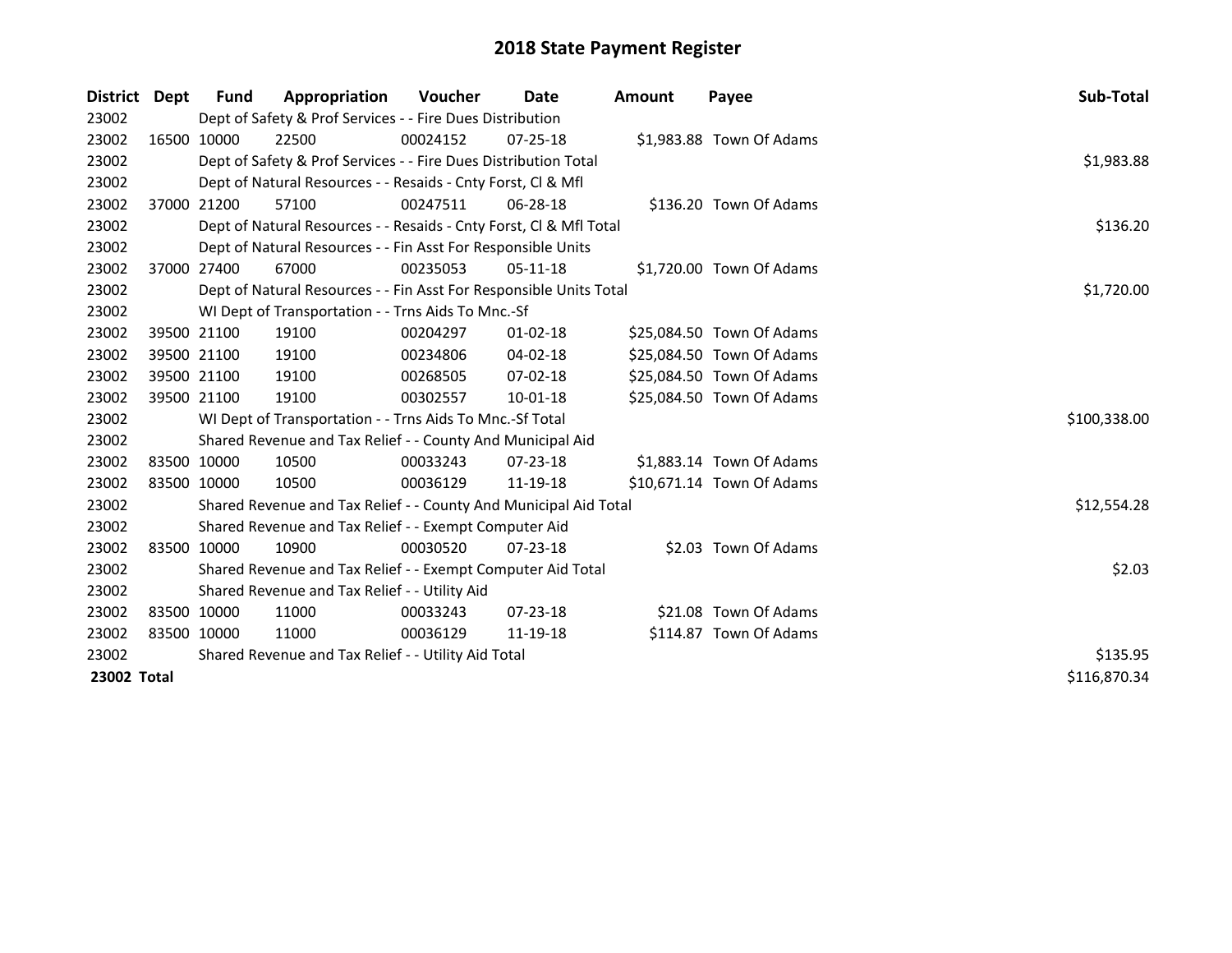# 2018 State Payment Register

| District | Dept | Fund | Appropriation | Voucher | Date | Amount | Payee | Sub-Total |
|---|---|---|---|---|---|---|---|---|
| 23002 | | Dept of Safety & Prof Services - - Fire Dues Distribution | | | | | | |
| 23002 | 16500 | 10000 | 22500 | 00024152 | 07-25-18 | $1,983.88 | Town Of Adams | |
| 23002 | | Dept of Safety & Prof Services - - Fire Dues Distribution Total | | | | | | $1,983.88 |
| 23002 | | Dept of Natural Resources - - Resaids - Cnty Forst, Cl & Mfl | | | | | | |
| 23002 | 37000 | 21200 | 57100 | 00247511 | 06-28-18 | $136.20 | Town Of Adams | |
| 23002 | | Dept of Natural Resources - - Resaids - Cnty Forst, Cl & Mfl Total | | | | | | $136.20 |
| 23002 | | Dept of Natural Resources - - Fin Asst For Responsible Units | | | | | | |
| 23002 | 37000 | 27400 | 67000 | 00235053 | 05-11-18 | $1,720.00 | Town Of Adams | |
| 23002 | | Dept of Natural Resources - - Fin Asst For Responsible Units Total | | | | | | $1,720.00 |
| 23002 | | WI Dept of Transportation - - Trns Aids To Mnc.-Sf | | | | | | |
| 23002 | 39500 | 21100 | 19100 | 00204297 | 01-02-18 | $25,084.50 | Town Of Adams | |
| 23002 | 39500 | 21100 | 19100 | 00234806 | 04-02-18 | $25,084.50 | Town Of Adams | |
| 23002 | 39500 | 21100 | 19100 | 00268505 | 07-02-18 | $25,084.50 | Town Of Adams | |
| 23002 | 39500 | 21100 | 19100 | 00302557 | 10-01-18 | $25,084.50 | Town Of Adams | |
| 23002 | | WI Dept of Transportation - - Trns Aids To Mnc.-Sf Total | | | | | | $100,338.00 |
| 23002 | | Shared Revenue and Tax Relief - - County And Municipal Aid | | | | | | |
| 23002 | 83500 | 10000 | 10500 | 00033243 | 07-23-18 | $1,883.14 | Town Of Adams | |
| 23002 | 83500 | 10000 | 10500 | 00036129 | 11-19-18 | $10,671.14 | Town Of Adams | |
| 23002 | | Shared Revenue and Tax Relief - - County And Municipal Aid Total | | | | | | $12,554.28 |
| 23002 | | Shared Revenue and Tax Relief - - Exempt Computer Aid | | | | | | |
| 23002 | 83500 | 10000 | 10900 | 00030520 | 07-23-18 | $2.03 | Town Of Adams | |
| 23002 | | Shared Revenue and Tax Relief - - Exempt Computer Aid Total | | | | | | $2.03 |
| 23002 | | Shared Revenue and Tax Relief - - Utility Aid | | | | | | |
| 23002 | 83500 | 10000 | 11000 | 00033243 | 07-23-18 | $21.08 | Town Of Adams | |
| 23002 | 83500 | 10000 | 11000 | 00036129 | 11-19-18 | $114.87 | Town Of Adams | |
| 23002 | | Shared Revenue and Tax Relief - - Utility Aid Total | | | | | | $135.95 |
| **23002 Total** | | | | | | | | $116,870.34 |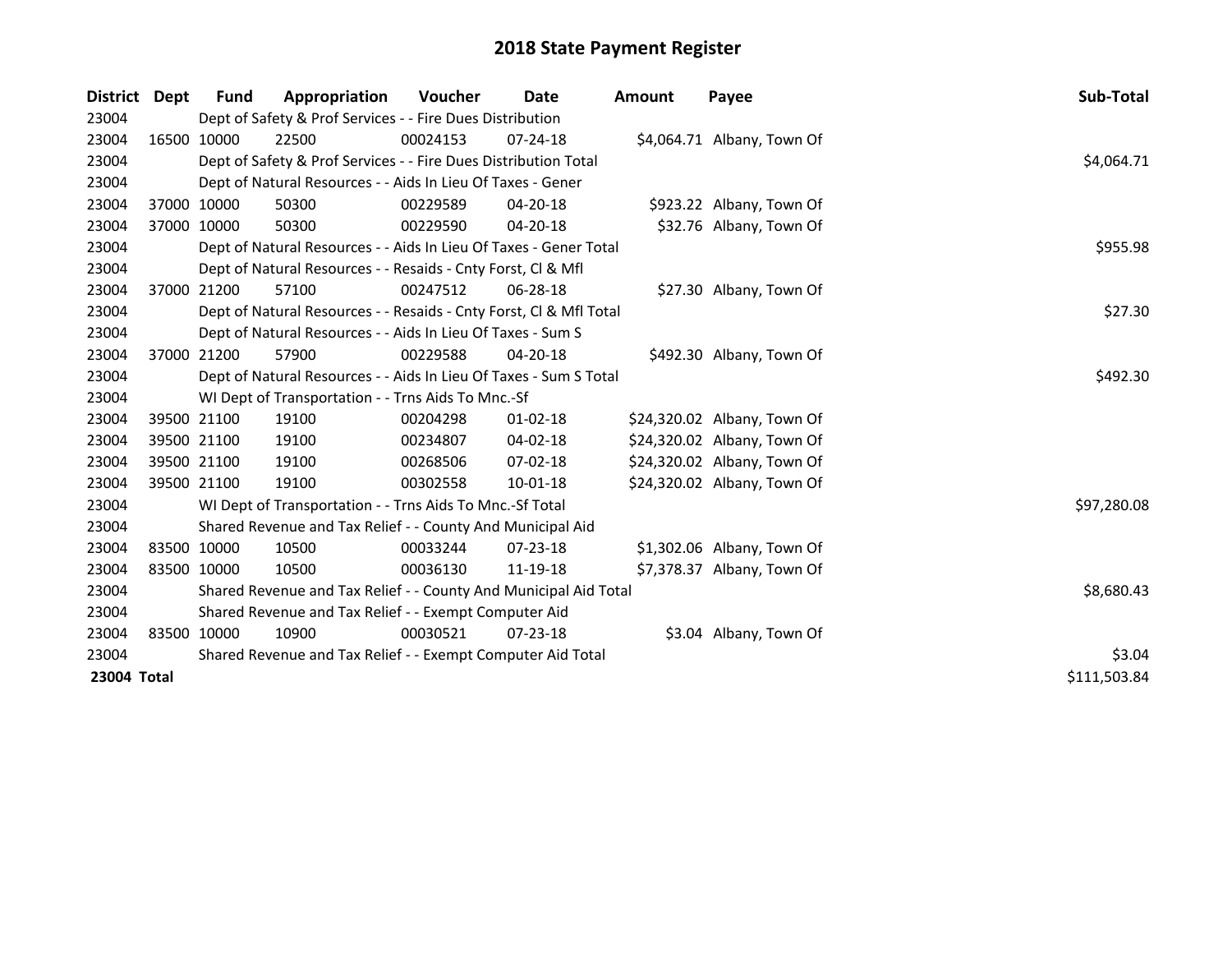# 2018 State Payment Register

| District | Dept | Fund | Appropriation | Voucher | Date | Amount | Payee | Sub-Total |
|---|---|---|---|---|---|---|---|---|
| 23004 | | Dept of Safety & Prof Services - - Fire Dues Distribution | | | | | | |
| 23004 | 16500 | 10000 | 22500 | 00024153 | 07-24-18 | $4,064.71 | Albany, Town Of | |
| 23004 | | Dept of Safety & Prof Services - - Fire Dues Distribution Total | | | | | | $4,064.71 |
| 23004 | | Dept of Natural Resources - - Aids In Lieu Of Taxes - Gener | | | | | | |
| 23004 | 37000 | 10000 | 50300 | 00229589 | 04-20-18 | $923.22 | Albany, Town Of | |
| 23004 | 37000 | 10000 | 50300 | 00229590 | 04-20-18 | $32.76 | Albany, Town Of | |
| 23004 | | Dept of Natural Resources - - Aids In Lieu Of Taxes - Gener Total | | | | | | $955.98 |
| 23004 | | Dept of Natural Resources - - Resaids - Cnty Forst, Cl & Mfl | | | | | | |
| 23004 | 37000 | 21200 | 57100 | 00247512 | 06-28-18 | $27.30 | Albany, Town Of | |
| 23004 | | Dept of Natural Resources - - Resaids - Cnty Forst, Cl & Mfl Total | | | | | | $27.30 |
| 23004 | | Dept of Natural Resources - - Aids In Lieu Of Taxes - Sum S | | | | | | |
| 23004 | 37000 | 21200 | 57900 | 00229588 | 04-20-18 | $492.30 | Albany, Town Of | |
| 23004 | | Dept of Natural Resources - - Aids In Lieu Of Taxes - Sum S Total | | | | | | $492.30 |
| 23004 | | WI Dept of Transportation - - Trns Aids To Mnc.-Sf | | | | | | |
| 23004 | 39500 | 21100 | 19100 | 00204298 | 01-02-18 | $24,320.02 | Albany, Town Of | |
| 23004 | 39500 | 21100 | 19100 | 00234807 | 04-02-18 | $24,320.02 | Albany, Town Of | |
| 23004 | 39500 | 21100 | 19100 | 00268506 | 07-02-18 | $24,320.02 | Albany, Town Of | |
| 23004 | 39500 | 21100 | 19100 | 00302558 | 10-01-18 | $24,320.02 | Albany, Town Of | |
| 23004 | | WI Dept of Transportation - - Trns Aids To Mnc.-Sf Total | | | | | | $97,280.08 |
| 23004 | | Shared Revenue and Tax Relief - - County And Municipal Aid | | | | | | |
| 23004 | 83500 | 10000 | 10500 | 00033244 | 07-23-18 | $1,302.06 | Albany, Town Of | |
| 23004 | 83500 | 10000 | 10500 | 00036130 | 11-19-18 | $7,378.37 | Albany, Town Of | |
| 23004 | | Shared Revenue and Tax Relief - - County And Municipal Aid Total | | | | | | $8,680.43 |
| 23004 | | Shared Revenue and Tax Relief - - Exempt Computer Aid | | | | | | |
| 23004 | 83500 | 10000 | 10900 | 00030521 | 07-23-18 | $3.04 | Albany, Town Of | |
| 23004 | | Shared Revenue and Tax Relief - - Exempt Computer Aid Total | | | | | | $3.04 |
| **23004 Total** | | | | | | | | $111,503.84 |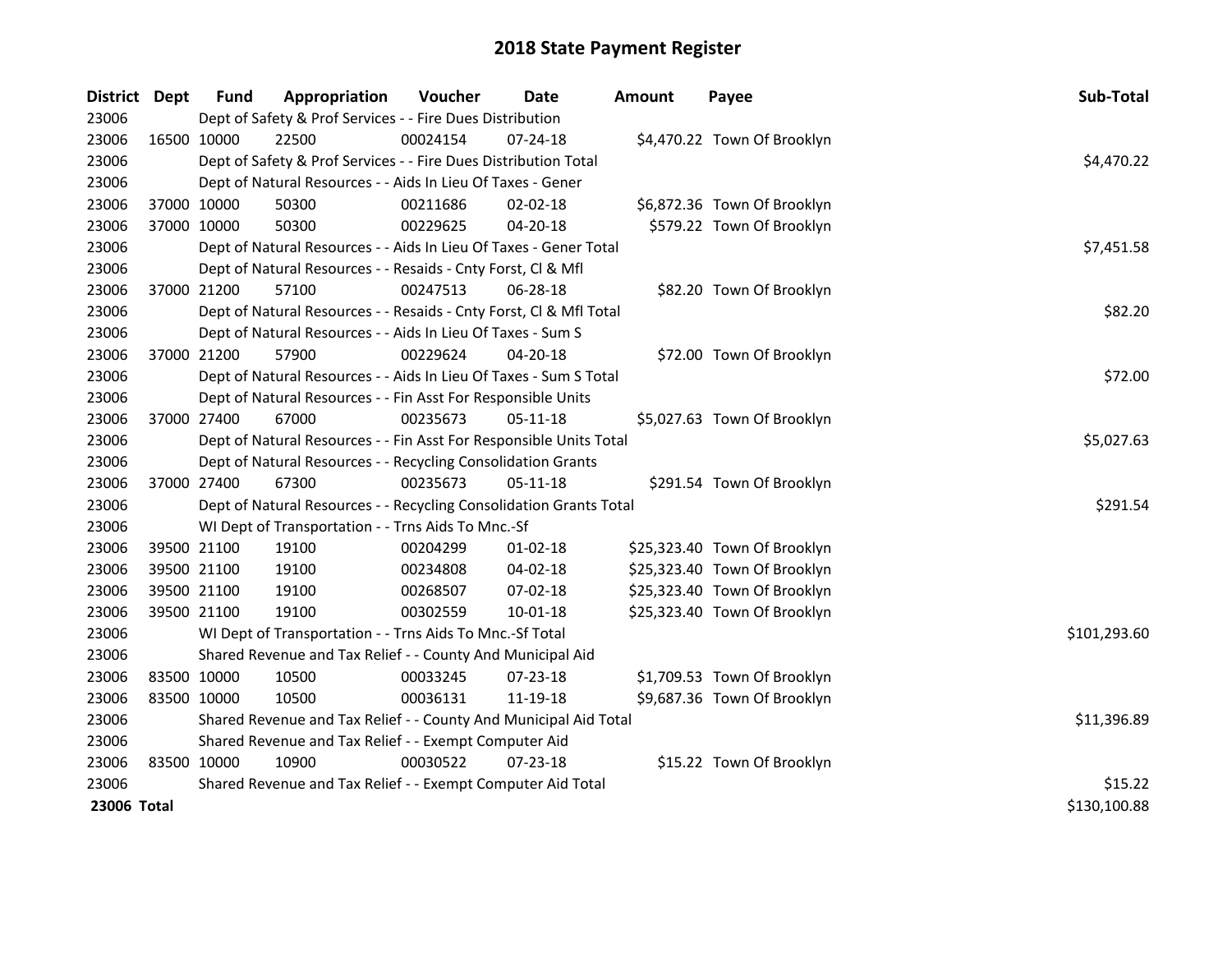# 2018 State Payment Register

| District | Dept | Fund | Appropriation | Voucher | Date | Amount | Payee | Sub-Total |
|---|---|---|---|---|---|---|---|---|
| 23006 | | Dept of Safety & Prof Services - - Fire Dues Distribution | | | | | | |
| 23006 | 16500 | 10000 | 22500 | 00024154 | 07-24-18 | $4,470.22 | Town Of Brooklyn | |
| 23006 | | Dept of Safety & Prof Services - - Fire Dues Distribution Total | | | | | | $4,470.22 |
| 23006 | | Dept of Natural Resources - - Aids In Lieu Of Taxes - Gener | | | | | | |
| 23006 | 37000 | 10000 | 50300 | 00211686 | 02-02-18 | $6,872.36 | Town Of Brooklyn | |
| 23006 | 37000 | 10000 | 50300 | 00229625 | 04-20-18 | $579.22 | Town Of Brooklyn | |
| 23006 | | Dept of Natural Resources - - Aids In Lieu Of Taxes - Gener Total | | | | | | $7,451.58 |
| 23006 | | Dept of Natural Resources - - Resaids - Cnty Forst, Cl & Mfl | | | | | | |
| 23006 | 37000 | 21200 | 57100 | 00247513 | 06-28-18 | $82.20 | Town Of Brooklyn | |
| 23006 | | Dept of Natural Resources - - Resaids - Cnty Forst, Cl & Mfl Total | | | | | | $82.20 |
| 23006 | | Dept of Natural Resources - - Aids In Lieu Of Taxes - Sum S | | | | | | |
| 23006 | 37000 | 21200 | 57900 | 00229624 | 04-20-18 | $72.00 | Town Of Brooklyn | |
| 23006 | | Dept of Natural Resources - - Aids In Lieu Of Taxes - Sum S Total | | | | | | $72.00 |
| 23006 | | Dept of Natural Resources - - Fin Asst For Responsible Units | | | | | | |
| 23006 | 37000 | 27400 | 67000 | 00235673 | 05-11-18 | $5,027.63 | Town Of Brooklyn | |
| 23006 | | Dept of Natural Resources - - Fin Asst For Responsible Units Total | | | | | | $5,027.63 |
| 23006 | | Dept of Natural Resources - - Recycling Consolidation Grants | | | | | | |
| 23006 | 37000 | 27400 | 67300 | 00235673 | 05-11-18 | $291.54 | Town Of Brooklyn | |
| 23006 | | Dept of Natural Resources - - Recycling Consolidation Grants Total | | | | | | $291.54 |
| 23006 | | WI Dept of Transportation - - Trns Aids To Mnc.-Sf | | | | | | |
| 23006 | 39500 | 21100 | 19100 | 00204299 | 01-02-18 | $25,323.40 | Town Of Brooklyn | |
| 23006 | 39500 | 21100 | 19100 | 00234808 | 04-02-18 | $25,323.40 | Town Of Brooklyn | |
| 23006 | 39500 | 21100 | 19100 | 00268507 | 07-02-18 | $25,323.40 | Town Of Brooklyn | |
| 23006 | 39500 | 21100 | 19100 | 00302559 | 10-01-18 | $25,323.40 | Town Of Brooklyn | |
| 23006 | | WI Dept of Transportation - - Trns Aids To Mnc.-Sf Total | | | | | | $101,293.60 |
| 23006 | | Shared Revenue and Tax Relief - - County And Municipal Aid | | | | | | |
| 23006 | 83500 | 10000 | 10500 | 00033245 | 07-23-18 | $1,709.53 | Town Of Brooklyn | |
| 23006 | 83500 | 10000 | 10500 | 00036131 | 11-19-18 | $9,687.36 | Town Of Brooklyn | |
| 23006 | | Shared Revenue and Tax Relief - - County And Municipal Aid Total | | | | | | $11,396.89 |
| 23006 | | Shared Revenue and Tax Relief - - Exempt Computer Aid | | | | | | |
| 23006 | 83500 | 10000 | 10900 | 00030522 | 07-23-18 | $15.22 | Town Of Brooklyn | |
| 23006 | | Shared Revenue and Tax Relief - - Exempt Computer Aid Total | | | | | | $15.22 |
| **23006 Total** | | | | | | | | $130,100.88 |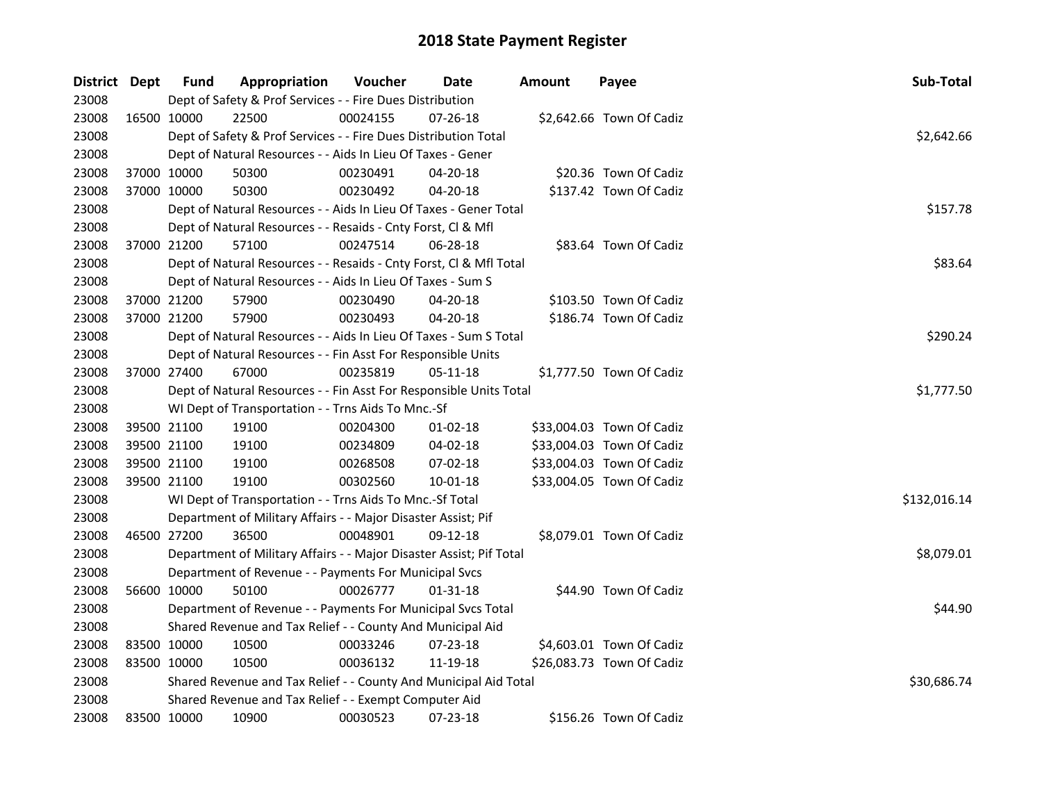# 2018 State Payment Register

| District | Dept | Fund | Appropriation | Voucher | Date | Amount | Payee | Sub-Total |
|---|---|---|---|---|---|---|---|---|
| 23008 | | Dept of Safety & Prof Services - - Fire Dues Distribution | | | | | | |
| 23008 | 16500 | 10000 | 22500 | 00024155 | 07-26-18 | $2,642.66 | Town Of Cadiz | |
| 23008 | | Dept of Safety & Prof Services - - Fire Dues Distribution Total | | | | | | $2,642.66 |
| 23008 | | Dept of Natural Resources - - Aids In Lieu Of Taxes - Gener | | | | | | |
| 23008 | 37000 | 10000 | 50300 | 00230491 | 04-20-18 | $20.36 | Town Of Cadiz | |
| 23008 | 37000 | 10000 | 50300 | 00230492 | 04-20-18 | $137.42 | Town Of Cadiz | |
| 23008 | | Dept of Natural Resources - - Aids In Lieu Of Taxes - Gener Total | | | | | | $157.78 |
| 23008 | | Dept of Natural Resources - - Resaids - Cnty Forst, Cl & Mfl | | | | | | |
| 23008 | 37000 | 21200 | 57100 | 00247514 | 06-28-18 | $83.64 | Town Of Cadiz | |
| 23008 | | Dept of Natural Resources - - Resaids - Cnty Forst, Cl & Mfl Total | | | | | | $83.64 |
| 23008 | | Dept of Natural Resources - - Aids In Lieu Of Taxes - Sum S | | | | | | |
| 23008 | 37000 | 21200 | 57900 | 00230490 | 04-20-18 | $103.50 | Town Of Cadiz | |
| 23008 | 37000 | 21200 | 57900 | 00230493 | 04-20-18 | $186.74 | Town Of Cadiz | |
| 23008 | | Dept of Natural Resources - - Aids In Lieu Of Taxes - Sum S Total | | | | | | $290.24 |
| 23008 | | Dept of Natural Resources - - Fin Asst For Responsible Units | | | | | | |
| 23008 | 37000 | 27400 | 67000 | 00235819 | 05-11-18 | $1,777.50 | Town Of Cadiz | |
| 23008 | | Dept of Natural Resources - - Fin Asst For Responsible Units Total | | | | | | $1,777.50 |
| 23008 | | WI Dept of Transportation - - Trns Aids To Mnc.-Sf | | | | | | |
| 23008 | 39500 | 21100 | 19100 | 00204300 | 01-02-18 | $33,004.03 | Town Of Cadiz | |
| 23008 | 39500 | 21100 | 19100 | 00234809 | 04-02-18 | $33,004.03 | Town Of Cadiz | |
| 23008 | 39500 | 21100 | 19100 | 00268508 | 07-02-18 | $33,004.03 | Town Of Cadiz | |
| 23008 | 39500 | 21100 | 19100 | 00302560 | 10-01-18 | $33,004.05 | Town Of Cadiz | |
| 23008 | | WI Dept of Transportation - - Trns Aids To Mnc.-Sf Total | | | | | | $132,016.14 |
| 23008 | | Department of Military Affairs - - Major Disaster Assist; Pif | | | | | | |
| 23008 | 46500 | 27200 | 36500 | 00048901 | 09-12-18 | $8,079.01 | Town Of Cadiz | |
| 23008 | | Department of Military Affairs - - Major Disaster Assist; Pif Total | | | | | | $8,079.01 |
| 23008 | | Department of Revenue - - Payments For Municipal Svcs | | | | | | |
| 23008 | 56600 | 10000 | 50100 | 00026777 | 01-31-18 | $44.90 | Town Of Cadiz | |
| 23008 | | Department of Revenue - - Payments For Municipal Svcs Total | | | | | | $44.90 |
| 23008 | | Shared Revenue and Tax Relief - - County And Municipal Aid | | | | | | |
| 23008 | 83500 | 10000 | 10500 | 00033246 | 07-23-18 | $4,603.01 | Town Of Cadiz | |
| 23008 | 83500 | 10000 | 10500 | 00036132 | 11-19-18 | $26,083.73 | Town Of Cadiz | |
| 23008 | | Shared Revenue and Tax Relief - - County And Municipal Aid Total | | | | | | $30,686.74 |
| 23008 | | Shared Revenue and Tax Relief - - Exempt Computer Aid | | | | | | |
| 23008 | 83500 | 10000 | 10900 | 00030523 | 07-23-18 | $156.26 | Town Of Cadiz | |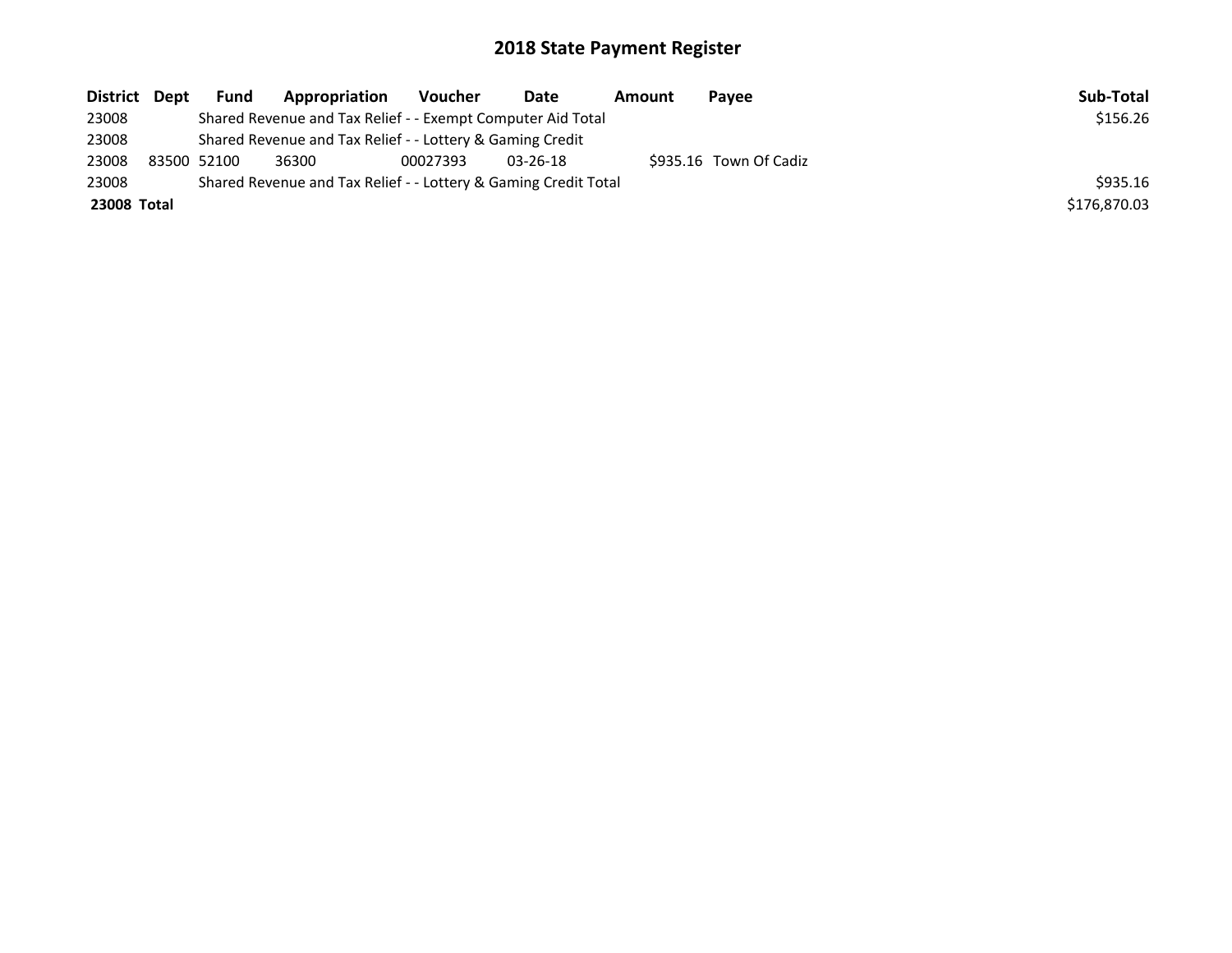# 2018 State Payment Register

| District | Dept | Fund | Appropriation | Voucher | Date | Amount | Payee | Sub-Total |
|---|---|---|---|---|---|---|---|---|
| 23008 | | Shared Revenue and Tax Relief - - Exempt Computer Aid Total | | | | | | $156.26 |
| 23008 | | Shared Revenue and Tax Relief - - Lottery & Gaming Credit | | | | | | |
| 23008 | 83500 | 52100 | 36300 | 00027393 | 03-26-18 | $935.16 | Town Of Cadiz | |
| 23008 | | Shared Revenue and Tax Relief - - Lottery & Gaming Credit Total | | | | | | $935.16 |
| **23008 Total** | | | | | | | | $176,870.03 |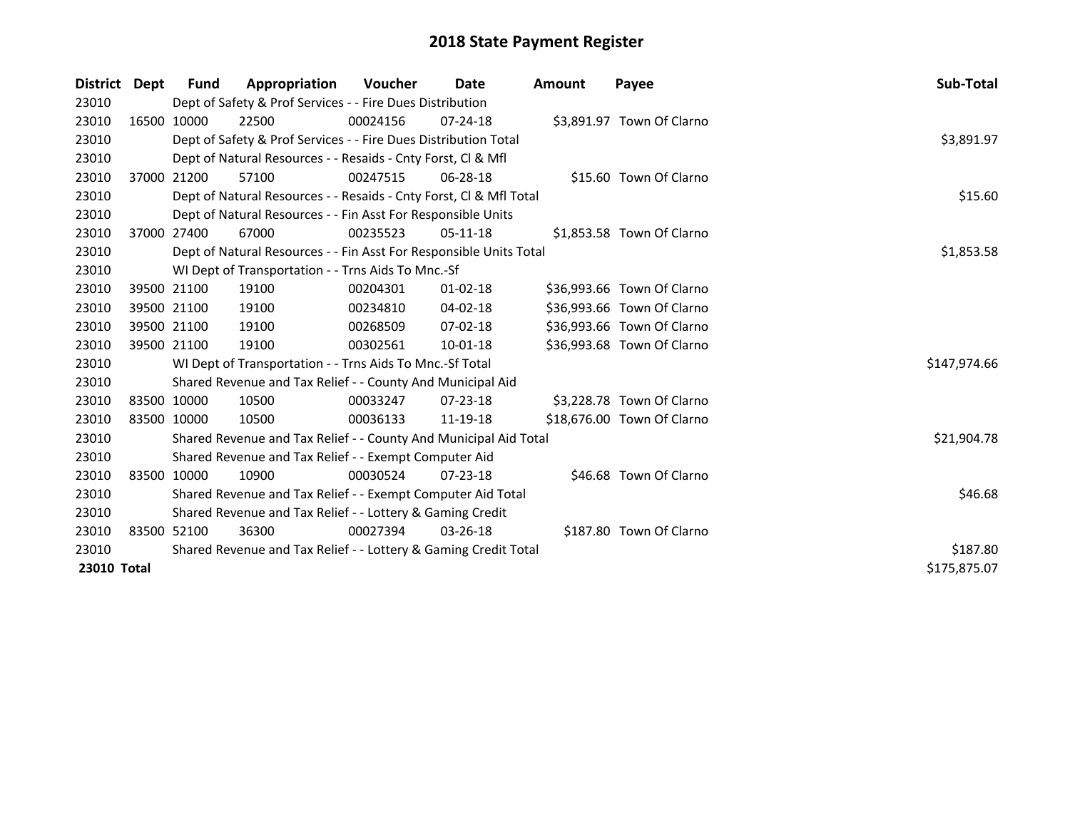# 2018 State Payment Register

| District | Dept | Fund | Appropriation | Voucher | Date | Amount | Payee | Sub-Total |
|---|---|---|---|---|---|---|---|---|
| 23010 | | Dept of Safety & Prof Services - - Fire Dues Distribution | | | | | | |
| 23010 | 16500 | 10000 | 22500 | 00024156 | 07-24-18 | $3,891.97 | Town Of Clarno | |
| 23010 | | Dept of Safety & Prof Services - - Fire Dues Distribution Total | | | | | | $3,891.97 |
| 23010 | | Dept of Natural Resources - - Resaids - Cnty Forst, Cl & Mfl | | | | | | |
| 23010 | 37000 | 21200 | 57100 | 00247515 | 06-28-18 | $15.60 | Town Of Clarno | |
| 23010 | | Dept of Natural Resources - - Resaids - Cnty Forst, Cl & Mfl Total | | | | | | $15.60 |
| 23010 | | Dept of Natural Resources - - Fin Asst For Responsible Units | | | | | | |
| 23010 | 37000 | 27400 | 67000 | 00235523 | 05-11-18 | $1,853.58 | Town Of Clarno | |
| 23010 | | Dept of Natural Resources - - Fin Asst For Responsible Units Total | | | | | | $1,853.58 |
| 23010 | | WI Dept of Transportation - - Trns Aids To Mnc.-Sf | | | | | | |
| 23010 | 39500 | 21100 | 19100 | 00204301 | 01-02-18 | $36,993.66 | Town Of Clarno | |
| 23010 | 39500 | 21100 | 19100 | 00234810 | 04-02-18 | $36,993.66 | Town Of Clarno | |
| 23010 | 39500 | 21100 | 19100 | 00268509 | 07-02-18 | $36,993.66 | Town Of Clarno | |
| 23010 | 39500 | 21100 | 19100 | 00302561 | 10-01-18 | $36,993.68 | Town Of Clarno | |
| 23010 | | WI Dept of Transportation - - Trns Aids To Mnc.-Sf Total | | | | | | $147,974.66 |
| 23010 | | Shared Revenue and Tax Relief - - County And Municipal Aid | | | | | | |
| 23010 | 83500 | 10000 | 10500 | 00033247 | 07-23-18 | $3,228.78 | Town Of Clarno | |
| 23010 | 83500 | 10000 | 10500 | 00036133 | 11-19-18 | $18,676.00 | Town Of Clarno | |
| 23010 | | Shared Revenue and Tax Relief - - County And Municipal Aid Total | | | | | | $21,904.78 |
| 23010 | | Shared Revenue and Tax Relief - - Exempt Computer Aid | | | | | | |
| 23010 | 83500 | 10000 | 10900 | 00030524 | 07-23-18 | $46.68 | Town Of Clarno | |
| 23010 | | Shared Revenue and Tax Relief - - Exempt Computer Aid Total | | | | | | $46.68 |
| 23010 | | Shared Revenue and Tax Relief - - Lottery & Gaming Credit | | | | | | |
| 23010 | 83500 | 52100 | 36300 | 00027394 | 03-26-18 | $187.80 | Town Of Clarno | |
| 23010 | | Shared Revenue and Tax Relief - - Lottery & Gaming Credit Total | | | | | | $187.80 |
| **23010 Total** | | | | | | | | $175,875.07 |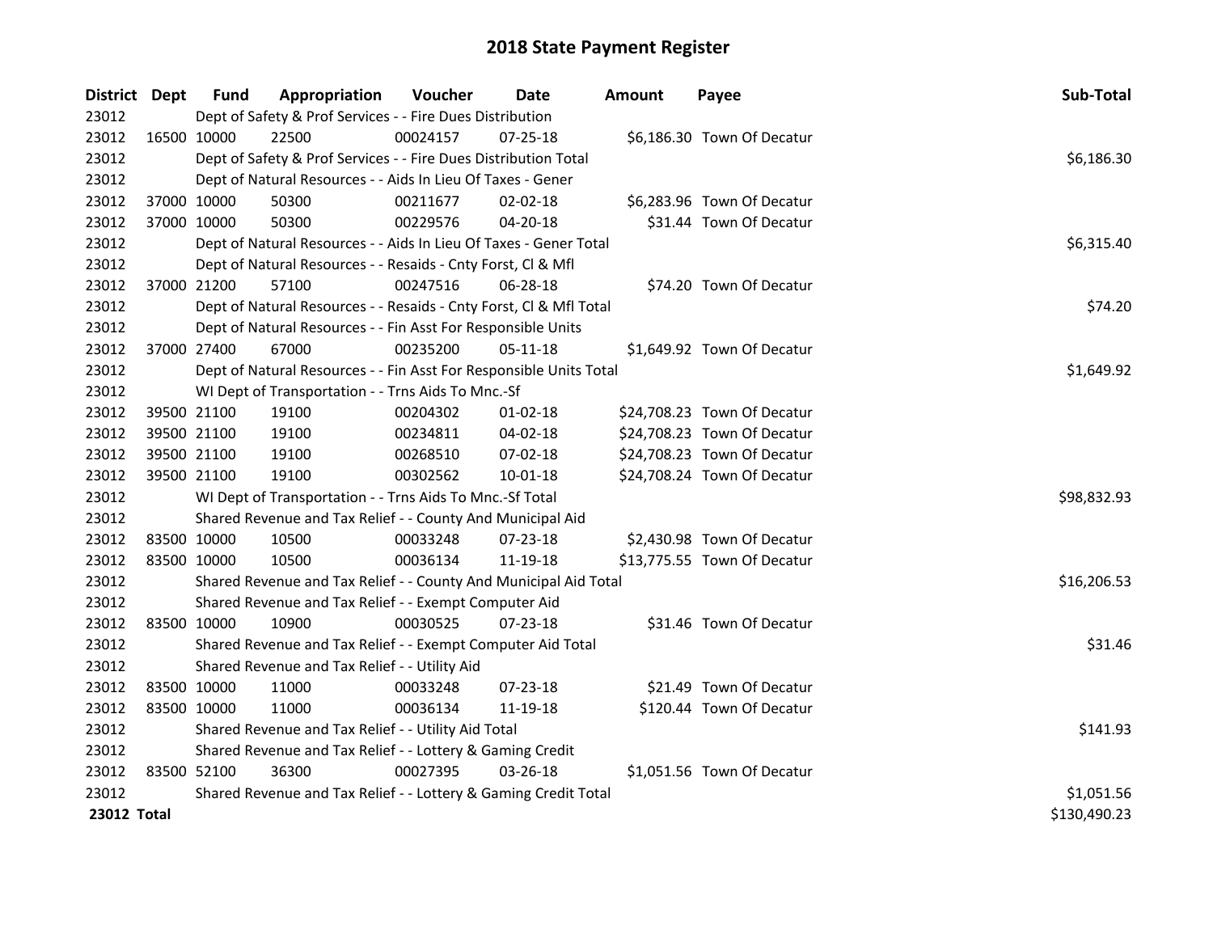# 2018 State Payment Register

| District | Dept | Fund | Appropriation | Voucher | Date | Amount | Payee | Sub-Total |
|---|---|---|---|---|---|---|---|---|
| 23012 | | Dept of Safety & Prof Services - - Fire Dues Distribution | | | | | | |
| 23012 | 16500 | 10000 | 22500 | 00024157 | 07-25-18 | $6,186.30 | Town Of Decatur | |
| 23012 | | Dept of Safety & Prof Services - - Fire Dues Distribution Total | | | | | | $6,186.30 |
| 23012 | | Dept of Natural Resources - - Aids In Lieu Of Taxes - Gener | | | | | | |
| 23012 | 37000 | 10000 | 50300 | 00211677 | 02-02-18 | $6,283.96 | Town Of Decatur | |
| 23012 | 37000 | 10000 | 50300 | 00229576 | 04-20-18 | $31.44 | Town Of Decatur | |
| 23012 | | Dept of Natural Resources - - Aids In Lieu Of Taxes - Gener Total | | | | | | $6,315.40 |
| 23012 | | Dept of Natural Resources - - Resaids - Cnty Forst, Cl & Mfl | | | | | | |
| 23012 | 37000 | 21200 | 57100 | 00247516 | 06-28-18 | $74.20 | Town Of Decatur | |
| 23012 | | Dept of Natural Resources - - Resaids - Cnty Forst, Cl & Mfl Total | | | | | | $74.20 |
| 23012 | | Dept of Natural Resources - - Fin Asst For Responsible Units | | | | | | |
| 23012 | 37000 | 27400 | 67000 | 00235200 | 05-11-18 | $1,649.92 | Town Of Decatur | |
| 23012 | | Dept of Natural Resources - - Fin Asst For Responsible Units Total | | | | | | $1,649.92 |
| 23012 | | WI Dept of Transportation - - Trns Aids To Mnc.-Sf | | | | | | |
| 23012 | 39500 | 21100 | 19100 | 00204302 | 01-02-18 | $24,708.23 | Town Of Decatur | |
| 23012 | 39500 | 21100 | 19100 | 00234811 | 04-02-18 | $24,708.23 | Town Of Decatur | |
| 23012 | 39500 | 21100 | 19100 | 00268510 | 07-02-18 | $24,708.23 | Town Of Decatur | |
| 23012 | 39500 | 21100 | 19100 | 00302562 | 10-01-18 | $24,708.24 | Town Of Decatur | |
| 23012 | | WI Dept of Transportation - - Trns Aids To Mnc.-Sf Total | | | | | | $98,832.93 |
| 23012 | | Shared Revenue and Tax Relief - - County And Municipal Aid | | | | | | |
| 23012 | 83500 | 10000 | 10500 | 00033248 | 07-23-18 | $2,430.98 | Town Of Decatur | |
| 23012 | 83500 | 10000 | 10500 | 00036134 | 11-19-18 | $13,775.55 | Town Of Decatur | |
| 23012 | | Shared Revenue and Tax Relief - - County And Municipal Aid Total | | | | | | $16,206.53 |
| 23012 | | Shared Revenue and Tax Relief - - Exempt Computer Aid | | | | | | |
| 23012 | 83500 | 10000 | 10900 | 00030525 | 07-23-18 | $31.46 | Town Of Decatur | |
| 23012 | | Shared Revenue and Tax Relief - - Exempt Computer Aid Total | | | | | | $31.46 |
| 23012 | | Shared Revenue and Tax Relief - - Utility Aid | | | | | | |
| 23012 | 83500 | 10000 | 11000 | 00033248 | 07-23-18 | $21.49 | Town Of Decatur | |
| 23012 | 83500 | 10000 | 11000 | 00036134 | 11-19-18 | $120.44 | Town Of Decatur | |
| 23012 | | Shared Revenue and Tax Relief - - Utility Aid Total | | | | | | $141.93 |
| 23012 | | Shared Revenue and Tax Relief - - Lottery & Gaming Credit | | | | | | |
| 23012 | 83500 | 52100 | 36300 | 00027395 | 03-26-18 | $1,051.56 | Town Of Decatur | |
| 23012 | | Shared Revenue and Tax Relief - - Lottery & Gaming Credit Total | | | | | | $1,051.56 |
| **23012 Total** | | | | | | | | $130,490.23 |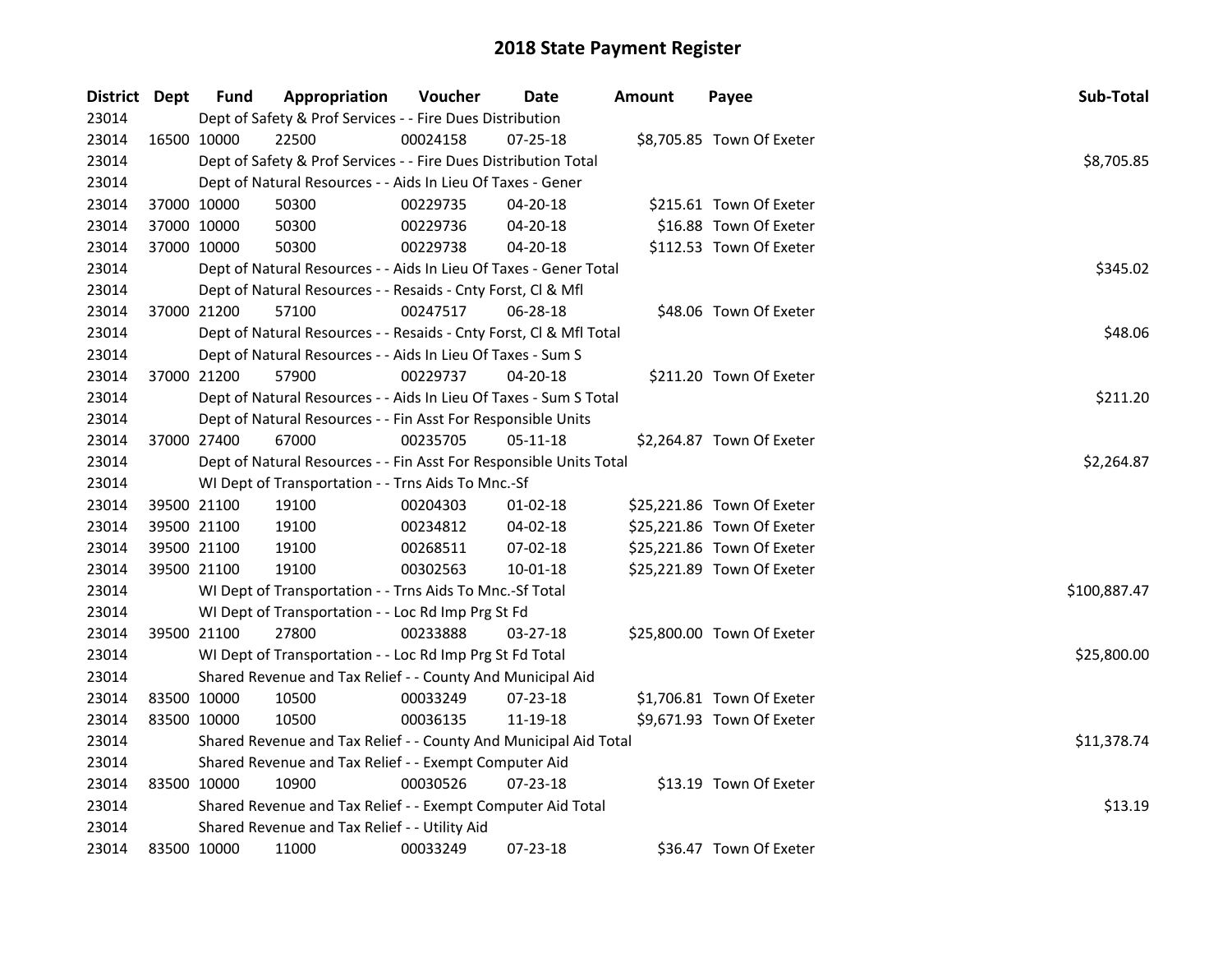# 2018 State Payment Register

| District | Dept | Fund | Appropriation | Voucher | Date | Amount | Payee | Sub-Total |
|---|---|---|---|---|---|---|---|---|
| 23014 | | Dept of Safety & Prof Services - - Fire Dues Distribution | | | | | | |
| 23014 | 16500 | 10000 | 22500 | 00024158 | 07-25-18 | $8,705.85 | Town Of Exeter | |
| 23014 | | Dept of Safety & Prof Services - - Fire Dues Distribution Total | | | | | | $8,705.85 |
| 23014 | | Dept of Natural Resources - - Aids In Lieu Of Taxes - Gener | | | | | | |
| 23014 | 37000 | 10000 | 50300 | 00229735 | 04-20-18 | $215.61 | Town Of Exeter | |
| 23014 | 37000 | 10000 | 50300 | 00229736 | 04-20-18 | $16.88 | Town Of Exeter | |
| 23014 | 37000 | 10000 | 50300 | 00229738 | 04-20-18 | $112.53 | Town Of Exeter | |
| 23014 | | Dept of Natural Resources - - Aids In Lieu Of Taxes - Gener Total | | | | | | $345.02 |
| 23014 | | Dept of Natural Resources - - Resaids - Cnty Forst, Cl & Mfl | | | | | | |
| 23014 | 37000 | 21200 | 57100 | 00247517 | 06-28-18 | $48.06 | Town Of Exeter | |
| 23014 | | Dept of Natural Resources - - Resaids - Cnty Forst, Cl & Mfl Total | | | | | | $48.06 |
| 23014 | | Dept of Natural Resources - - Aids In Lieu Of Taxes - Sum S | | | | | | |
| 23014 | 37000 | 21200 | 57900 | 00229737 | 04-20-18 | $211.20 | Town Of Exeter | |
| 23014 | | Dept of Natural Resources - - Aids In Lieu Of Taxes - Sum S Total | | | | | | $211.20 |
| 23014 | | Dept of Natural Resources - - Fin Asst For Responsible Units | | | | | | |
| 23014 | 37000 | 27400 | 67000 | 00235705 | 05-11-18 | $2,264.87 | Town Of Exeter | |
| 23014 | | Dept of Natural Resources - - Fin Asst For Responsible Units Total | | | | | | $2,264.87 |
| 23014 | | WI Dept of Transportation - - Trns Aids To Mnc.-Sf | | | | | | |
| 23014 | 39500 | 21100 | 19100 | 00204303 | 01-02-18 | $25,221.86 | Town Of Exeter | |
| 23014 | 39500 | 21100 | 19100 | 00234812 | 04-02-18 | $25,221.86 | Town Of Exeter | |
| 23014 | 39500 | 21100 | 19100 | 00268511 | 07-02-18 | $25,221.86 | Town Of Exeter | |
| 23014 | 39500 | 21100 | 19100 | 00302563 | 10-01-18 | $25,221.89 | Town Of Exeter | |
| 23014 | | WI Dept of Transportation - - Trns Aids To Mnc.-Sf Total | | | | | | $100,887.47 |
| 23014 | | WI Dept of Transportation - - Loc Rd Imp Prg St Fd | | | | | | |
| 23014 | 39500 | 21100 | 27800 | 00233888 | 03-27-18 | $25,800.00 | Town Of Exeter | |
| 23014 | | WI Dept of Transportation - - Loc Rd Imp Prg St Fd Total | | | | | | $25,800.00 |
| 23014 | | Shared Revenue and Tax Relief - - County And Municipal Aid | | | | | | |
| 23014 | 83500 | 10000 | 10500 | 00033249 | 07-23-18 | $1,706.81 | Town Of Exeter | |
| 23014 | 83500 | 10000 | 10500 | 00036135 | 11-19-18 | $9,671.93 | Town Of Exeter | |
| 23014 | | Shared Revenue and Tax Relief - - County And Municipal Aid Total | | | | | | $11,378.74 |
| 23014 | | Shared Revenue and Tax Relief - - Exempt Computer Aid | | | | | | |
| 23014 | 83500 | 10000 | 10900 | 00030526 | 07-23-18 | $13.19 | Town Of Exeter | |
| 23014 | | Shared Revenue and Tax Relief - - Exempt Computer Aid Total | | | | | | $13.19 |
| 23014 | | Shared Revenue and Tax Relief - - Utility Aid | | | | | | |
| 23014 | 83500 | 10000 | 11000 | 00033249 | 07-23-18 | $36.47 | Town Of Exeter | |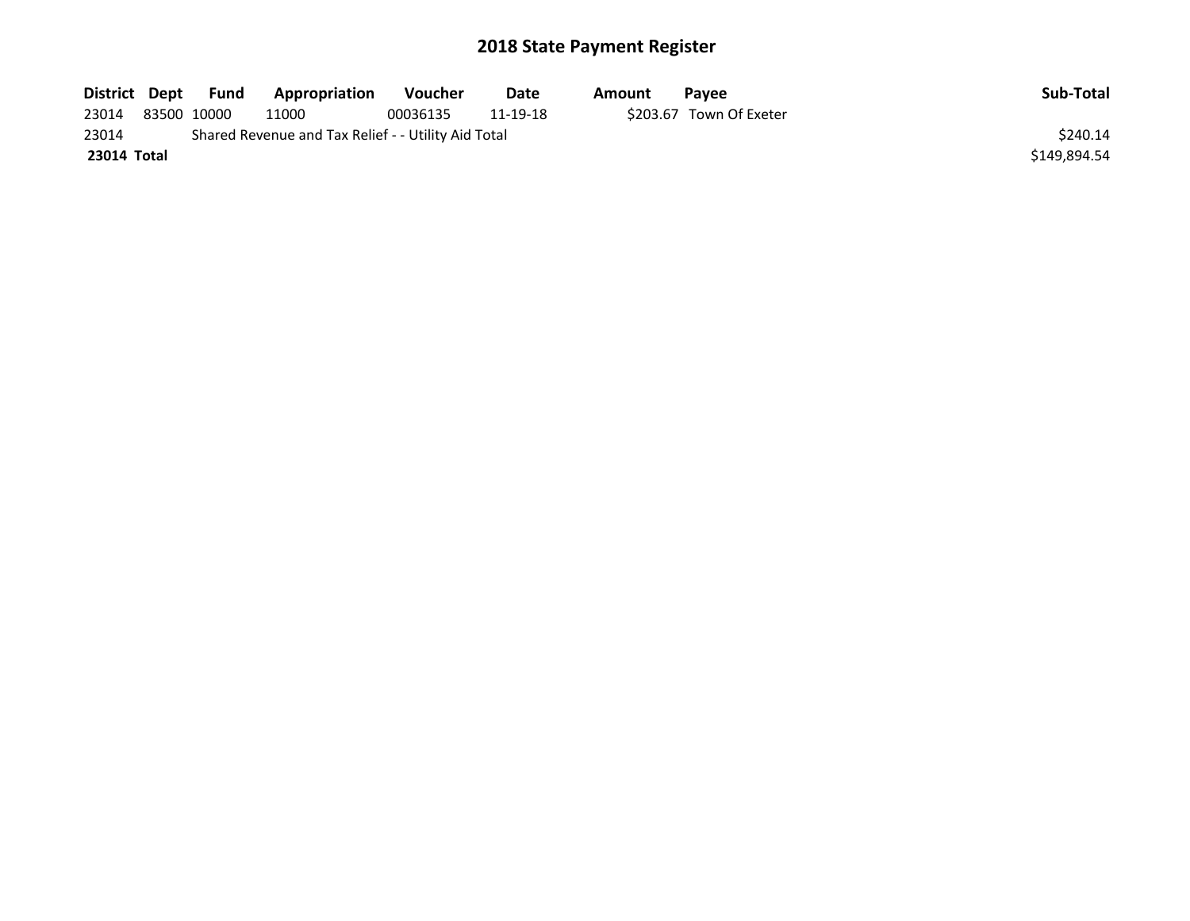# 2018 State Payment Register

| District | Dept | Fund | Appropriation | Voucher | Date | Amount | Payee | Sub-Total |
|---|---|---|---|---|---|---|---|---|
| 23014 | 83500 | 10000 | 11000 | 00036135 | 11-19-18 | $203.67 | Town Of Exeter | |
| 23014 | | Shared Revenue and Tax Relief - - Utility Aid Total | | | | | | $240.14 |
| **23014** | **Total** | | | | | | | $149,894.54 |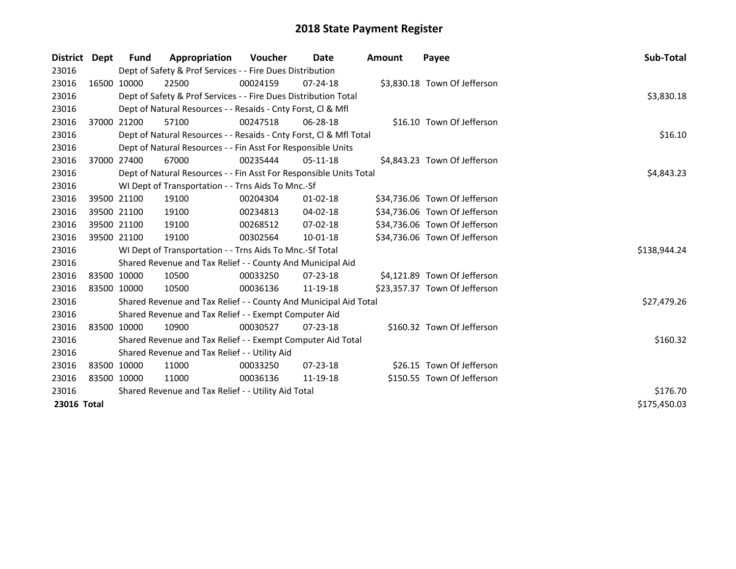# 2018 State Payment Register

| District | Dept | Fund | Appropriation | Voucher | Date | Amount | Payee | Sub-Total |
|---|---|---|---|---|---|---|---|---|
| 23016 | | Dept of Safety & Prof Services - - Fire Dues Distribution | | | | | | |
| 23016 | 16500 | 10000 | 22500 | 00024159 | 07-24-18 | $3,830.18 | Town Of Jefferson | |
| 23016 | | Dept of Safety & Prof Services - - Fire Dues Distribution Total | | | | | | $3,830.18 |
| 23016 | | Dept of Natural Resources - - Resaids - Cnty Forst, Cl & Mfl | | | | | | |
| 23016 | 37000 | 21200 | 57100 | 00247518 | 06-28-18 | $16.10 | Town Of Jefferson | |
| 23016 | | Dept of Natural Resources - - Resaids - Cnty Forst, Cl & Mfl Total | | | | | | $16.10 |
| 23016 | | Dept of Natural Resources - - Fin Asst For Responsible Units | | | | | | |
| 23016 | 37000 | 27400 | 67000 | 00235444 | 05-11-18 | $4,843.23 | Town Of Jefferson | |
| 23016 | | Dept of Natural Resources - - Fin Asst For Responsible Units Total | | | | | | $4,843.23 |
| 23016 | | WI Dept of Transportation - - Trns Aids To Mnc.-Sf | | | | | | |
| 23016 | 39500 | 21100 | 19100 | 00204304 | 01-02-18 | $34,736.06 | Town Of Jefferson | |
| 23016 | 39500 | 21100 | 19100 | 00234813 | 04-02-18 | $34,736.06 | Town Of Jefferson | |
| 23016 | 39500 | 21100 | 19100 | 00268512 | 07-02-18 | $34,736.06 | Town Of Jefferson | |
| 23016 | 39500 | 21100 | 19100 | 00302564 | 10-01-18 | $34,736.06 | Town Of Jefferson | |
| 23016 | | WI Dept of Transportation - - Trns Aids To Mnc.-Sf Total | | | | | | $138,944.24 |
| 23016 | | Shared Revenue and Tax Relief - - County And Municipal Aid | | | | | | |
| 23016 | 83500 | 10000 | 10500 | 00033250 | 07-23-18 | $4,121.89 | Town Of Jefferson | |
| 23016 | 83500 | 10000 | 10500 | 00036136 | 11-19-18 | $23,357.37 | Town Of Jefferson | |
| 23016 | | Shared Revenue and Tax Relief - - County And Municipal Aid Total | | | | | | $27,479.26 |
| 23016 | | Shared Revenue and Tax Relief - - Exempt Computer Aid | | | | | | |
| 23016 | 83500 | 10000 | 10900 | 00030527 | 07-23-18 | $160.32 | Town Of Jefferson | |
| 23016 | | Shared Revenue and Tax Relief - - Exempt Computer Aid Total | | | | | | $160.32 |
| 23016 | | Shared Revenue and Tax Relief - - Utility Aid | | | | | | |
| 23016 | 83500 | 10000 | 11000 | 00033250 | 07-23-18 | $26.15 | Town Of Jefferson | |
| 23016 | 83500 | 10000 | 11000 | 00036136 | 11-19-18 | $150.55 | Town Of Jefferson | |
| 23016 | | Shared Revenue and Tax Relief - - Utility Aid Total | | | | | | $176.70 |
| **23016 Total** | | | | | | | | $175,450.03 |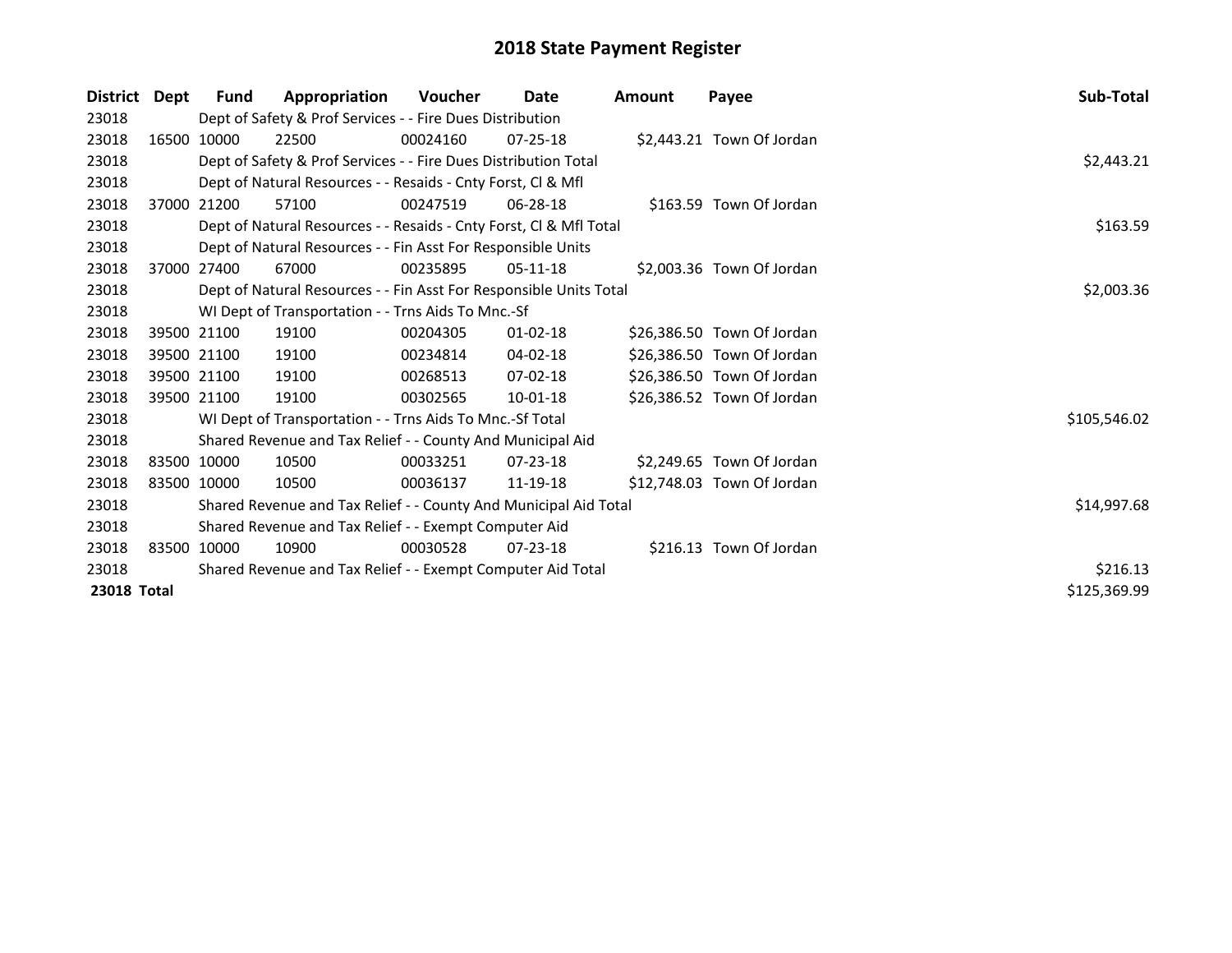# 2018 State Payment Register

| District | Dept | Fund | Appropriation | Voucher | Date | Amount | Payee | Sub-Total |
|---|---|---|---|---|---|---|---|---|
| 23018 | | Dept of Safety & Prof Services - - Fire Dues Distribution | | | | | | |
| 23018 | 16500 | 10000 | 22500 | 00024160 | 07-25-18 | $2,443.21 | Town Of Jordan | |
| 23018 | | Dept of Safety & Prof Services - - Fire Dues Distribution Total | | | | | | $2,443.21 |
| 23018 | | Dept of Natural Resources - - Resaids - Cnty Forst, Cl & Mfl | | | | | | |
| 23018 | 37000 | 21200 | 57100 | 00247519 | 06-28-18 | $163.59 | Town Of Jordan | |
| 23018 | | Dept of Natural Resources - - Resaids - Cnty Forst, Cl & Mfl Total | | | | | | $163.59 |
| 23018 | | Dept of Natural Resources - - Fin Asst For Responsible Units | | | | | | |
| 23018 | 37000 | 27400 | 67000 | 00235895 | 05-11-18 | $2,003.36 | Town Of Jordan | |
| 23018 | | Dept of Natural Resources - - Fin Asst For Responsible Units Total | | | | | | $2,003.36 |
| 23018 | | WI Dept of Transportation - - Trns Aids To Mnc.-Sf | | | | | | |
| 23018 | 39500 | 21100 | 19100 | 00204305 | 01-02-18 | $26,386.50 | Town Of Jordan | |
| 23018 | 39500 | 21100 | 19100 | 00234814 | 04-02-18 | $26,386.50 | Town Of Jordan | |
| 23018 | 39500 | 21100 | 19100 | 00268513 | 07-02-18 | $26,386.50 | Town Of Jordan | |
| 23018 | 39500 | 21100 | 19100 | 00302565 | 10-01-18 | $26,386.52 | Town Of Jordan | |
| 23018 | | WI Dept of Transportation - - Trns Aids To Mnc.-Sf Total | | | | | | $105,546.02 |
| 23018 | | Shared Revenue and Tax Relief - - County And Municipal Aid | | | | | | |
| 23018 | 83500 | 10000 | 10500 | 00033251 | 07-23-18 | $2,249.65 | Town Of Jordan | |
| 23018 | 83500 | 10000 | 10500 | 00036137 | 11-19-18 | $12,748.03 | Town Of Jordan | |
| 23018 | | Shared Revenue and Tax Relief - - County And Municipal Aid Total | | | | | | $14,997.68 |
| 23018 | | Shared Revenue and Tax Relief - - Exempt Computer Aid | | | | | | |
| 23018 | 83500 | 10000 | 10900 | 00030528 | 07-23-18 | $216.13 | Town Of Jordan | |
| 23018 | | Shared Revenue and Tax Relief - - Exempt Computer Aid Total | | | | | | $216.13 |
| **23018 Total** | | | | | | | | $125,369.99 |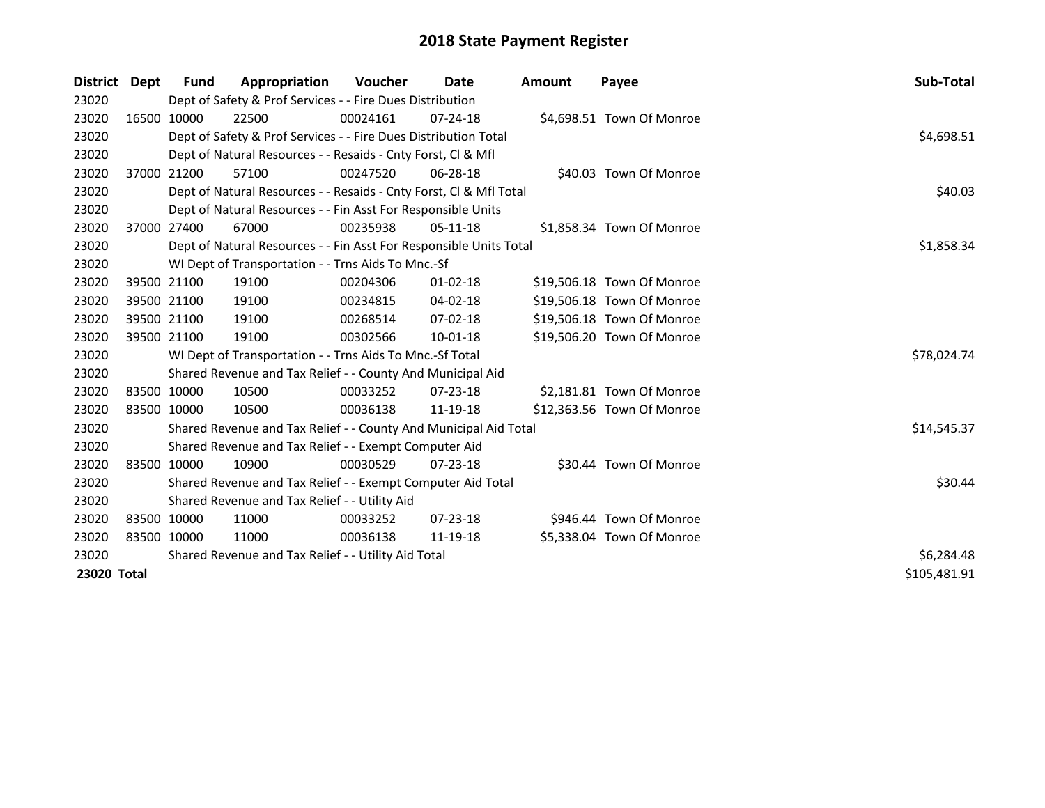# 2018 State Payment Register

| District | Dept | Fund | Appropriation | Voucher | Date | Amount | Payee | Sub-Total |
|---|---|---|---|---|---|---|---|---|
| 23020 | | Dept of Safety & Prof Services - - Fire Dues Distribution | | | | | | |
| 23020 | 16500 | 10000 | 22500 | 00024161 | 07-24-18 | $4,698.51 | Town Of Monroe | |
| 23020 | | Dept of Safety & Prof Services - - Fire Dues Distribution Total | | | | | | $4,698.51 |
| 23020 | | Dept of Natural Resources - - Resaids - Cnty Forst, Cl & Mfl | | | | | | |
| 23020 | 37000 | 21200 | 57100 | 00247520 | 06-28-18 | $40.03 | Town Of Monroe | |
| 23020 | | Dept of Natural Resources - - Resaids - Cnty Forst, Cl & Mfl Total | | | | | | $40.03 |
| 23020 | | Dept of Natural Resources - - Fin Asst For Responsible Units | | | | | | |
| 23020 | 37000 | 27400 | 67000 | 00235938 | 05-11-18 | $1,858.34 | Town Of Monroe | |
| 23020 | | Dept of Natural Resources - - Fin Asst For Responsible Units Total | | | | | | $1,858.34 |
| 23020 | | WI Dept of Transportation - - Trns Aids To Mnc.-Sf | | | | | | |
| 23020 | 39500 | 21100 | 19100 | 00204306 | 01-02-18 | $19,506.18 | Town Of Monroe | |
| 23020 | 39500 | 21100 | 19100 | 00234815 | 04-02-18 | $19,506.18 | Town Of Monroe | |
| 23020 | 39500 | 21100 | 19100 | 00268514 | 07-02-18 | $19,506.18 | Town Of Monroe | |
| 23020 | 39500 | 21100 | 19100 | 00302566 | 10-01-18 | $19,506.20 | Town Of Monroe | |
| 23020 | | WI Dept of Transportation - - Trns Aids To Mnc.-Sf Total | | | | | | $78,024.74 |
| 23020 | | Shared Revenue and Tax Relief - - County And Municipal Aid | | | | | | |
| 23020 | 83500 | 10000 | 10500 | 00033252 | 07-23-18 | $2,181.81 | Town Of Monroe | |
| 23020 | 83500 | 10000 | 10500 | 00036138 | 11-19-18 | $12,363.56 | Town Of Monroe | |
| 23020 | | Shared Revenue and Tax Relief - - County And Municipal Aid Total | | | | | | $14,545.37 |
| 23020 | | Shared Revenue and Tax Relief - - Exempt Computer Aid | | | | | | |
| 23020 | 83500 | 10000 | 10900 | 00030529 | 07-23-18 | $30.44 | Town Of Monroe | |
| 23020 | | Shared Revenue and Tax Relief - - Exempt Computer Aid Total | | | | | | $30.44 |
| 23020 | | Shared Revenue and Tax Relief - - Utility Aid | | | | | | |
| 23020 | 83500 | 10000 | 11000 | 00033252 | 07-23-18 | $946.44 | Town Of Monroe | |
| 23020 | 83500 | 10000 | 11000 | 00036138 | 11-19-18 | $5,338.04 | Town Of Monroe | |
| 23020 | | Shared Revenue and Tax Relief - - Utility Aid Total | | | | | | $6,284.48 |
| **23020 Total** | | | | | | | | $105,481.91 |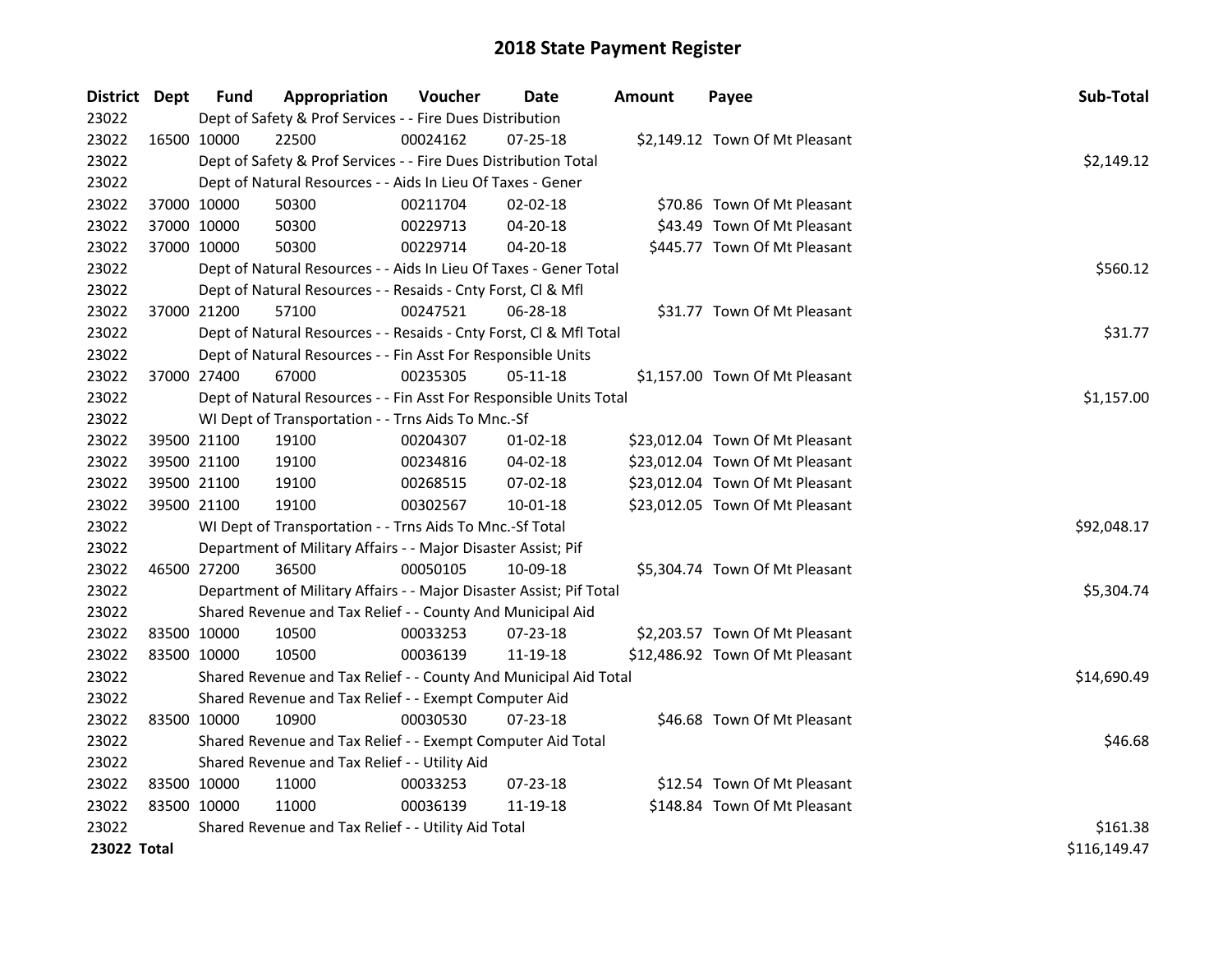# 2018 State Payment Register

| District | Dept | Fund | Appropriation | Voucher | Date | Amount | Payee | Sub-Total |
|---|---|---|---|---|---|---|---|---|
| 23022 | | Dept of Safety & Prof Services - - Fire Dues Distribution | | | | | | |
| 23022 | 16500 | 10000 | 22500 | 00024162 | 07-25-18 | $2,149.12 | Town Of Mt Pleasant | |
| 23022 | | Dept of Safety & Prof Services - - Fire Dues Distribution Total | | | | | | $2,149.12 |
| 23022 | | Dept of Natural Resources - - Aids In Lieu Of Taxes - Gener | | | | | | |
| 23022 | 37000 | 10000 | 50300 | 00211704 | 02-02-18 | $70.86 | Town Of Mt Pleasant | |
| 23022 | 37000 | 10000 | 50300 | 00229713 | 04-20-18 | $43.49 | Town Of Mt Pleasant | |
| 23022 | 37000 | 10000 | 50300 | 00229714 | 04-20-18 | $445.77 | Town Of Mt Pleasant | |
| 23022 | | Dept of Natural Resources - - Aids In Lieu Of Taxes - Gener Total | | | | | | $560.12 |
| 23022 | | Dept of Natural Resources - - Resaids - Cnty Forst, Cl & Mfl | | | | | | |
| 23022 | 37000 | 21200 | 57100 | 00247521 | 06-28-18 | $31.77 | Town Of Mt Pleasant | |
| 23022 | | Dept of Natural Resources - - Resaids - Cnty Forst, Cl & Mfl Total | | | | | | $31.77 |
| 23022 | | Dept of Natural Resources - - Fin Asst For Responsible Units | | | | | | |
| 23022 | 37000 | 27400 | 67000 | 00235305 | 05-11-18 | $1,157.00 | Town Of Mt Pleasant | |
| 23022 | | Dept of Natural Resources - - Fin Asst For Responsible Units Total | | | | | | $1,157.00 |
| 23022 | | WI Dept of Transportation - - Trns Aids To Mnc.-Sf | | | | | | |
| 23022 | 39500 | 21100 | 19100 | 00204307 | 01-02-18 | $23,012.04 | Town Of Mt Pleasant | |
| 23022 | 39500 | 21100 | 19100 | 00234816 | 04-02-18 | $23,012.04 | Town Of Mt Pleasant | |
| 23022 | 39500 | 21100 | 19100 | 00268515 | 07-02-18 | $23,012.04 | Town Of Mt Pleasant | |
| 23022 | 39500 | 21100 | 19100 | 00302567 | 10-01-18 | $23,012.05 | Town Of Mt Pleasant | |
| 23022 | | WI Dept of Transportation - - Trns Aids To Mnc.-Sf Total | | | | | | $92,048.17 |
| 23022 | | Department of Military Affairs - - Major Disaster Assist; Pif | | | | | | |
| 23022 | 46500 | 27200 | 36500 | 00050105 | 10-09-18 | $5,304.74 | Town Of Mt Pleasant | |
| 23022 | | Department of Military Affairs - - Major Disaster Assist; Pif Total | | | | | | $5,304.74 |
| 23022 | | Shared Revenue and Tax Relief - - County And Municipal Aid | | | | | | |
| 23022 | 83500 | 10000 | 10500 | 00033253 | 07-23-18 | $2,203.57 | Town Of Mt Pleasant | |
| 23022 | 83500 | 10000 | 10500 | 00036139 | 11-19-18 | $12,486.92 | Town Of Mt Pleasant | |
| 23022 | | Shared Revenue and Tax Relief - - County And Municipal Aid Total | | | | | | $14,690.49 |
| 23022 | | Shared Revenue and Tax Relief - - Exempt Computer Aid | | | | | | |
| 23022 | 83500 | 10000 | 10900 | 00030530 | 07-23-18 | $46.68 | Town Of Mt Pleasant | |
| 23022 | | Shared Revenue and Tax Relief - - Exempt Computer Aid Total | | | | | | $46.68 |
| 23022 | | Shared Revenue and Tax Relief - - Utility Aid | | | | | | |
| 23022 | 83500 | 10000 | 11000 | 00033253 | 07-23-18 | $12.54 | Town Of Mt Pleasant | |
| 23022 | 83500 | 10000 | 11000 | 00036139 | 11-19-18 | $148.84 | Town Of Mt Pleasant | |
| 23022 | | Shared Revenue and Tax Relief - - Utility Aid Total | | | | | | $161.38 |
| **23022 Total** | | | | | | | | $116,149.47 |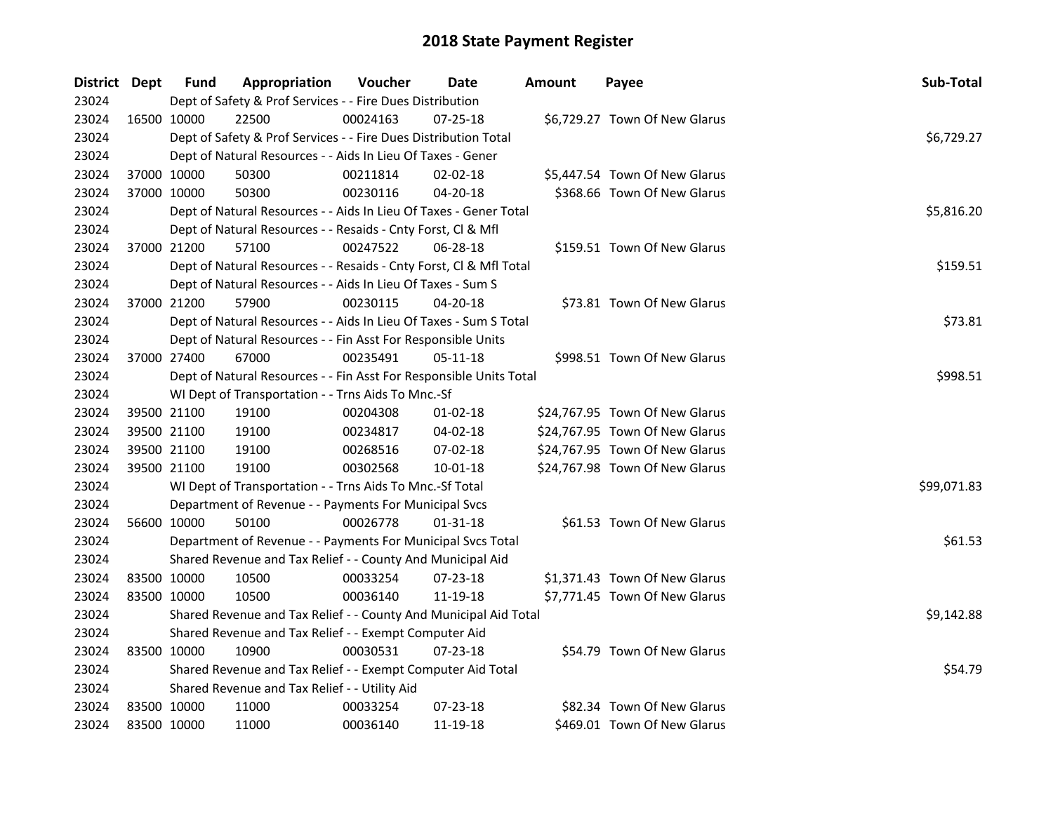# 2018 State Payment Register

| District | Dept | Fund | Appropriation | Voucher | Date | Amount | Payee | Sub-Total |
|---|---|---|---|---|---|---|---|---|
| 23024 | | Dept of Safety & Prof Services - - Fire Dues Distribution | | | | | | |
| 23024 | 16500 | 10000 | 22500 | 00024163 | 07-25-18 | $6,729.27 | Town Of New Glarus | |
| 23024 | | Dept of Safety & Prof Services - - Fire Dues Distribution Total | | | | | | $6,729.27 |
| 23024 | | Dept of Natural Resources - - Aids In Lieu Of Taxes - Gener | | | | | | |
| 23024 | 37000 | 10000 | 50300 | 00211814 | 02-02-18 | $5,447.54 | Town Of New Glarus | |
| 23024 | 37000 | 10000 | 50300 | 00230116 | 04-20-18 | $368.66 | Town Of New Glarus | |
| 23024 | | Dept of Natural Resources - - Aids In Lieu Of Taxes - Gener Total | | | | | | $5,816.20 |
| 23024 | | Dept of Natural Resources - - Resaids - Cnty Forst, Cl & Mfl | | | | | | |
| 23024 | 37000 | 21200 | 57100 | 00247522 | 06-28-18 | $159.51 | Town Of New Glarus | |
| 23024 | | Dept of Natural Resources - - Resaids - Cnty Forst, Cl & Mfl Total | | | | | | $159.51 |
| 23024 | | Dept of Natural Resources - - Aids In Lieu Of Taxes - Sum S | | | | | | |
| 23024 | 37000 | 21200 | 57900 | 00230115 | 04-20-18 | $73.81 | Town Of New Glarus | |
| 23024 | | Dept of Natural Resources - - Aids In Lieu Of Taxes - Sum S Total | | | | | | $73.81 |
| 23024 | | Dept of Natural Resources - - Fin Asst For Responsible Units | | | | | | |
| 23024 | 37000 | 27400 | 67000 | 00235491 | 05-11-18 | $998.51 | Town Of New Glarus | |
| 23024 | | Dept of Natural Resources - - Fin Asst For Responsible Units Total | | | | | | $998.51 |
| 23024 | | WI Dept of Transportation - - Trns Aids To Mnc.-Sf | | | | | | |
| 23024 | 39500 | 21100 | 19100 | 00204308 | 01-02-18 | $24,767.95 | Town Of New Glarus | |
| 23024 | 39500 | 21100 | 19100 | 00234817 | 04-02-18 | $24,767.95 | Town Of New Glarus | |
| 23024 | 39500 | 21100 | 19100 | 00268516 | 07-02-18 | $24,767.95 | Town Of New Glarus | |
| 23024 | 39500 | 21100 | 19100 | 00302568 | 10-01-18 | $24,767.98 | Town Of New Glarus | |
| 23024 | | WI Dept of Transportation - - Trns Aids To Mnc.-Sf Total | | | | | | $99,071.83 |
| 23024 | | Department of Revenue - - Payments For Municipal Svcs | | | | | | |
| 23024 | 56600 | 10000 | 50100 | 00026778 | 01-31-18 | $61.53 | Town Of New Glarus | |
| 23024 | | Department of Revenue - - Payments For Municipal Svcs Total | | | | | | $61.53 |
| 23024 | | Shared Revenue and Tax Relief - - County And Municipal Aid | | | | | | |
| 23024 | 83500 | 10000 | 10500 | 00033254 | 07-23-18 | $1,371.43 | Town Of New Glarus | |
| 23024 | 83500 | 10000 | 10500 | 00036140 | 11-19-18 | $7,771.45 | Town Of New Glarus | |
| 23024 | | Shared Revenue and Tax Relief - - County And Municipal Aid Total | | | | | | $9,142.88 |
| 23024 | | Shared Revenue and Tax Relief - - Exempt Computer Aid | | | | | | |
| 23024 | 83500 | 10000 | 10900 | 00030531 | 07-23-18 | $54.79 | Town Of New Glarus | |
| 23024 | | Shared Revenue and Tax Relief - - Exempt Computer Aid Total | | | | | | $54.79 |
| 23024 | | Shared Revenue and Tax Relief - - Utility Aid | | | | | | |
| 23024 | 83500 | 10000 | 11000 | 00033254 | 07-23-18 | $82.34 | Town Of New Glarus | |
| 23024 | 83500 | 10000 | 11000 | 00036140 | 11-19-18 | $469.01 | Town Of New Glarus | |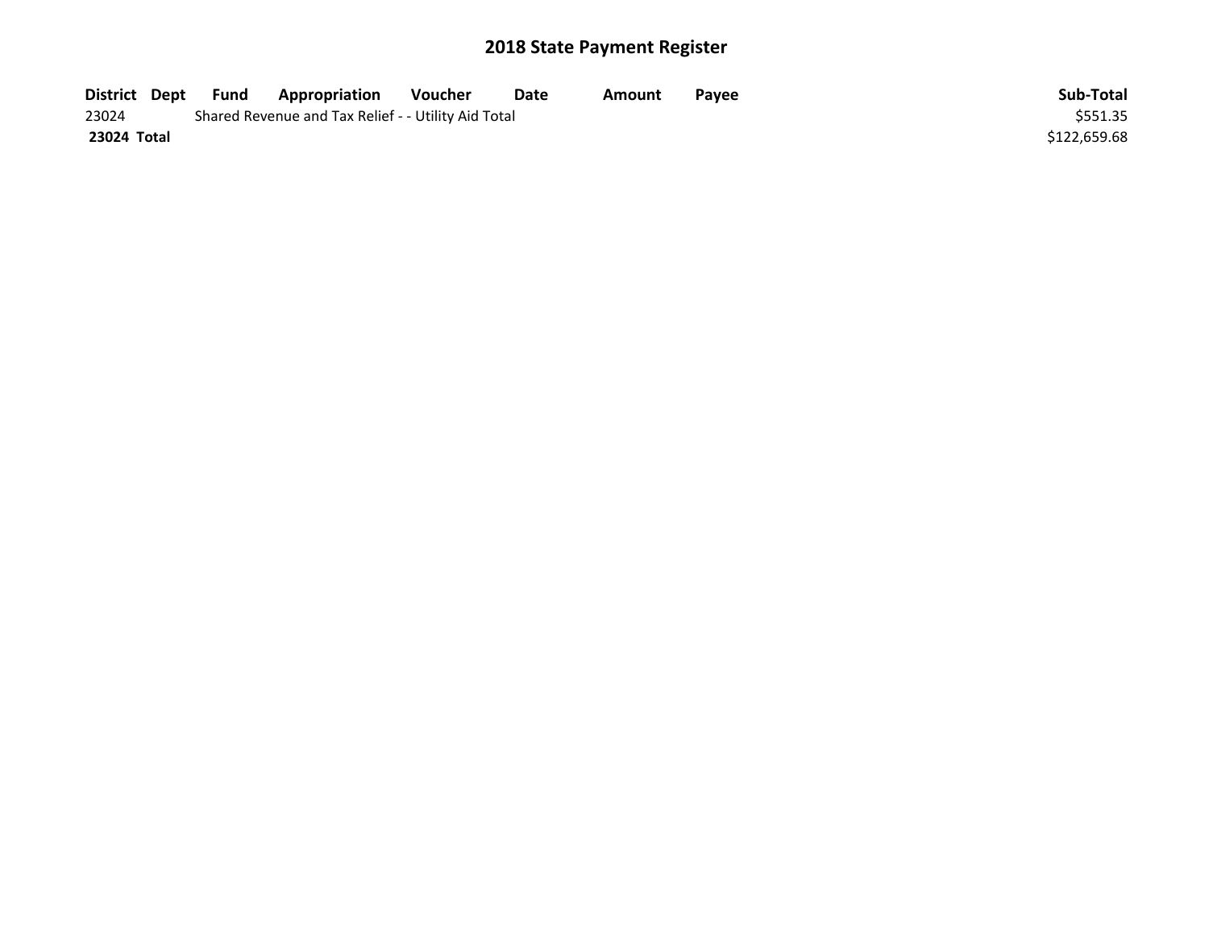## 2018 State Payment Register

| District | Dept | Fund | Appropriation | Voucher | Date | Amount | Payee | Sub-Total |
|---|---|---|---|---|---|---|---|---|
| 23024 | | Shared Revenue and Tax Relief - - Utility Aid Total | | | | | | $551.35 |
| **23024 Total** | | | | | | | | $122,659.68 |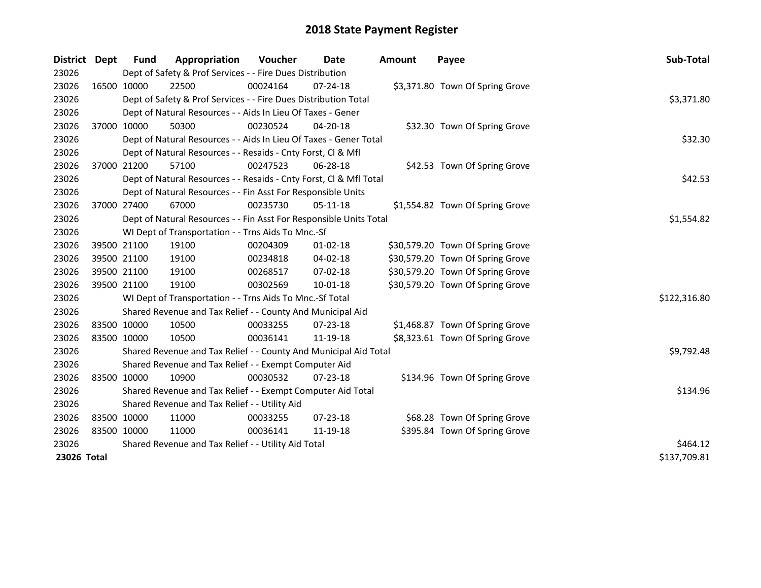# 2018 State Payment Register

| District | Dept | Fund | Appropriation | Voucher | Date | Amount | Payee | Sub-Total |
|---|---|---|---|---|---|---|---|---|
| 23026 | | Dept of Safety & Prof Services - - Fire Dues Distribution | | | | | | |
| 23026 | 16500 | 10000 | 22500 | 00024164 | 07-24-18 | $3,371.80 | Town Of Spring Grove | |
| 23026 | | Dept of Safety & Prof Services - - Fire Dues Distribution Total | | | | | | $3,371.80 |
| 23026 | | Dept of Natural Resources - - Aids In Lieu Of Taxes - Gener | | | | | | |
| 23026 | 37000 | 10000 | 50300 | 00230524 | 04-20-18 | $32.30 | Town Of Spring Grove | |
| 23026 | | Dept of Natural Resources - - Aids In Lieu Of Taxes - Gener Total | | | | | | $32.30 |
| 23026 | | Dept of Natural Resources - - Resaids - Cnty Forst, Cl & Mfl | | | | | | |
| 23026 | 37000 | 21200 | 57100 | 00247523 | 06-28-18 | $42.53 | Town Of Spring Grove | |
| 23026 | | Dept of Natural Resources - - Resaids - Cnty Forst, Cl & Mfl Total | | | | | | $42.53 |
| 23026 | | Dept of Natural Resources - - Fin Asst For Responsible Units | | | | | | |
| 23026 | 37000 | 27400 | 67000 | 00235730 | 05-11-18 | $1,554.82 | Town Of Spring Grove | |
| 23026 | | Dept of Natural Resources - - Fin Asst For Responsible Units Total | | | | | | $1,554.82 |
| 23026 | | WI Dept of Transportation - - Trns Aids To Mnc.-Sf | | | | | | |
| 23026 | 39500 | 21100 | 19100 | 00204309 | 01-02-18 | $30,579.20 | Town Of Spring Grove | |
| 23026 | 39500 | 21100 | 19100 | 00234818 | 04-02-18 | $30,579.20 | Town Of Spring Grove | |
| 23026 | 39500 | 21100 | 19100 | 00268517 | 07-02-18 | $30,579.20 | Town Of Spring Grove | |
| 23026 | 39500 | 21100 | 19100 | 00302569 | 10-01-18 | $30,579.20 | Town Of Spring Grove | |
| 23026 | | WI Dept of Transportation - - Trns Aids To Mnc.-Sf Total | | | | | | $122,316.80 |
| 23026 | | Shared Revenue and Tax Relief - - County And Municipal Aid | | | | | | |
| 23026 | 83500 | 10000 | 10500 | 00033255 | 07-23-18 | $1,468.87 | Town Of Spring Grove | |
| 23026 | 83500 | 10000 | 10500 | 00036141 | 11-19-18 | $8,323.61 | Town Of Spring Grove | |
| 23026 | | Shared Revenue and Tax Relief - - County And Municipal Aid Total | | | | | | $9,792.48 |
| 23026 | | Shared Revenue and Tax Relief - - Exempt Computer Aid | | | | | | |
| 23026 | 83500 | 10000 | 10900 | 00030532 | 07-23-18 | $134.96 | Town Of Spring Grove | |
| 23026 | | Shared Revenue and Tax Relief - - Exempt Computer Aid Total | | | | | | $134.96 |
| 23026 | | Shared Revenue and Tax Relief - - Utility Aid | | | | | | |
| 23026 | 83500 | 10000 | 11000 | 00033255 | 07-23-18 | $68.28 | Town Of Spring Grove | |
| 23026 | 83500 | 10000 | 11000 | 00036141 | 11-19-18 | $395.84 | Town Of Spring Grove | |
| 23026 | | Shared Revenue and Tax Relief - - Utility Aid Total | | | | | | $464.12 |
| **23026 Total** | | | | | | | | $137,709.81 |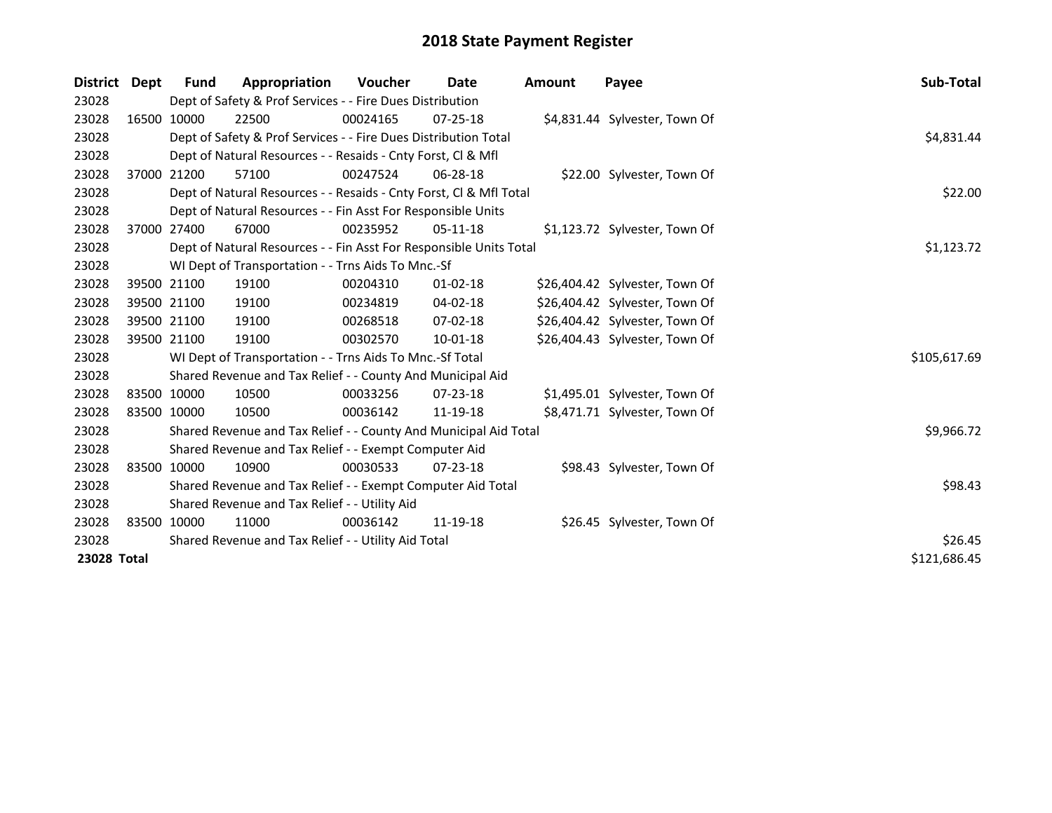# 2018 State Payment Register

| District | Dept | Fund | Appropriation | Voucher | Date | Amount | Payee | Sub-Total |
|---|---|---|---|---|---|---|---|---|
| 23028 | | Dept of Safety & Prof Services - - Fire Dues Distribution | | | | | | |
| 23028 | 16500 | 10000 | 22500 | 00024165 | 07-25-18 | $4,831.44 | Sylvester, Town Of | |
| 23028 | | Dept of Safety & Prof Services - - Fire Dues Distribution Total | | | | | | $4,831.44 |
| 23028 | | Dept of Natural Resources - - Resaids - Cnty Forst, Cl & Mfl | | | | | | |
| 23028 | 37000 | 21200 | 57100 | 00247524 | 06-28-18 | $22.00 | Sylvester, Town Of | |
| 23028 | | Dept of Natural Resources - - Resaids - Cnty Forst, Cl & Mfl Total | | | | | | $22.00 |
| 23028 | | Dept of Natural Resources - - Fin Asst For Responsible Units | | | | | | |
| 23028 | 37000 | 27400 | 67000 | 00235952 | 05-11-18 | $1,123.72 | Sylvester, Town Of | |
| 23028 | | Dept of Natural Resources - - Fin Asst For Responsible Units Total | | | | | | $1,123.72 |
| 23028 | | WI Dept of Transportation - - Trns Aids To Mnc.-Sf | | | | | | |
| 23028 | 39500 | 21100 | 19100 | 00204310 | 01-02-18 | $26,404.42 | Sylvester, Town Of | |
| 23028 | 39500 | 21100 | 19100 | 00234819 | 04-02-18 | $26,404.42 | Sylvester, Town Of | |
| 23028 | 39500 | 21100 | 19100 | 00268518 | 07-02-18 | $26,404.42 | Sylvester, Town Of | |
| 23028 | 39500 | 21100 | 19100 | 00302570 | 10-01-18 | $26,404.43 | Sylvester, Town Of | |
| 23028 | | WI Dept of Transportation - - Trns Aids To Mnc.-Sf Total | | | | | | $105,617.69 |
| 23028 | | Shared Revenue and Tax Relief - - County And Municipal Aid | | | | | | |
| 23028 | 83500 | 10000 | 10500 | 00033256 | 07-23-18 | $1,495.01 | Sylvester, Town Of | |
| 23028 | 83500 | 10000 | 10500 | 00036142 | 11-19-18 | $8,471.71 | Sylvester, Town Of | |
| 23028 | | Shared Revenue and Tax Relief - - County And Municipal Aid Total | | | | | | $9,966.72 |
| 23028 | | Shared Revenue and Tax Relief - - Exempt Computer Aid | | | | | | |
| 23028 | 83500 | 10000 | 10900 | 00030533 | 07-23-18 | $98.43 | Sylvester, Town Of | |
| 23028 | | Shared Revenue and Tax Relief - - Exempt Computer Aid Total | | | | | | $98.43 |
| 23028 | | Shared Revenue and Tax Relief - - Utility Aid | | | | | | |
| 23028 | 83500 | 10000 | 11000 | 00036142 | 11-19-18 | $26.45 | Sylvester, Town Of | |
| 23028 | | Shared Revenue and Tax Relief - - Utility Aid Total | | | | | | $26.45 |
| **23028 Total** | | | | | | | | $121,686.45 |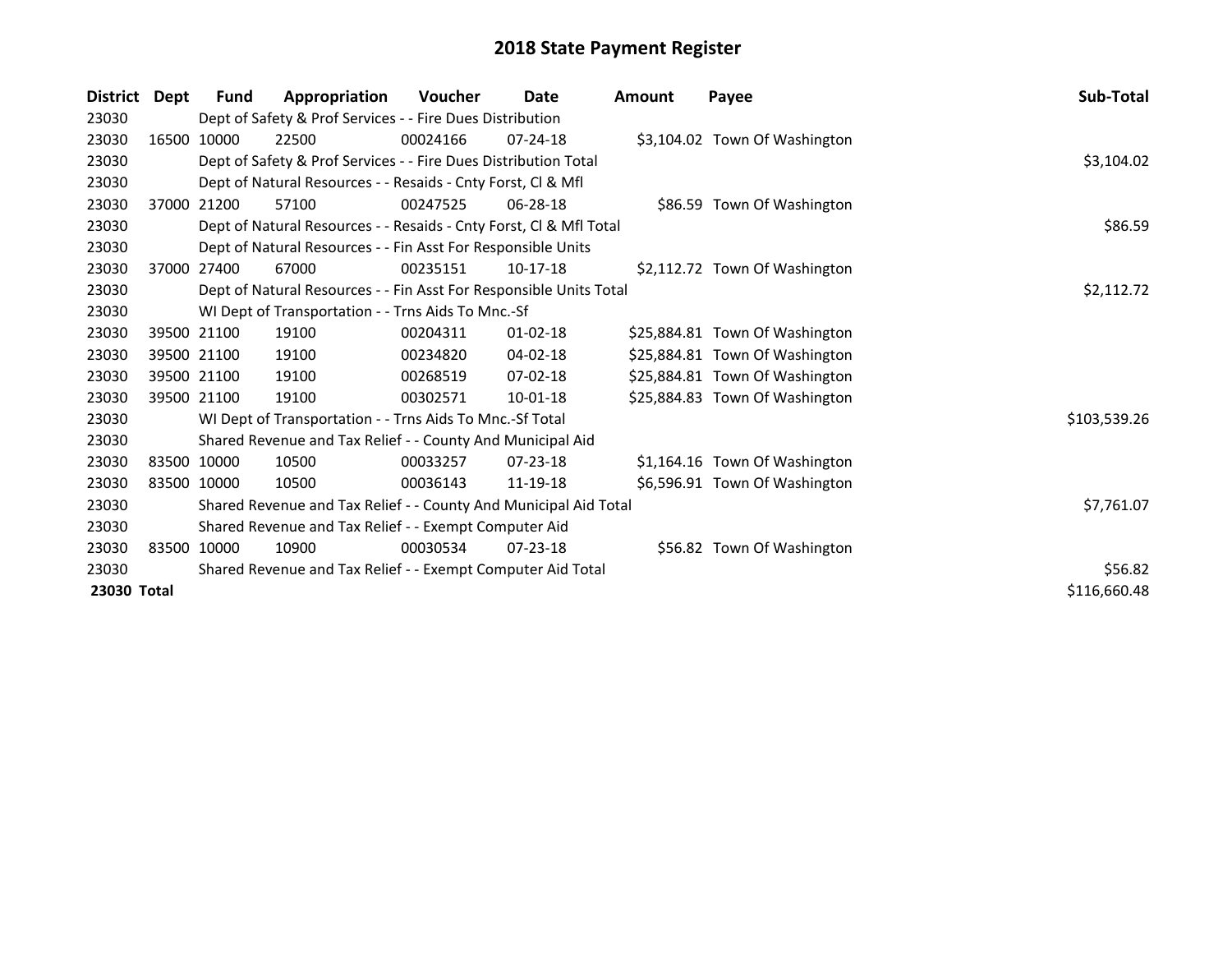# 2018 State Payment Register

| District | Dept | Fund | Appropriation | Voucher | Date | Amount | Payee | Sub-Total |
|---|---|---|---|---|---|---|---|---|
| 23030 | | Dept of Safety & Prof Services - - Fire Dues Distribution | | | | | | |
| 23030 | 16500 | 10000 | 22500 | 00024166 | 07-24-18 | $3,104.02 | Town Of Washington | |
| 23030 | | Dept of Safety & Prof Services - - Fire Dues Distribution Total | | | | | | $3,104.02 |
| 23030 | | Dept of Natural Resources - - Resaids - Cnty Forst, Cl & Mfl | | | | | | |
| 23030 | 37000 | 21200 | 57100 | 00247525 | 06-28-18 | $86.59 | Town Of Washington | |
| 23030 | | Dept of Natural Resources - - Resaids - Cnty Forst, Cl & Mfl Total | | | | | | $86.59 |
| 23030 | | Dept of Natural Resources - - Fin Asst For Responsible Units | | | | | | |
| 23030 | 37000 | 27400 | 67000 | 00235151 | 10-17-18 | $2,112.72 | Town Of Washington | |
| 23030 | | Dept of Natural Resources - - Fin Asst For Responsible Units Total | | | | | | $2,112.72 |
| 23030 | | WI Dept of Transportation - - Trns Aids To Mnc.-Sf | | | | | | |
| 23030 | 39500 | 21100 | 19100 | 00204311 | 01-02-18 | $25,884.81 | Town Of Washington | |
| 23030 | 39500 | 21100 | 19100 | 00234820 | 04-02-18 | $25,884.81 | Town Of Washington | |
| 23030 | 39500 | 21100 | 19100 | 00268519 | 07-02-18 | $25,884.81 | Town Of Washington | |
| 23030 | 39500 | 21100 | 19100 | 00302571 | 10-01-18 | $25,884.83 | Town Of Washington | |
| 23030 | | WI Dept of Transportation - - Trns Aids To Mnc.-Sf Total | | | | | | $103,539.26 |
| 23030 | | Shared Revenue and Tax Relief - - County And Municipal Aid | | | | | | |
| 23030 | 83500 | 10000 | 10500 | 00033257 | 07-23-18 | $1,164.16 | Town Of Washington | |
| 23030 | 83500 | 10000 | 10500 | 00036143 | 11-19-18 | $6,596.91 | Town Of Washington | |
| 23030 | | Shared Revenue and Tax Relief - - County And Municipal Aid Total | | | | | | $7,761.07 |
| 23030 | | Shared Revenue and Tax Relief - - Exempt Computer Aid | | | | | | |
| 23030 | 83500 | 10000 | 10900 | 00030534 | 07-23-18 | $56.82 | Town Of Washington | |
| 23030 | | Shared Revenue and Tax Relief - - Exempt Computer Aid Total | | | | | | $56.82 |
| **23030 Total** | | | | | | | | $116,660.48 |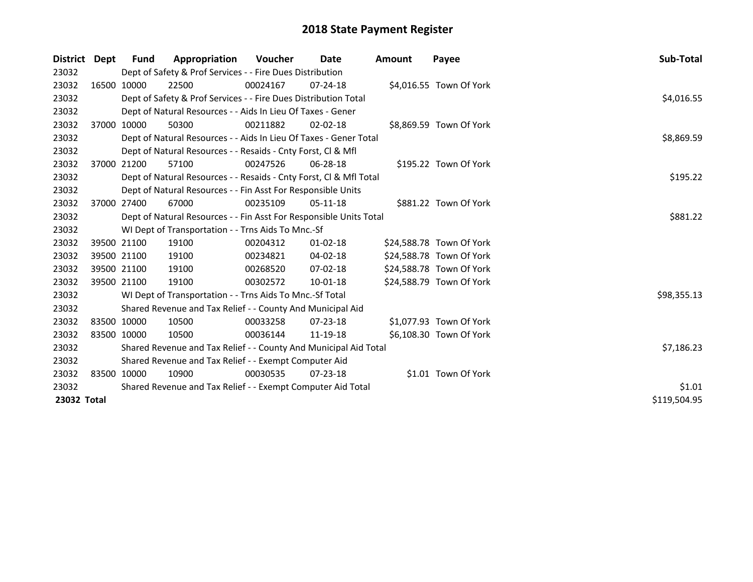# 2018 State Payment Register

| District | Dept | Fund | Appropriation | Voucher | Date | Amount | Payee | Sub-Total |
|---|---|---|---|---|---|---|---|---|
| 23032 | | Dept of Safety & Prof Services - - Fire Dues Distribution | | | | | | |
| 23032 | 16500 | 10000 | 22500 | 00024167 | 07-24-18 | $4,016.55 | Town Of York | |
| 23032 | | Dept of Safety & Prof Services - - Fire Dues Distribution Total | | | | | | $4,016.55 |
| 23032 | | Dept of Natural Resources - - Aids In Lieu Of Taxes - Gener | | | | | | |
| 23032 | 37000 | 10000 | 50300 | 00211882 | 02-02-18 | $8,869.59 | Town Of York | |
| 23032 | | Dept of Natural Resources - - Aids In Lieu Of Taxes - Gener Total | | | | | | $8,869.59 |
| 23032 | | Dept of Natural Resources - - Resaids - Cnty Forst, Cl & Mfl | | | | | | |
| 23032 | 37000 | 21200 | 57100 | 00247526 | 06-28-18 | $195.22 | Town Of York | |
| 23032 | | Dept of Natural Resources - - Resaids - Cnty Forst, Cl & Mfl Total | | | | | | $195.22 |
| 23032 | | Dept of Natural Resources - - Fin Asst For Responsible Units | | | | | | |
| 23032 | 37000 | 27400 | 67000 | 00235109 | 05-11-18 | $881.22 | Town Of York | |
| 23032 | | Dept of Natural Resources - - Fin Asst For Responsible Units Total | | | | | | $881.22 |
| 23032 | | WI Dept of Transportation - - Trns Aids To Mnc.-Sf | | | | | | |
| 23032 | 39500 | 21100 | 19100 | 00204312 | 01-02-18 | $24,588.78 | Town Of York | |
| 23032 | 39500 | 21100 | 19100 | 00234821 | 04-02-18 | $24,588.78 | Town Of York | |
| 23032 | 39500 | 21100 | 19100 | 00268520 | 07-02-18 | $24,588.78 | Town Of York | |
| 23032 | 39500 | 21100 | 19100 | 00302572 | 10-01-18 | $24,588.79 | Town Of York | |
| 23032 | | WI Dept of Transportation - - Trns Aids To Mnc.-Sf Total | | | | | | $98,355.13 |
| 23032 | | Shared Revenue and Tax Relief - - County And Municipal Aid | | | | | | |
| 23032 | 83500 | 10000 | 10500 | 00033258 | 07-23-18 | $1,077.93 | Town Of York | |
| 23032 | 83500 | 10000 | 10500 | 00036144 | 11-19-18 | $6,108.30 | Town Of York | |
| 23032 | | Shared Revenue and Tax Relief - - County And Municipal Aid Total | | | | | | $7,186.23 |
| 23032 | | Shared Revenue and Tax Relief - - Exempt Computer Aid | | | | | | |
| 23032 | 83500 | 10000 | 10900 | 00030535 | 07-23-18 | $1.01 | Town Of York | |
| 23032 | | Shared Revenue and Tax Relief - - Exempt Computer Aid Total | | | | | | $1.01 |
| **23032 Total** | | | | | | | | $119,504.95 |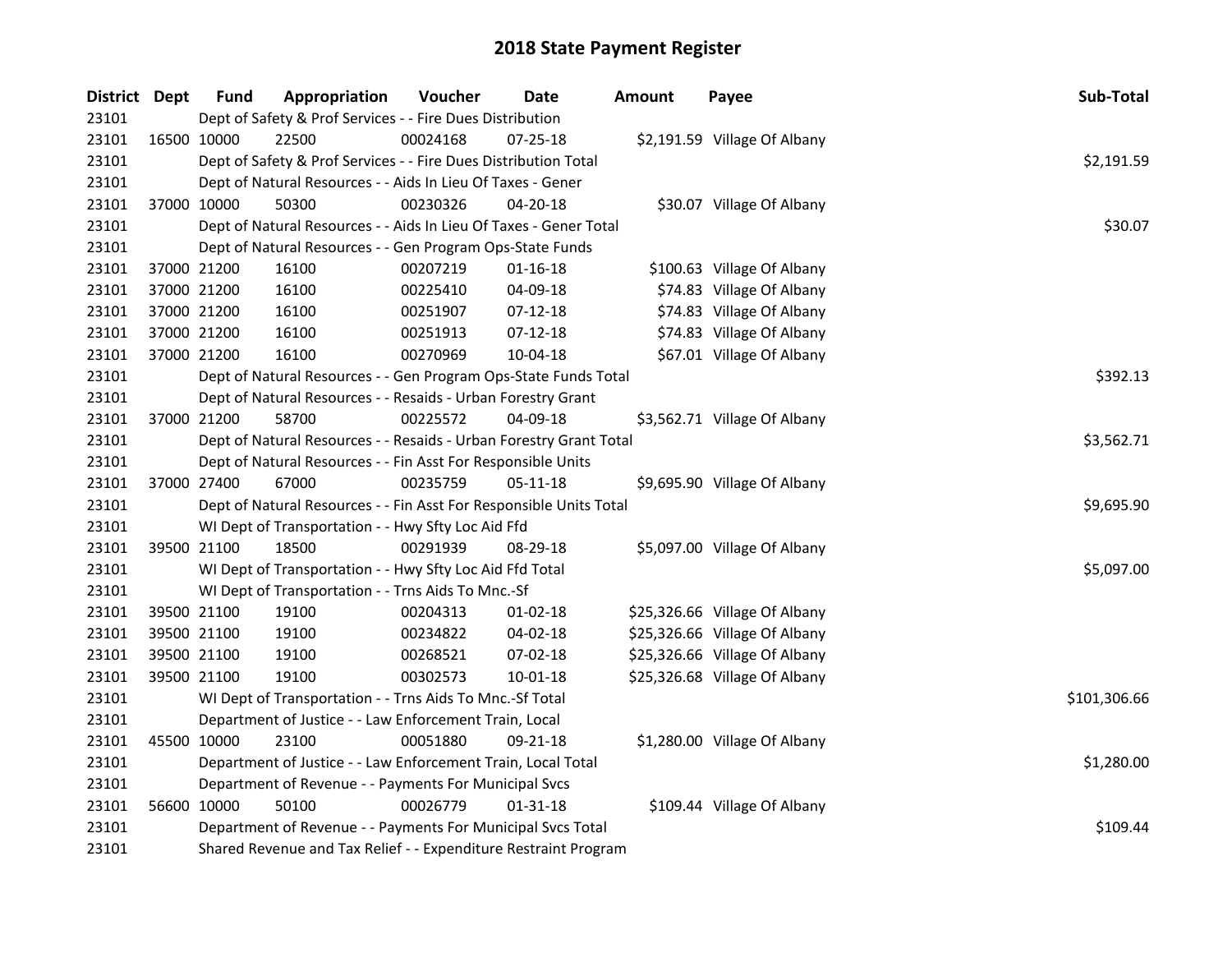# 2018 State Payment Register

| District | Dept | Fund | Appropriation | Voucher | Date | Amount | Payee | Sub-Total |
|---|---|---|---|---|---|---|---|---|
| 23101 | | Dept of Safety & Prof Services - - Fire Dues Distribution | | | | | | |
| 23101 | 16500 | 10000 | 22500 | 00024168 | 07-25-18 | $2,191.59 | Village Of Albany | |
| 23101 | | Dept of Safety & Prof Services - - Fire Dues Distribution Total | | | | | | $2,191.59 |
| 23101 | | Dept of Natural Resources - - Aids In Lieu Of Taxes - Gener | | | | | | |
| 23101 | 37000 | 10000 | 50300 | 00230326 | 04-20-18 | $30.07 | Village Of Albany | |
| 23101 | | Dept of Natural Resources - - Aids In Lieu Of Taxes - Gener Total | | | | | | $30.07 |
| 23101 | | Dept of Natural Resources - - Gen Program Ops-State Funds | | | | | | |
| 23101 | 37000 | 21200 | 16100 | 00207219 | 01-16-18 | $100.63 | Village Of Albany | |
| 23101 | 37000 | 21200 | 16100 | 00225410 | 04-09-18 | $74.83 | Village Of Albany | |
| 23101 | 37000 | 21200 | 16100 | 00251907 | 07-12-18 | $74.83 | Village Of Albany | |
| 23101 | 37000 | 21200 | 16100 | 00251913 | 07-12-18 | $74.83 | Village Of Albany | |
| 23101 | 37000 | 21200 | 16100 | 00270969 | 10-04-18 | $67.01 | Village Of Albany | |
| 23101 | | Dept of Natural Resources - - Gen Program Ops-State Funds Total | | | | | | $392.13 |
| 23101 | | Dept of Natural Resources - - Resaids - Urban Forestry Grant | | | | | | |
| 23101 | 37000 | 21200 | 58700 | 00225572 | 04-09-18 | $3,562.71 | Village Of Albany | |
| 23101 | | Dept of Natural Resources - - Resaids - Urban Forestry Grant Total | | | | | | $3,562.71 |
| 23101 | | Dept of Natural Resources - - Fin Asst For Responsible Units | | | | | | |
| 23101 | 37000 | 27400 | 67000 | 00235759 | 05-11-18 | $9,695.90 | Village Of Albany | |
| 23101 | | Dept of Natural Resources - - Fin Asst For Responsible Units Total | | | | | | $9,695.90 |
| 23101 | | WI Dept of Transportation - - Hwy Sfty Loc Aid Ffd | | | | | | |
| 23101 | 39500 | 21100 | 18500 | 00291939 | 08-29-18 | $5,097.00 | Village Of Albany | |
| 23101 | | WI Dept of Transportation - - Hwy Sfty Loc Aid Ffd Total | | | | | | $5,097.00 |
| 23101 | | WI Dept of Transportation - - Trns Aids To Mnc.-Sf | | | | | | |
| 23101 | 39500 | 21100 | 19100 | 00204313 | 01-02-18 | $25,326.66 | Village Of Albany | |
| 23101 | 39500 | 21100 | 19100 | 00234822 | 04-02-18 | $25,326.66 | Village Of Albany | |
| 23101 | 39500 | 21100 | 19100 | 00268521 | 07-02-18 | $25,326.66 | Village Of Albany | |
| 23101 | 39500 | 21100 | 19100 | 00302573 | 10-01-18 | $25,326.68 | Village Of Albany | |
| 23101 | | WI Dept of Transportation - - Trns Aids To Mnc.-Sf Total | | | | | | $101,306.66 |
| 23101 | | Department of Justice - - Law Enforcement Train, Local | | | | | | |
| 23101 | 45500 | 10000 | 23100 | 00051880 | 09-21-18 | $1,280.00 | Village Of Albany | |
| 23101 | | Department of Justice - - Law Enforcement Train, Local Total | | | | | | $1,280.00 |
| 23101 | | Department of Revenue - - Payments For Municipal Svcs | | | | | | |
| 23101 | 56600 | 10000 | 50100 | 00026779 | 01-31-18 | $109.44 | Village Of Albany | |
| 23101 | | Department of Revenue - - Payments For Municipal Svcs Total | | | | | | $109.44 |
| 23101 | | Shared Revenue and Tax Relief - - Expenditure Restraint Program | | | | | | |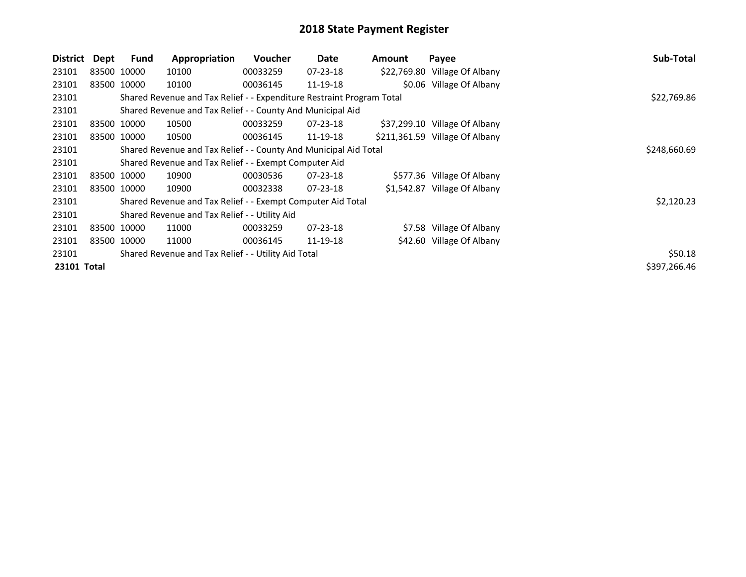# 2018 State Payment Register

| District | Dept | Fund | Appropriation | Voucher | Date | Amount | Payee | Sub-Total |
|---|---|---|---|---|---|---|---|---|
| 23101 | 83500 | 10000 | 10100 | 00033259 | 07-23-18 | $22,769.80 | Village Of Albany | |
| 23101 | 83500 | 10000 | 10100 | 00036145 | 11-19-18 | $0.06 | Village Of Albany | |
| 23101 | | Shared Revenue and Tax Relief - - Expenditure Restraint Program Total | | | | | | $22,769.86 |
| 23101 | | Shared Revenue and Tax Relief - - County And Municipal Aid | | | | | | |
| 23101 | 83500 | 10000 | 10500 | 00033259 | 07-23-18 | $37,299.10 | Village Of Albany | |
| 23101 | 83500 | 10000 | 10500 | 00036145 | 11-19-18 | $211,361.59 | Village Of Albany | |
| 23101 | | Shared Revenue and Tax Relief - - County And Municipal Aid Total | | | | | | $248,660.69 |
| 23101 | | Shared Revenue and Tax Relief - - Exempt Computer Aid | | | | | | |
| 23101 | 83500 | 10000 | 10900 | 00030536 | 07-23-18 | $577.36 | Village Of Albany | |
| 23101 | 83500 | 10000 | 10900 | 00032338 | 07-23-18 | $1,542.87 | Village Of Albany | |
| 23101 | | Shared Revenue and Tax Relief - - Exempt Computer Aid Total | | | | | | $2,120.23 |
| 23101 | | Shared Revenue and Tax Relief - - Utility Aid | | | | | | |
| 23101 | 83500 | 10000 | 11000 | 00033259 | 07-23-18 | $7.58 | Village Of Albany | |
| 23101 | 83500 | 10000 | 11000 | 00036145 | 11-19-18 | $42.60 | Village Of Albany | |
| 23101 | | Shared Revenue and Tax Relief - - Utility Aid Total | | | | | | $50.18 |
| **23101 Total** | | | | | | | | $397,266.46 |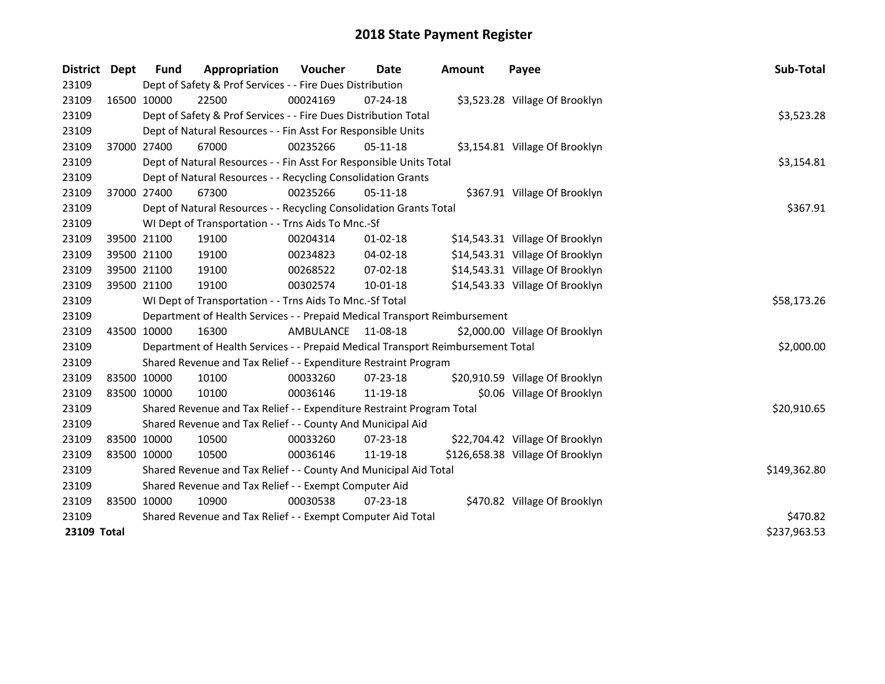# 2018 State Payment Register

| District | Dept | Fund | Appropriation | Voucher | Date | Amount | Payee | Sub-Total |
|---|---|---|---|---|---|---|---|---|
| 23109 | | Dept of Safety & Prof Services - - Fire Dues Distribution | | | | | | |
| 23109 | 16500 | 10000 | 22500 | 00024169 | 07-24-18 | $3,523.28 | Village Of Brooklyn | |
| 23109 | | Dept of Safety & Prof Services - - Fire Dues Distribution Total | | | | | | $3,523.28 |
| 23109 | | Dept of Natural Resources - - Fin Asst For Responsible Units | | | | | | |
| 23109 | 37000 | 27400 | 67000 | 00235266 | 05-11-18 | $3,154.81 | Village Of Brooklyn | |
| 23109 | | Dept of Natural Resources - - Fin Asst For Responsible Units Total | | | | | | $3,154.81 |
| 23109 | | Dept of Natural Resources - - Recycling Consolidation Grants | | | | | | |
| 23109 | 37000 | 27400 | 67300 | 00235266 | 05-11-18 | $367.91 | Village Of Brooklyn | |
| 23109 | | Dept of Natural Resources - - Recycling Consolidation Grants Total | | | | | | $367.91 |
| 23109 | | WI Dept of Transportation - - Trns Aids To Mnc.-Sf | | | | | | |
| 23109 | 39500 | 21100 | 19100 | 00204314 | 01-02-18 | $14,543.31 | Village Of Brooklyn | |
| 23109 | 39500 | 21100 | 19100 | 00234823 | 04-02-18 | $14,543.31 | Village Of Brooklyn | |
| 23109 | 39500 | 21100 | 19100 | 00268522 | 07-02-18 | $14,543.31 | Village Of Brooklyn | |
| 23109 | 39500 | 21100 | 19100 | 00302574 | 10-01-18 | $14,543.33 | Village Of Brooklyn | |
| 23109 | | WI Dept of Transportation - - Trns Aids To Mnc.-Sf Total | | | | | | $58,173.26 |
| 23109 | | Department of Health Services - - Prepaid Medical Transport Reimbursement | | | | | | |
| 23109 | 43500 | 10000 | 16300 | AMBULANCE | 11-08-18 | $2,000.00 | Village Of Brooklyn | |
| 23109 | | Department of Health Services - - Prepaid Medical Transport Reimbursement Total | | | | | | $2,000.00 |
| 23109 | | Shared Revenue and Tax Relief - - Expenditure Restraint Program | | | | | | |
| 23109 | 83500 | 10000 | 10100 | 00033260 | 07-23-18 | $20,910.59 | Village Of Brooklyn | |
| 23109 | 83500 | 10000 | 10100 | 00036146 | 11-19-18 | $0.06 | Village Of Brooklyn | |
| 23109 | | Shared Revenue and Tax Relief - - Expenditure Restraint Program Total | | | | | | $20,910.65 |
| 23109 | | Shared Revenue and Tax Relief - - County And Municipal Aid | | | | | | |
| 23109 | 83500 | 10000 | 10500 | 00033260 | 07-23-18 | $22,704.42 | Village Of Brooklyn | |
| 23109 | 83500 | 10000 | 10500 | 00036146 | 11-19-18 | $126,658.38 | Village Of Brooklyn | |
| 23109 | | Shared Revenue and Tax Relief - - County And Municipal Aid Total | | | | | | $149,362.80 |
| 23109 | | Shared Revenue and Tax Relief - - Exempt Computer Aid | | | | | | |
| 23109 | 83500 | 10000 | 10900 | 00030538 | 07-23-18 | $470.82 | Village Of Brooklyn | |
| 23109 | | Shared Revenue and Tax Relief - - Exempt Computer Aid Total | | | | | | $470.82 |
| **23109 Total** | | | | | | | | $237,963.53 |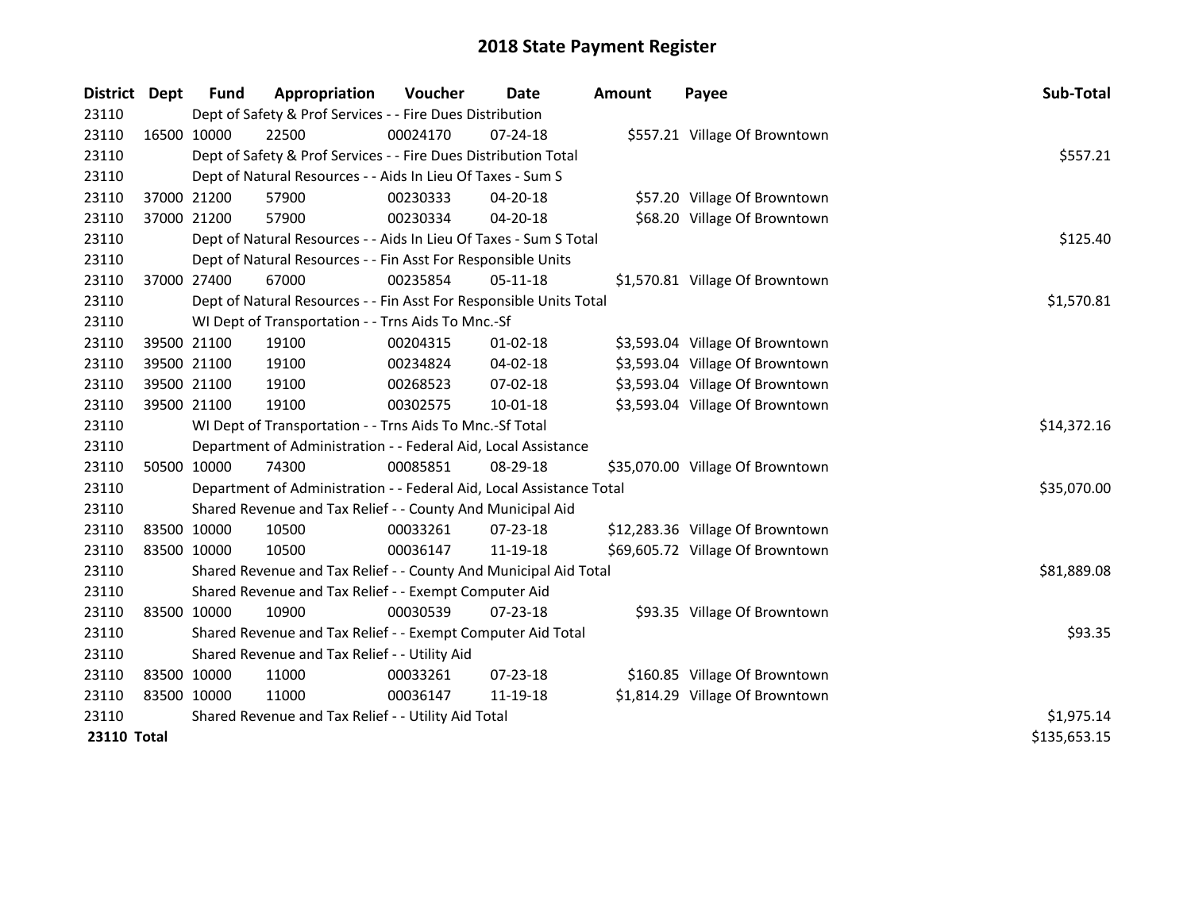# 2018 State Payment Register

| District | Dept | Fund | Appropriation | Voucher | Date | Amount | Payee | Sub-Total |
|---|---|---|---|---|---|---|---|---|
| 23110 | | Dept of Safety & Prof Services - - Fire Dues Distribution | | | | | | |
| 23110 | 16500 | 10000 | 22500 | 00024170 | 07-24-18 | $557.21 | Village Of Browntown | |
| 23110 | | Dept of Safety & Prof Services - - Fire Dues Distribution Total | | | | | | $557.21 |
| 23110 | | Dept of Natural Resources - - Aids In Lieu Of Taxes - Sum S | | | | | | |
| 23110 | 37000 | 21200 | 57900 | 00230333 | 04-20-18 | $57.20 | Village Of Browntown | |
| 23110 | 37000 | 21200 | 57900 | 00230334 | 04-20-18 | $68.20 | Village Of Browntown | |
| 23110 | | Dept of Natural Resources - - Aids In Lieu Of Taxes - Sum S Total | | | | | | $125.40 |
| 23110 | | Dept of Natural Resources - - Fin Asst For Responsible Units | | | | | | |
| 23110 | 37000 | 27400 | 67000 | 00235854 | 05-11-18 | $1,570.81 | Village Of Browntown | |
| 23110 | | Dept of Natural Resources - - Fin Asst For Responsible Units Total | | | | | | $1,570.81 |
| 23110 | | WI Dept of Transportation - - Trns Aids To Mnc.-Sf | | | | | | |
| 23110 | 39500 | 21100 | 19100 | 00204315 | 01-02-18 | $3,593.04 | Village Of Browntown | |
| 23110 | 39500 | 21100 | 19100 | 00234824 | 04-02-18 | $3,593.04 | Village Of Browntown | |
| 23110 | 39500 | 21100 | 19100 | 00268523 | 07-02-18 | $3,593.04 | Village Of Browntown | |
| 23110 | 39500 | 21100 | 19100 | 00302575 | 10-01-18 | $3,593.04 | Village Of Browntown | |
| 23110 | | WI Dept of Transportation - - Trns Aids To Mnc.-Sf Total | | | | | | $14,372.16 |
| 23110 | | Department of Administration - - Federal Aid, Local Assistance | | | | | | |
| 23110 | 50500 | 10000 | 74300 | 00085851 | 08-29-18 | $35,070.00 | Village Of Browntown | |
| 23110 | | Department of Administration - - Federal Aid, Local Assistance Total | | | | | | $35,070.00 |
| 23110 | | Shared Revenue and Tax Relief - - County And Municipal Aid | | | | | | |
| 23110 | 83500 | 10000 | 10500 | 00033261 | 07-23-18 | $12,283.36 | Village Of Browntown | |
| 23110 | 83500 | 10000 | 10500 | 00036147 | 11-19-18 | $69,605.72 | Village Of Browntown | |
| 23110 | | Shared Revenue and Tax Relief - - County And Municipal Aid Total | | | | | | $81,889.08 |
| 23110 | | Shared Revenue and Tax Relief - - Exempt Computer Aid | | | | | | |
| 23110 | 83500 | 10000 | 10900 | 00030539 | 07-23-18 | $93.35 | Village Of Browntown | |
| 23110 | | Shared Revenue and Tax Relief - - Exempt Computer Aid Total | | | | | | $93.35 |
| 23110 | | Shared Revenue and Tax Relief - - Utility Aid | | | | | | |
| 23110 | 83500 | 10000 | 11000 | 00033261 | 07-23-18 | $160.85 | Village Of Browntown | |
| 23110 | 83500 | 10000 | 11000 | 00036147 | 11-19-18 | $1,814.29 | Village Of Browntown | |
| 23110 | | Shared Revenue and Tax Relief - - Utility Aid Total | | | | | | $1,975.14 |
| **23110 Total** | | | | | | | | $135,653.15 |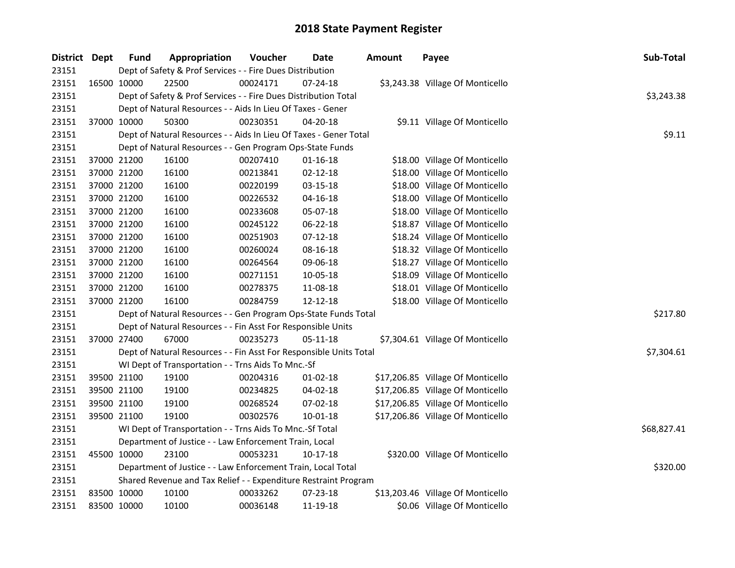# 2018 State Payment Register

| District | Dept | Fund | Appropriation | Voucher | Date | Amount | Payee | Sub-Total |
|---|---|---|---|---|---|---|---|---|
| 23151 | | Dept of Safety & Prof Services - - Fire Dues Distribution | | | | | | |
| 23151 | 16500 | 10000 | 22500 | 00024171 | 07-24-18 | $3,243.38 | Village Of Monticello | |
| 23151 | | Dept of Safety & Prof Services - - Fire Dues Distribution Total | | | | | | $3,243.38 |
| 23151 | | Dept of Natural Resources - - Aids In Lieu Of Taxes - Gener | | | | | | |
| 23151 | 37000 | 10000 | 50300 | 00230351 | 04-20-18 | $9.11 | Village Of Monticello | |
| 23151 | | Dept of Natural Resources - - Aids In Lieu Of Taxes - Gener Total | | | | | | $9.11 |
| 23151 | | Dept of Natural Resources - - Gen Program Ops-State Funds | | | | | | |
| 23151 | 37000 | 21200 | 16100 | 00207410 | 01-16-18 | $18.00 | Village Of Monticello | |
| 23151 | 37000 | 21200 | 16100 | 00213841 | 02-12-18 | $18.00 | Village Of Monticello | |
| 23151 | 37000 | 21200 | 16100 | 00220199 | 03-15-18 | $18.00 | Village Of Monticello | |
| 23151 | 37000 | 21200 | 16100 | 00226532 | 04-16-18 | $18.00 | Village Of Monticello | |
| 23151 | 37000 | 21200 | 16100 | 00233608 | 05-07-18 | $18.00 | Village Of Monticello | |
| 23151 | 37000 | 21200 | 16100 | 00245122 | 06-22-18 | $18.87 | Village Of Monticello | |
| 23151 | 37000 | 21200 | 16100 | 00251903 | 07-12-18 | $18.24 | Village Of Monticello | |
| 23151 | 37000 | 21200 | 16100 | 00260024 | 08-16-18 | $18.32 | Village Of Monticello | |
| 23151 | 37000 | 21200 | 16100 | 00264564 | 09-06-18 | $18.27 | Village Of Monticello | |
| 23151 | 37000 | 21200 | 16100 | 00271151 | 10-05-18 | $18.09 | Village Of Monticello | |
| 23151 | 37000 | 21200 | 16100 | 00278375 | 11-08-18 | $18.01 | Village Of Monticello | |
| 23151 | 37000 | 21200 | 16100 | 00284759 | 12-12-18 | $18.00 | Village Of Monticello | |
| 23151 | | Dept of Natural Resources - - Gen Program Ops-State Funds Total | | | | | | $217.80 |
| 23151 | | Dept of Natural Resources - - Fin Asst For Responsible Units | | | | | | |
| 23151 | 37000 | 27400 | 67000 | 00235273 | 05-11-18 | $7,304.61 | Village Of Monticello | |
| 23151 | | Dept of Natural Resources - - Fin Asst For Responsible Units Total | | | | | | $7,304.61 |
| 23151 | | WI Dept of Transportation - - Trns Aids To Mnc.-Sf | | | | | | |
| 23151 | 39500 | 21100 | 19100 | 00204316 | 01-02-18 | $17,206.85 | Village Of Monticello | |
| 23151 | 39500 | 21100 | 19100 | 00234825 | 04-02-18 | $17,206.85 | Village Of Monticello | |
| 23151 | 39500 | 21100 | 19100 | 00268524 | 07-02-18 | $17,206.85 | Village Of Monticello | |
| 23151 | 39500 | 21100 | 19100 | 00302576 | 10-01-18 | $17,206.86 | Village Of Monticello | |
| 23151 | | WI Dept of Transportation - - Trns Aids To Mnc.-Sf Total | | | | | | $68,827.41 |
| 23151 | | Department of Justice - - Law Enforcement Train, Local | | | | | | |
| 23151 | 45500 | 10000 | 23100 | 00053231 | 10-17-18 | $320.00 | Village Of Monticello | |
| 23151 | | Department of Justice - - Law Enforcement Train, Local Total | | | | | | $320.00 |
| 23151 | | Shared Revenue and Tax Relief - - Expenditure Restraint Program | | | | | | |
| 23151 | 83500 | 10000 | 10100 | 00033262 | 07-23-18 | $13,203.46 | Village Of Monticello | |
| 23151 | 83500 | 10000 | 10100 | 00036148 | 11-19-18 | $0.06 | Village Of Monticello | |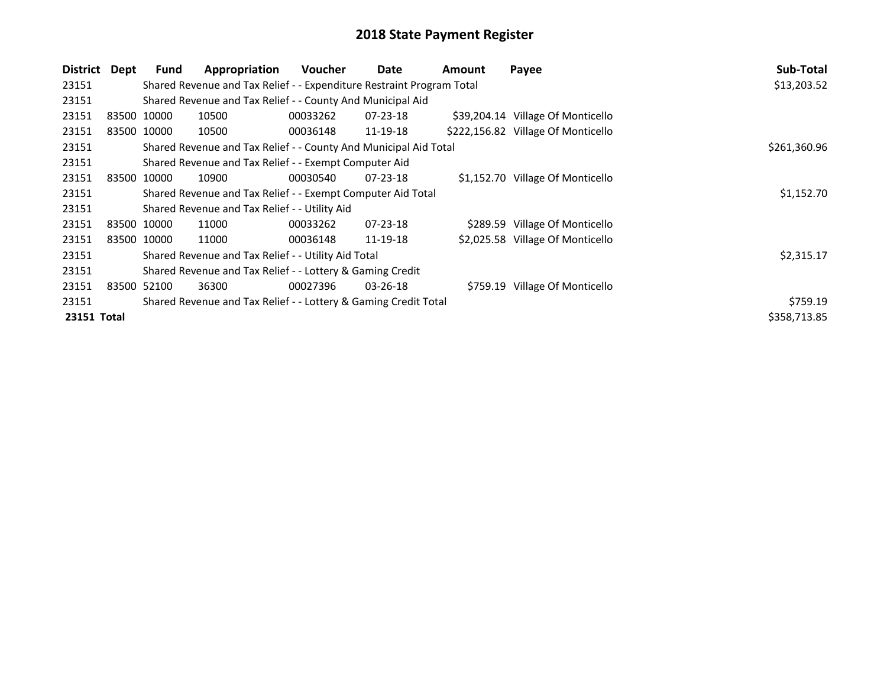# 2018 State Payment Register

| District | Dept | Fund | Appropriation | Voucher | Date | Amount | Payee | Sub-Total |
|---|---|---|---|---|---|---|---|---|
| 23151 | | Shared Revenue and Tax Relief - - Expenditure Restraint Program Total | | | | | | $13,203.52 |
| 23151 | | Shared Revenue and Tax Relief - - County And Municipal Aid | | | | | | |
| 23151 | 83500 | 10000 | 10500 | 00033262 | 07-23-18 | $39,204.14 | Village Of Monticello | |
| 23151 | 83500 | 10000 | 10500 | 00036148 | 11-19-18 | $222,156.82 | Village Of Monticello | |
| 23151 | | Shared Revenue and Tax Relief - - County And Municipal Aid Total | | | | | | $261,360.96 |
| 23151 | | Shared Revenue and Tax Relief - - Exempt Computer Aid | | | | | | |
| 23151 | 83500 | 10000 | 10900 | 00030540 | 07-23-18 | $1,152.70 | Village Of Monticello | |
| 23151 | | Shared Revenue and Tax Relief - - Exempt Computer Aid Total | | | | | | $1,152.70 |
| 23151 | | Shared Revenue and Tax Relief - - Utility Aid | | | | | | |
| 23151 | 83500 | 10000 | 11000 | 00033262 | 07-23-18 | $289.59 | Village Of Monticello | |
| 23151 | 83500 | 10000 | 11000 | 00036148 | 11-19-18 | $2,025.58 | Village Of Monticello | |
| 23151 | | Shared Revenue and Tax Relief - - Utility Aid Total | | | | | | $2,315.17 |
| 23151 | | Shared Revenue and Tax Relief - - Lottery & Gaming Credit | | | | | | |
| 23151 | 83500 | 52100 | 36300 | 00027396 | 03-26-18 | $759.19 | Village Of Monticello | |
| 23151 | | Shared Revenue and Tax Relief - - Lottery & Gaming Credit Total | | | | | | $759.19 |
| **23151 Total** | | | | | | | | $358,713.85 |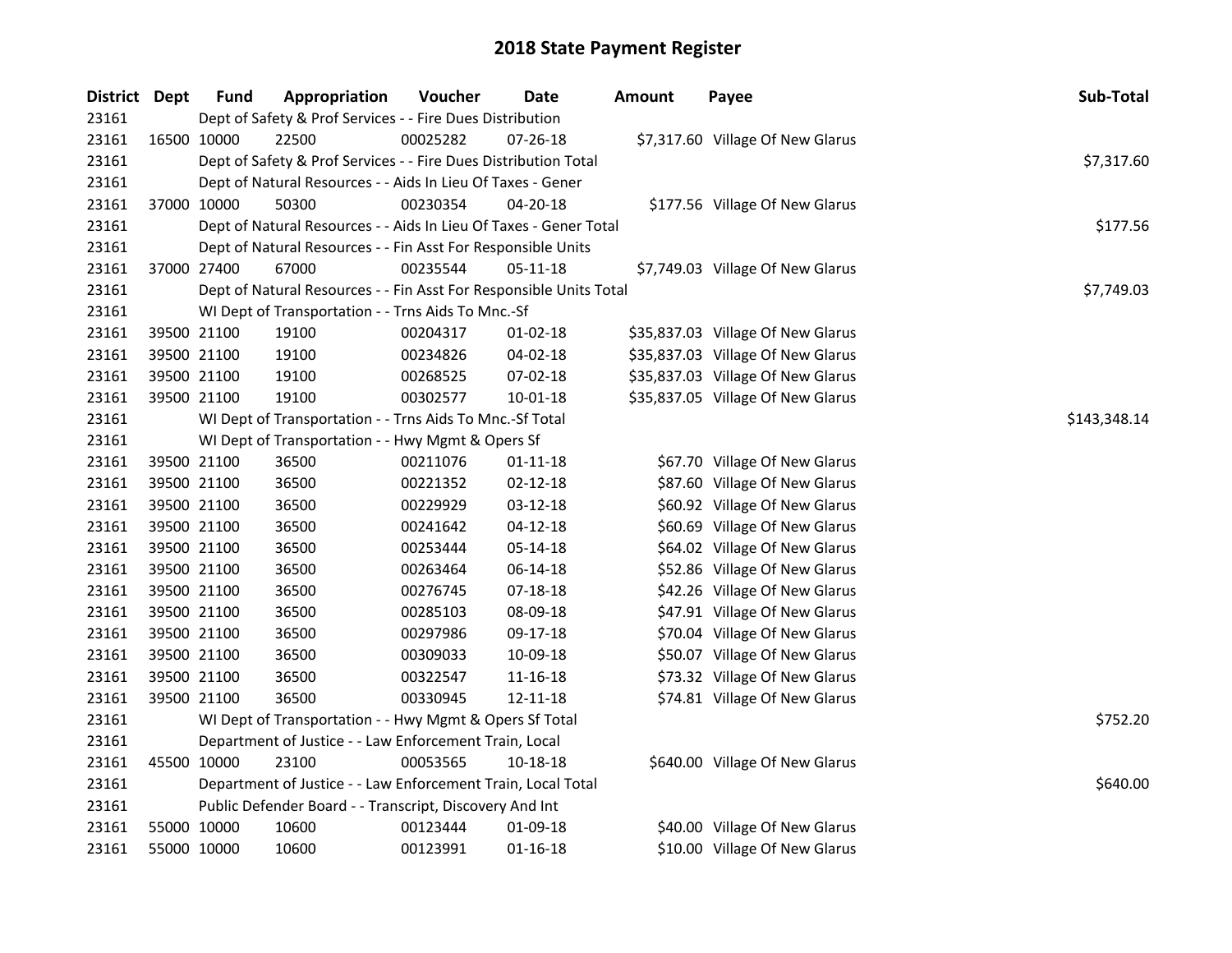# 2018 State Payment Register

| District | Dept | Fund | Appropriation | Voucher | Date | Amount | Payee | Sub-Total |
|---|---|---|---|---|---|---|---|---|
| 23161 | | Dept of Safety & Prof Services - - Fire Dues Distribution | | | | | | |
| 23161 | 16500 | 10000 | 22500 | 00025282 | 07-26-18 | $7,317.60 | Village Of New Glarus | |
| 23161 | | Dept of Safety & Prof Services - - Fire Dues Distribution Total | | | | | | $7,317.60 |
| 23161 | | Dept of Natural Resources - - Aids In Lieu Of Taxes - Gener | | | | | | |
| 23161 | 37000 | 10000 | 50300 | 00230354 | 04-20-18 | $177.56 | Village Of New Glarus | |
| 23161 | | Dept of Natural Resources - - Aids In Lieu Of Taxes - Gener Total | | | | | | $177.56 |
| 23161 | | Dept of Natural Resources - - Fin Asst For Responsible Units | | | | | | |
| 23161 | 37000 | 27400 | 67000 | 00235544 | 05-11-18 | $7,749.03 | Village Of New Glarus | |
| 23161 | | Dept of Natural Resources - - Fin Asst For Responsible Units Total | | | | | | $7,749.03 |
| 23161 | | WI Dept of Transportation - - Trns Aids To Mnc.-Sf | | | | | | |
| 23161 | 39500 | 21100 | 19100 | 00204317 | 01-02-18 | $35,837.03 | Village Of New Glarus | |
| 23161 | 39500 | 21100 | 19100 | 00234826 | 04-02-18 | $35,837.03 | Village Of New Glarus | |
| 23161 | 39500 | 21100 | 19100 | 00268525 | 07-02-18 | $35,837.03 | Village Of New Glarus | |
| 23161 | 39500 | 21100 | 19100 | 00302577 | 10-01-18 | $35,837.05 | Village Of New Glarus | |
| 23161 | | WI Dept of Transportation - - Trns Aids To Mnc.-Sf Total | | | | | | $143,348.14 |
| 23161 | | WI Dept of Transportation - - Hwy Mgmt & Opers Sf | | | | | | |
| 23161 | 39500 | 21100 | 36500 | 00211076 | 01-11-18 | $67.70 | Village Of New Glarus | |
| 23161 | 39500 | 21100 | 36500 | 00221352 | 02-12-18 | $87.60 | Village Of New Glarus | |
| 23161 | 39500 | 21100 | 36500 | 00229929 | 03-12-18 | $60.92 | Village Of New Glarus | |
| 23161 | 39500 | 21100 | 36500 | 00241642 | 04-12-18 | $60.69 | Village Of New Glarus | |
| 23161 | 39500 | 21100 | 36500 | 00253444 | 05-14-18 | $64.02 | Village Of New Glarus | |
| 23161 | 39500 | 21100 | 36500 | 00263464 | 06-14-18 | $52.86 | Village Of New Glarus | |
| 23161 | 39500 | 21100 | 36500 | 00276745 | 07-18-18 | $42.26 | Village Of New Glarus | |
| 23161 | 39500 | 21100 | 36500 | 00285103 | 08-09-18 | $47.91 | Village Of New Glarus | |
| 23161 | 39500 | 21100 | 36500 | 00297986 | 09-17-18 | $70.04 | Village Of New Glarus | |
| 23161 | 39500 | 21100 | 36500 | 00309033 | 10-09-18 | $50.07 | Village Of New Glarus | |
| 23161 | 39500 | 21100 | 36500 | 00322547 | 11-16-18 | $73.32 | Village Of New Glarus | |
| 23161 | 39500 | 21100 | 36500 | 00330945 | 12-11-18 | $74.81 | Village Of New Glarus | |
| 23161 | | WI Dept of Transportation - - Hwy Mgmt & Opers Sf Total | | | | | | $752.20 |
| 23161 | | Department of Justice - - Law Enforcement Train, Local | | | | | | |
| 23161 | 45500 | 10000 | 23100 | 00053565 | 10-18-18 | $640.00 | Village Of New Glarus | |
| 23161 | | Department of Justice - - Law Enforcement Train, Local Total | | | | | | $640.00 |
| 23161 | | Public Defender Board - - Transcript, Discovery And Int | | | | | | |
| 23161 | 55000 | 10000 | 10600 | 00123444 | 01-09-18 | $40.00 | Village Of New Glarus | |
| 23161 | 55000 | 10000 | 10600 | 00123991 | 01-16-18 | $10.00 | Village Of New Glarus | |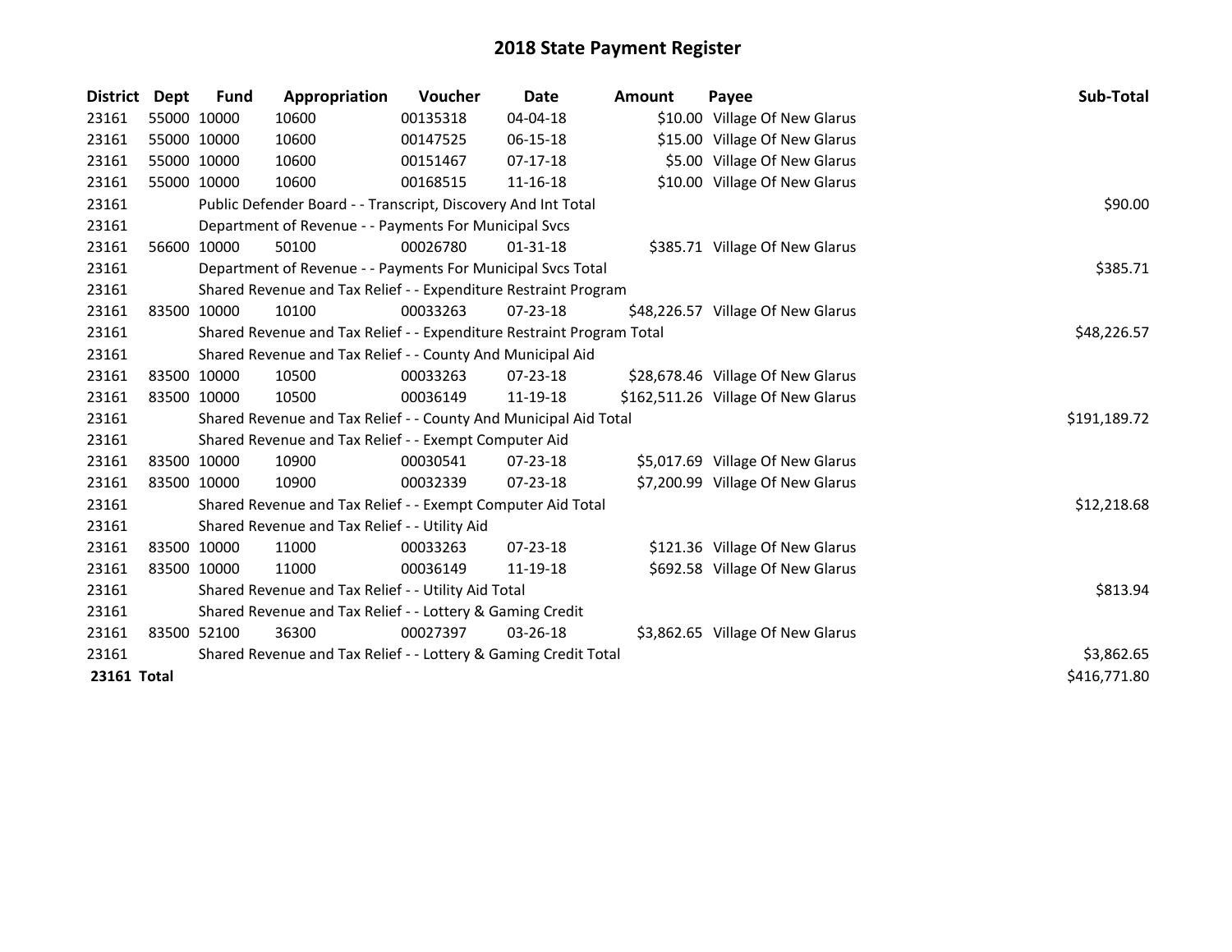# 2018 State Payment Register

| District | Dept | Fund | Appropriation | Voucher | Date | Amount | Payee | Sub-Total |
|---|---|---|---|---|---|---|---|---|
| 23161 | 55000 | 10000 | 10600 | 00135318 | 04-04-18 | $10.00 | Village Of New Glarus | |
| 23161 | 55000 | 10000 | 10600 | 00147525 | 06-15-18 | $15.00 | Village Of New Glarus | |
| 23161 | 55000 | 10000 | 10600 | 00151467 | 07-17-18 | $5.00 | Village Of New Glarus | |
| 23161 | 55000 | 10000 | 10600 | 00168515 | 11-16-18 | $10.00 | Village Of New Glarus | |
| 23161 | | Public Defender Board - - Transcript, Discovery And Int Total | | | | | | $90.00 |
| 23161 | | Department of Revenue - - Payments For Municipal Svcs | | | | | | |
| 23161 | 56600 | 10000 | 50100 | 00026780 | 01-31-18 | $385.71 | Village Of New Glarus | |
| 23161 | | Department of Revenue - - Payments For Municipal Svcs Total | | | | | | $385.71 |
| 23161 | | Shared Revenue and Tax Relief - - Expenditure Restraint Program | | | | | | |
| 23161 | 83500 | 10000 | 10100 | 00033263 | 07-23-18 | $48,226.57 | Village Of New Glarus | |
| 23161 | | Shared Revenue and Tax Relief - - Expenditure Restraint Program Total | | | | | | $48,226.57 |
| 23161 | | Shared Revenue and Tax Relief - - County And Municipal Aid | | | | | | |
| 23161 | 83500 | 10000 | 10500 | 00033263 | 07-23-18 | $28,678.46 | Village Of New Glarus | |
| 23161 | 83500 | 10000 | 10500 | 00036149 | 11-19-18 | $162,511.26 | Village Of New Glarus | |
| 23161 | | Shared Revenue and Tax Relief - - County And Municipal Aid Total | | | | | | $191,189.72 |
| 23161 | | Shared Revenue and Tax Relief - - Exempt Computer Aid | | | | | | |
| 23161 | 83500 | 10000 | 10900 | 00030541 | 07-23-18 | $5,017.69 | Village Of New Glarus | |
| 23161 | 83500 | 10000 | 10900 | 00032339 | 07-23-18 | $7,200.99 | Village Of New Glarus | |
| 23161 | | Shared Revenue and Tax Relief - - Exempt Computer Aid Total | | | | | | $12,218.68 |
| 23161 | | Shared Revenue and Tax Relief - - Utility Aid | | | | | | |
| 23161 | 83500 | 10000 | 11000 | 00033263 | 07-23-18 | $121.36 | Village Of New Glarus | |
| 23161 | 83500 | 10000 | 11000 | 00036149 | 11-19-18 | $692.58 | Village Of New Glarus | |
| 23161 | | Shared Revenue and Tax Relief - - Utility Aid Total | | | | | | $813.94 |
| 23161 | | Shared Revenue and Tax Relief - - Lottery & Gaming Credit | | | | | | |
| 23161 | 83500 | 52100 | 36300 | 00027397 | 03-26-18 | $3,862.65 | Village Of New Glarus | |
| 23161 | | Shared Revenue and Tax Relief - - Lottery & Gaming Credit Total | | | | | | $3,862.65 |
| **23161 Total** | | | | | | | | $416,771.80 |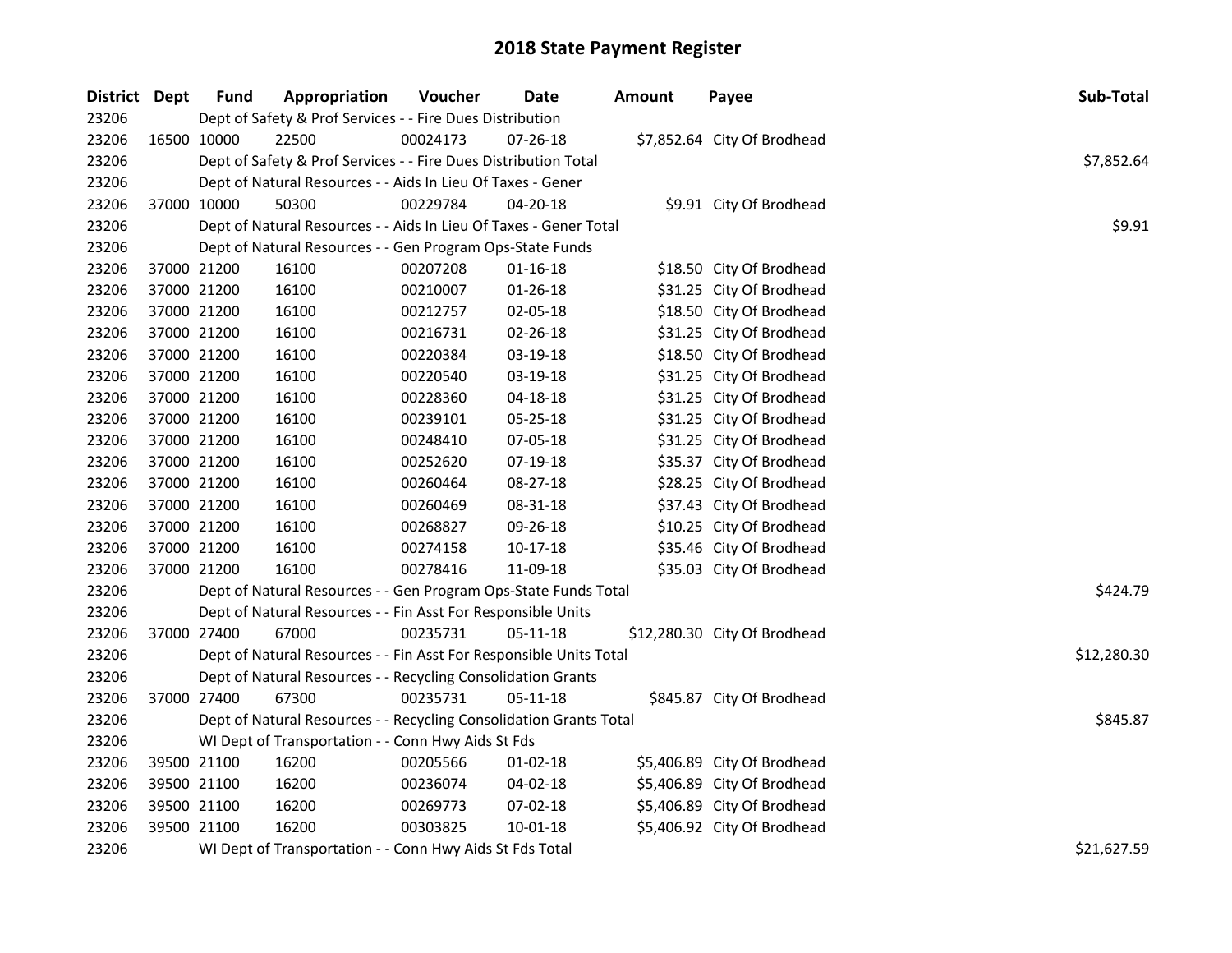# 2018 State Payment Register

| District | Dept | Fund | Appropriation | Voucher | Date | Amount | Payee | Sub-Total |
|---|---|---|---|---|---|---|---|---|
| 23206 | | Dept of Safety & Prof Services - - Fire Dues Distribution | | | | | | |
| 23206 | 16500 | 10000 | 22500 | 00024173 | 07-26-18 | $7,852.64 | City Of Brodhead | |
| 23206 | | Dept of Safety & Prof Services - - Fire Dues Distribution Total | | | | | | $7,852.64 |
| 23206 | | Dept of Natural Resources - - Aids In Lieu Of Taxes - Gener | | | | | | |
| 23206 | 37000 | 10000 | 50300 | 00229784 | 04-20-18 | $9.91 | City Of Brodhead | |
| 23206 | | Dept of Natural Resources - - Aids In Lieu Of Taxes - Gener Total | | | | | | $9.91 |
| 23206 | | Dept of Natural Resources - - Gen Program Ops-State Funds | | | | | | |
| 23206 | 37000 | 21200 | 16100 | 00207208 | 01-16-18 | $18.50 | City Of Brodhead | |
| 23206 | 37000 | 21200 | 16100 | 00210007 | 01-26-18 | $31.25 | City Of Brodhead | |
| 23206 | 37000 | 21200 | 16100 | 00212757 | 02-05-18 | $18.50 | City Of Brodhead | |
| 23206 | 37000 | 21200 | 16100 | 00216731 | 02-26-18 | $31.25 | City Of Brodhead | |
| 23206 | 37000 | 21200 | 16100 | 00220384 | 03-19-18 | $18.50 | City Of Brodhead | |
| 23206 | 37000 | 21200 | 16100 | 00220540 | 03-19-18 | $31.25 | City Of Brodhead | |
| 23206 | 37000 | 21200 | 16100 | 00228360 | 04-18-18 | $31.25 | City Of Brodhead | |
| 23206 | 37000 | 21200 | 16100 | 00239101 | 05-25-18 | $31.25 | City Of Brodhead | |
| 23206 | 37000 | 21200 | 16100 | 00248410 | 07-05-18 | $31.25 | City Of Brodhead | |
| 23206 | 37000 | 21200 | 16100 | 00252620 | 07-19-18 | $35.37 | City Of Brodhead | |
| 23206 | 37000 | 21200 | 16100 | 00260464 | 08-27-18 | $28.25 | City Of Brodhead | |
| 23206 | 37000 | 21200 | 16100 | 00260469 | 08-31-18 | $37.43 | City Of Brodhead | |
| 23206 | 37000 | 21200 | 16100 | 00268827 | 09-26-18 | $10.25 | City Of Brodhead | |
| 23206 | 37000 | 21200 | 16100 | 00274158 | 10-17-18 | $35.46 | City Of Brodhead | |
| 23206 | 37000 | 21200 | 16100 | 00278416 | 11-09-18 | $35.03 | City Of Brodhead | |
| 23206 | | Dept of Natural Resources - - Gen Program Ops-State Funds Total | | | | | | $424.79 |
| 23206 | | Dept of Natural Resources - - Fin Asst For Responsible Units | | | | | | |
| 23206 | 37000 | 27400 | 67000 | 00235731 | 05-11-18 | $12,280.30 | City Of Brodhead | |
| 23206 | | Dept of Natural Resources - - Fin Asst For Responsible Units Total | | | | | | $12,280.30 |
| 23206 | | Dept of Natural Resources - - Recycling Consolidation Grants | | | | | | |
| 23206 | 37000 | 27400 | 67300 | 00235731 | 05-11-18 | $845.87 | City Of Brodhead | |
| 23206 | | Dept of Natural Resources - - Recycling Consolidation Grants Total | | | | | | $845.87 |
| 23206 | | WI Dept of Transportation - - Conn Hwy Aids St Fds | | | | | | |
| 23206 | 39500 | 21100 | 16200 | 00205566 | 01-02-18 | $5,406.89 | City Of Brodhead | |
| 23206 | 39500 | 21100 | 16200 | 00236074 | 04-02-18 | $5,406.89 | City Of Brodhead | |
| 23206 | 39500 | 21100 | 16200 | 00269773 | 07-02-18 | $5,406.89 | City Of Brodhead | |
| 23206 | 39500 | 21100 | 16200 | 00303825 | 10-01-18 | $5,406.92 | City Of Brodhead | |
| 23206 | | WI Dept of Transportation - - Conn Hwy Aids St Fds Total | | | | | | $21,627.59 |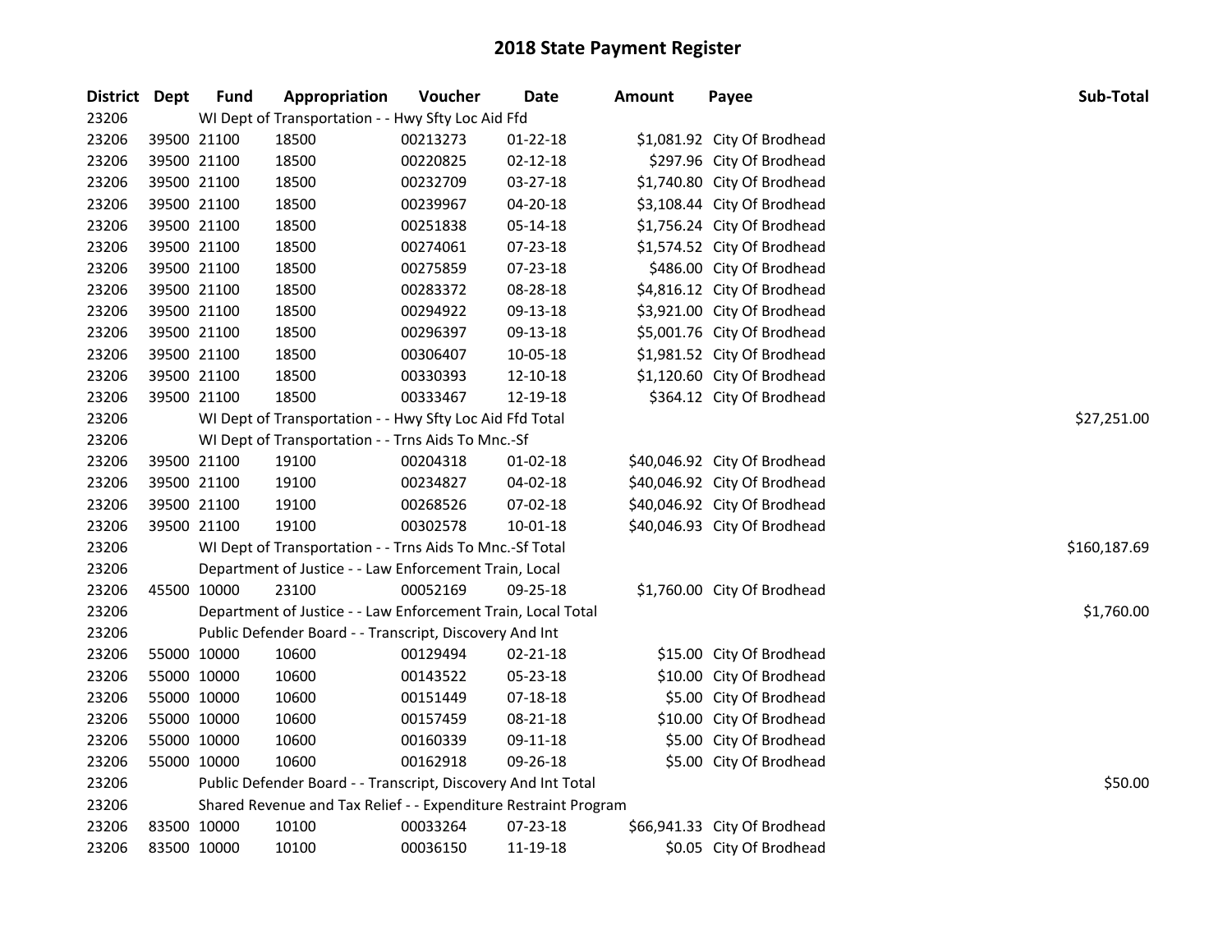# 2018 State Payment Register

| District | Dept | Fund | Appropriation | Voucher | Date | Amount | Payee | Sub-Total |
|---|---|---|---|---|---|---|---|---|
| 23206 | | WI Dept of Transportation - - Hwy Sfty Loc Aid Ffd | | | | | | |
| 23206 | 39500 | 21100 | 18500 | 00213273 | 01-22-18 | $1,081.92 | City Of Brodhead | |
| 23206 | 39500 | 21100 | 18500 | 00220825 | 02-12-18 | $297.96 | City Of Brodhead | |
| 23206 | 39500 | 21100 | 18500 | 00232709 | 03-27-18 | $1,740.80 | City Of Brodhead | |
| 23206 | 39500 | 21100 | 18500 | 00239967 | 04-20-18 | $3,108.44 | City Of Brodhead | |
| 23206 | 39500 | 21100 | 18500 | 00251838 | 05-14-18 | $1,756.24 | City Of Brodhead | |
| 23206 | 39500 | 21100 | 18500 | 00274061 | 07-23-18 | $1,574.52 | City Of Brodhead | |
| 23206 | 39500 | 21100 | 18500 | 00275859 | 07-23-18 | $486.00 | City Of Brodhead | |
| 23206 | 39500 | 21100 | 18500 | 00283372 | 08-28-18 | $4,816.12 | City Of Brodhead | |
| 23206 | 39500 | 21100 | 18500 | 00294922 | 09-13-18 | $3,921.00 | City Of Brodhead | |
| 23206 | 39500 | 21100 | 18500 | 00296397 | 09-13-18 | $5,001.76 | City Of Brodhead | |
| 23206 | 39500 | 21100 | 18500 | 00306407 | 10-05-18 | $1,981.52 | City Of Brodhead | |
| 23206 | 39500 | 21100 | 18500 | 00330393 | 12-10-18 | $1,120.60 | City Of Brodhead | |
| 23206 | 39500 | 21100 | 18500 | 00333467 | 12-19-18 | $364.12 | City Of Brodhead | |
| 23206 | | WI Dept of Transportation - - Hwy Sfty Loc Aid Ffd Total | | | | | | $27,251.00 |
| 23206 | | WI Dept of Transportation - - Trns Aids To Mnc.-Sf | | | | | | |
| 23206 | 39500 | 21100 | 19100 | 00204318 | 01-02-18 | $40,046.92 | City Of Brodhead | |
| 23206 | 39500 | 21100 | 19100 | 00234827 | 04-02-18 | $40,046.92 | City Of Brodhead | |
| 23206 | 39500 | 21100 | 19100 | 00268526 | 07-02-18 | $40,046.92 | City Of Brodhead | |
| 23206 | 39500 | 21100 | 19100 | 00302578 | 10-01-18 | $40,046.93 | City Of Brodhead | |
| 23206 | | WI Dept of Transportation - - Trns Aids To Mnc.-Sf Total | | | | | | $160,187.69 |
| 23206 | | Department of Justice - - Law Enforcement Train, Local | | | | | | |
| 23206 | 45500 | 10000 | 23100 | 00052169 | 09-25-18 | $1,760.00 | City Of Brodhead | |
| 23206 | | Department of Justice - - Law Enforcement Train, Local Total | | | | | | $1,760.00 |
| 23206 | | Public Defender Board - - Transcript, Discovery And Int | | | | | | |
| 23206 | 55000 | 10000 | 10600 | 00129494 | 02-21-18 | $15.00 | City Of Brodhead | |
| 23206 | 55000 | 10000 | 10600 | 00143522 | 05-23-18 | $10.00 | City Of Brodhead | |
| 23206 | 55000 | 10000 | 10600 | 00151449 | 07-18-18 | $5.00 | City Of Brodhead | |
| 23206 | 55000 | 10000 | 10600 | 00157459 | 08-21-18 | $10.00 | City Of Brodhead | |
| 23206 | 55000 | 10000 | 10600 | 00160339 | 09-11-18 | $5.00 | City Of Brodhead | |
| 23206 | 55000 | 10000 | 10600 | 00162918 | 09-26-18 | $5.00 | City Of Brodhead | |
| 23206 | | Public Defender Board - - Transcript, Discovery And Int Total | | | | | | $50.00 |
| 23206 | | Shared Revenue and Tax Relief - - Expenditure Restraint Program | | | | | | |
| 23206 | 83500 | 10000 | 10100 | 00033264 | 07-23-18 | $66,941.33 | City Of Brodhead | |
| 23206 | 83500 | 10000 | 10100 | 00036150 | 11-19-18 | $0.05 | City Of Brodhead | |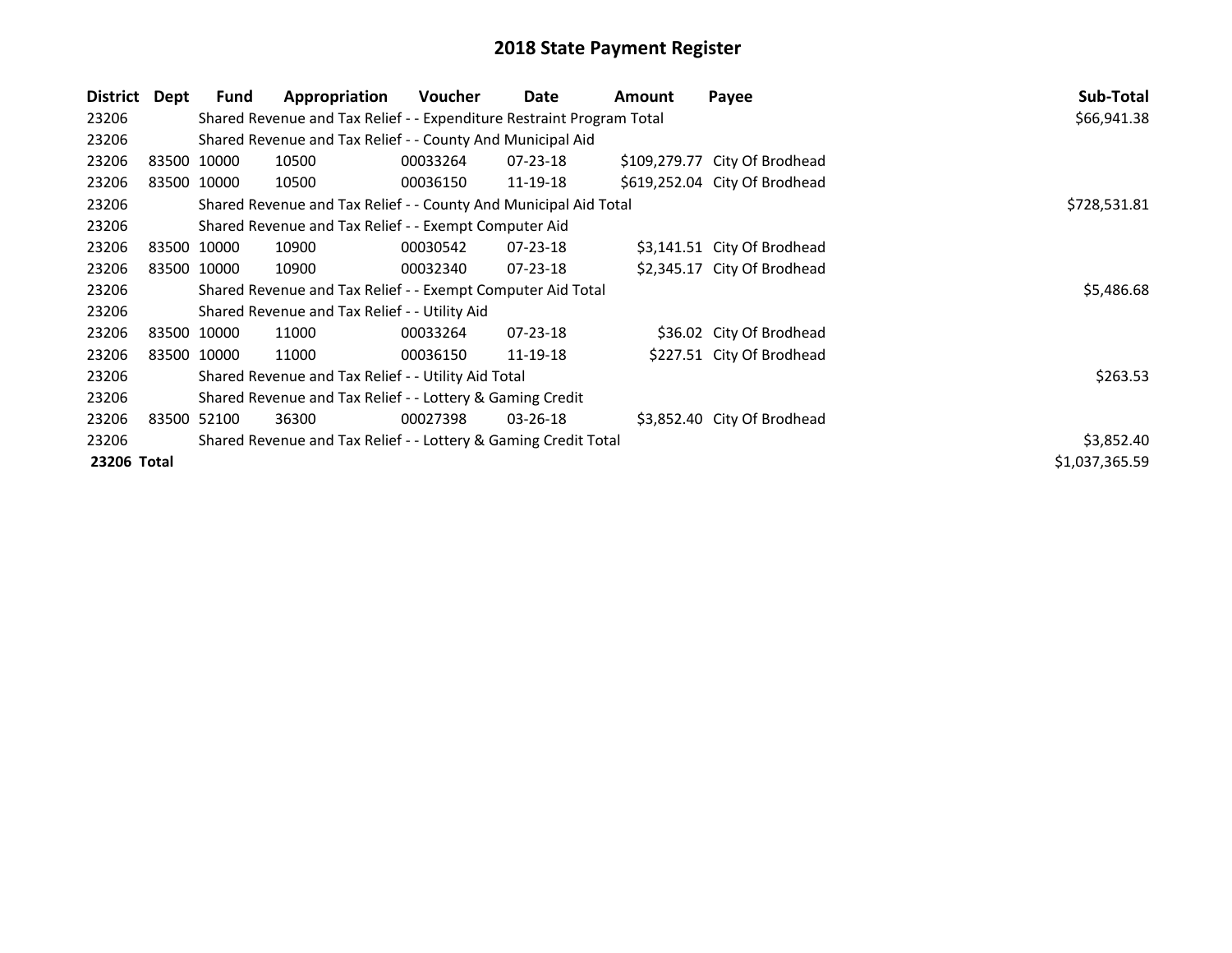# 2018 State Payment Register

| District | Dept | Fund | Appropriation | Voucher | Date | Amount | Payee | Sub-Total |
|---|---|---|---|---|---|---|---|---|
| 23206 | | Shared Revenue and Tax Relief - - Expenditure Restraint Program Total | | | | | | $66,941.38 |
| 23206 | | Shared Revenue and Tax Relief - - County And Municipal Aid | | | | | | |
| 23206 | 83500 | 10000 | 10500 | 00033264 | 07-23-18 | $109,279.77 | City Of Brodhead | |
| 23206 | 83500 | 10000 | 10500 | 00036150 | 11-19-18 | $619,252.04 | City Of Brodhead | |
| 23206 | | Shared Revenue and Tax Relief - - County And Municipal Aid Total | | | | | | $728,531.81 |
| 23206 | | Shared Revenue and Tax Relief - - Exempt Computer Aid | | | | | | |
| 23206 | 83500 | 10000 | 10900 | 00030542 | 07-23-18 | $3,141.51 | City Of Brodhead | |
| 23206 | 83500 | 10000 | 10900 | 00032340 | 07-23-18 | $2,345.17 | City Of Brodhead | |
| 23206 | | Shared Revenue and Tax Relief - - Exempt Computer Aid Total | | | | | | $5,486.68 |
| 23206 | | Shared Revenue and Tax Relief - - Utility Aid | | | | | | |
| 23206 | 83500 | 10000 | 11000 | 00033264 | 07-23-18 | $36.02 | City Of Brodhead | |
| 23206 | 83500 | 10000 | 11000 | 00036150 | 11-19-18 | $227.51 | City Of Brodhead | |
| 23206 | | Shared Revenue and Tax Relief - - Utility Aid Total | | | | | | $263.53 |
| 23206 | | Shared Revenue and Tax Relief - - Lottery & Gaming Credit | | | | | | |
| 23206 | 83500 | 52100 | 36300 | 00027398 | 03-26-18 | $3,852.40 | City Of Brodhead | |
| 23206 | | Shared Revenue and Tax Relief - - Lottery & Gaming Credit Total | | | | | | $3,852.40 |
| **23206 Total** | | | | | | | | $1,037,365.59 |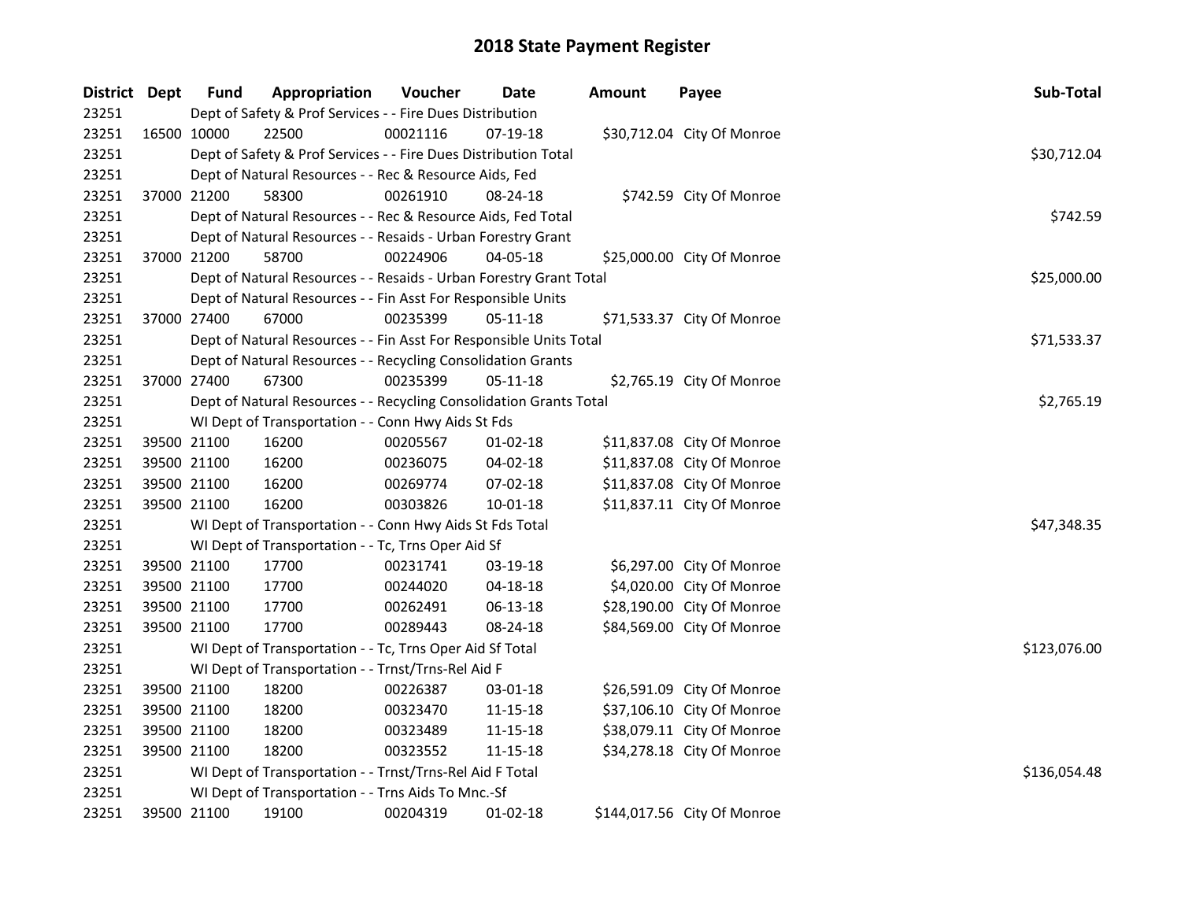# 2018 State Payment Register

| District | Dept | Fund | Appropriation | Voucher | Date | Amount | Payee | Sub-Total |
|---|---|---|---|---|---|---|---|---|
| 23251 | | | Dept of Safety & Prof Services - - Fire Dues Distribution | | | | | |
| 23251 | 16500 | 10000 | 22500 | 00021116 | 07-19-18 | $30,712.04 | City Of Monroe | |
| 23251 | | | Dept of Safety & Prof Services - - Fire Dues Distribution Total | | | | | $30,712.04 |
| 23251 | | | Dept of Natural Resources - - Rec & Resource Aids, Fed | | | | | |
| 23251 | 37000 | 21200 | 58300 | 00261910 | 08-24-18 | $742.59 | City Of Monroe | |
| 23251 | | | Dept of Natural Resources - - Rec & Resource Aids, Fed Total | | | | | $742.59 |
| 23251 | | | Dept of Natural Resources - - Resaids - Urban Forestry Grant | | | | | |
| 23251 | 37000 | 21200 | 58700 | 00224906 | 04-05-18 | $25,000.00 | City Of Monroe | |
| 23251 | | | Dept of Natural Resources - - Resaids - Urban Forestry Grant Total | | | | | $25,000.00 |
| 23251 | | | Dept of Natural Resources - - Fin Asst For Responsible Units | | | | | |
| 23251 | 37000 | 27400 | 67000 | 00235399 | 05-11-18 | $71,533.37 | City Of Monroe | |
| 23251 | | | Dept of Natural Resources - - Fin Asst For Responsible Units Total | | | | | $71,533.37 |
| 23251 | | | Dept of Natural Resources - - Recycling Consolidation Grants | | | | | |
| 23251 | 37000 | 27400 | 67300 | 00235399 | 05-11-18 | $2,765.19 | City Of Monroe | |
| 23251 | | | Dept of Natural Resources - - Recycling Consolidation Grants Total | | | | | $2,765.19 |
| 23251 | | | WI Dept of Transportation - - Conn Hwy Aids St Fds | | | | | |
| 23251 | 39500 | 21100 | 16200 | 00205567 | 01-02-18 | $11,837.08 | City Of Monroe | |
| 23251 | 39500 | 21100 | 16200 | 00236075 | 04-02-18 | $11,837.08 | City Of Monroe | |
| 23251 | 39500 | 21100 | 16200 | 00269774 | 07-02-18 | $11,837.08 | City Of Monroe | |
| 23251 | 39500 | 21100 | 16200 | 00303826 | 10-01-18 | $11,837.11 | City Of Monroe | |
| 23251 | | | WI Dept of Transportation - - Conn Hwy Aids St Fds Total | | | | | $47,348.35 |
| 23251 | | | WI Dept of Transportation - - Tc, Trns Oper Aid Sf | | | | | |
| 23251 | 39500 | 21100 | 17700 | 00231741 | 03-19-18 | $6,297.00 | City Of Monroe | |
| 23251 | 39500 | 21100 | 17700 | 00244020 | 04-18-18 | $4,020.00 | City Of Monroe | |
| 23251 | 39500 | 21100 | 17700 | 00262491 | 06-13-18 | $28,190.00 | City Of Monroe | |
| 23251 | 39500 | 21100 | 17700 | 00289443 | 08-24-18 | $84,569.00 | City Of Monroe | |
| 23251 | | | WI Dept of Transportation - - Tc, Trns Oper Aid Sf Total | | | | | $123,076.00 |
| 23251 | | | WI Dept of Transportation - - Trnst/Trns-Rel Aid F | | | | | |
| 23251 | 39500 | 21100 | 18200 | 00226387 | 03-01-18 | $26,591.09 | City Of Monroe | |
| 23251 | 39500 | 21100 | 18200 | 00323470 | 11-15-18 | $37,106.10 | City Of Monroe | |
| 23251 | 39500 | 21100 | 18200 | 00323489 | 11-15-18 | $38,079.11 | City Of Monroe | |
| 23251 | 39500 | 21100 | 18200 | 00323552 | 11-15-18 | $34,278.18 | City Of Monroe | |
| 23251 | | | WI Dept of Transportation - - Trnst/Trns-Rel Aid F Total | | | | | $136,054.48 |
| 23251 | | | WI Dept of Transportation - - Trns Aids To Mnc.-Sf | | | | | |
| 23251 | 39500 | 21100 | 19100 | 00204319 | 01-02-18 | $144,017.56 | City Of Monroe | |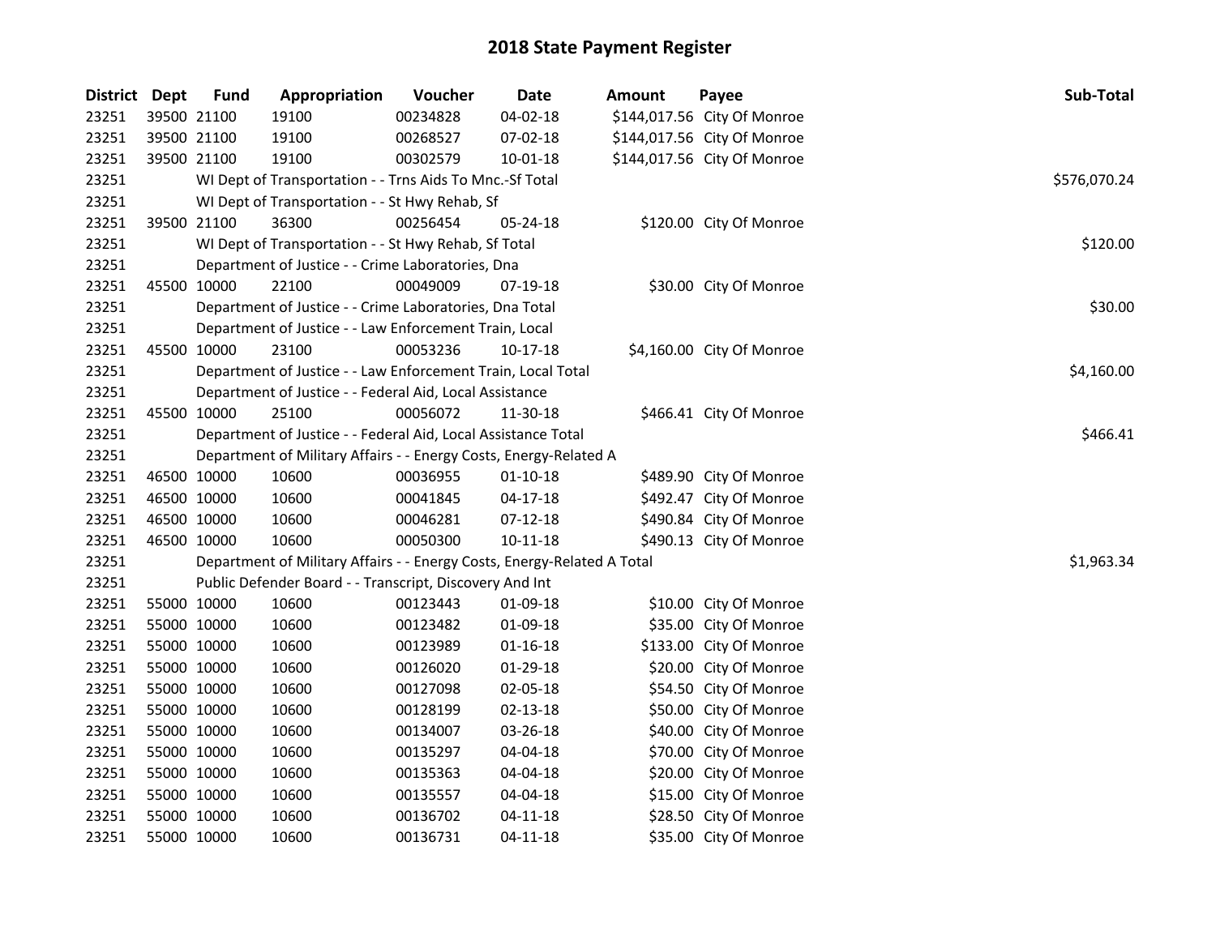# 2018 State Payment Register

| District | Dept | Fund | Appropriation | Voucher | Date | Amount | Payee | Sub-Total |
|---|---|---|---|---|---|---|---|---|
| 23251 | 39500 | 21100 | 19100 | 00234828 | 04-02-18 | $144,017.56 | City Of Monroe | |
| 23251 | 39500 | 21100 | 19100 | 00268527 | 07-02-18 | $144,017.56 | City Of Monroe | |
| 23251 | 39500 | 21100 | 19100 | 00302579 | 10-01-18 | $144,017.56 | City Of Monroe | |
| 23251 | WI Dept of Transportation - - Trns Aids To Mnc.-Sf Total | | | | | | | $576,070.24 |
| 23251 | WI Dept of Transportation - - St Hwy Rehab, Sf | | | | | | | |
| 23251 | 39500 | 21100 | 36300 | 00256454 | 05-24-18 | $120.00 | City Of Monroe | |
| 23251 | WI Dept of Transportation - - St Hwy Rehab, Sf Total | | | | | | | $120.00 |
| 23251 | Department of Justice - - Crime Laboratories, Dna | | | | | | | |
| 23251 | 45500 | 10000 | 22100 | 00049009 | 07-19-18 | $30.00 | City Of Monroe | |
| 23251 | Department of Justice - - Crime Laboratories, Dna Total | | | | | | | $30.00 |
| 23251 | Department of Justice - - Law Enforcement Train, Local | | | | | | | |
| 23251 | 45500 | 10000 | 23100 | 00053236 | 10-17-18 | $4,160.00 | City Of Monroe | |
| 23251 | Department of Justice - - Law Enforcement Train, Local Total | | | | | | | $4,160.00 |
| 23251 | Department of Justice - - Federal Aid, Local Assistance | | | | | | | |
| 23251 | 45500 | 10000 | 25100 | 00056072 | 11-30-18 | $466.41 | City Of Monroe | |
| 23251 | Department of Justice - - Federal Aid, Local Assistance Total | | | | | | | $466.41 |
| 23251 | Department of Military Affairs - - Energy Costs, Energy-Related A | | | | | | | |
| 23251 | 46500 | 10000 | 10600 | 00036955 | 01-10-18 | $489.90 | City Of Monroe | |
| 23251 | 46500 | 10000 | 10600 | 00041845 | 04-17-18 | $492.47 | City Of Monroe | |
| 23251 | 46500 | 10000 | 10600 | 00046281 | 07-12-18 | $490.84 | City Of Monroe | |
| 23251 | 46500 | 10000 | 10600 | 00050300 | 10-11-18 | $490.13 | City Of Monroe | |
| 23251 | Department of Military Affairs - - Energy Costs, Energy-Related A Total | | | | | | | $1,963.34 |
| 23251 | Public Defender Board - - Transcript, Discovery And Int | | | | | | | |
| 23251 | 55000 | 10000 | 10600 | 00123443 | 01-09-18 | $10.00 | City Of Monroe | |
| 23251 | 55000 | 10000 | 10600 | 00123482 | 01-09-18 | $35.00 | City Of Monroe | |
| 23251 | 55000 | 10000 | 10600 | 00123989 | 01-16-18 | $133.00 | City Of Monroe | |
| 23251 | 55000 | 10000 | 10600 | 00126020 | 01-29-18 | $20.00 | City Of Monroe | |
| 23251 | 55000 | 10000 | 10600 | 00127098 | 02-05-18 | $54.50 | City Of Monroe | |
| 23251 | 55000 | 10000 | 10600 | 00128199 | 02-13-18 | $50.00 | City Of Monroe | |
| 23251 | 55000 | 10000 | 10600 | 00134007 | 03-26-18 | $40.00 | City Of Monroe | |
| 23251 | 55000 | 10000 | 10600 | 00135297 | 04-04-18 | $70.00 | City Of Monroe | |
| 23251 | 55000 | 10000 | 10600 | 00135363 | 04-04-18 | $20.00 | City Of Monroe | |
| 23251 | 55000 | 10000 | 10600 | 00135557 | 04-04-18 | $15.00 | City Of Monroe | |
| 23251 | 55000 | 10000 | 10600 | 00136702 | 04-11-18 | $28.50 | City Of Monroe | |
| 23251 | 55000 | 10000 | 10600 | 00136731 | 04-11-18 | $35.00 | City Of Monroe | |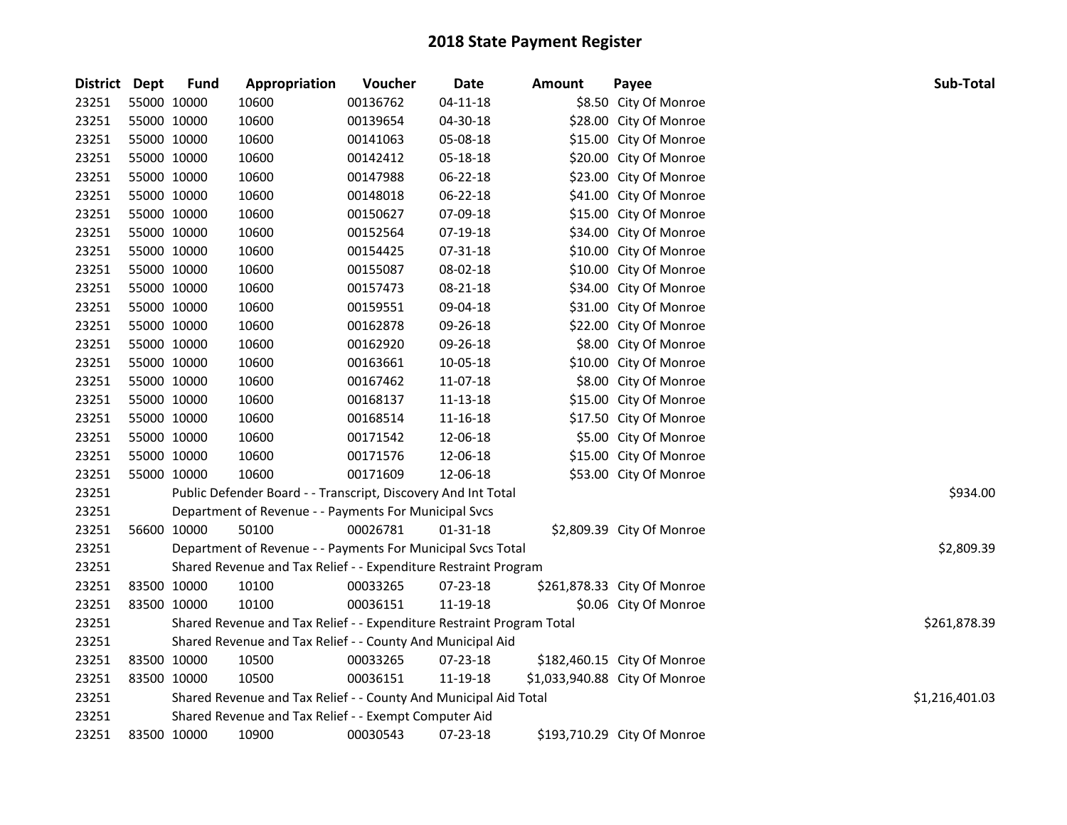# 2018 State Payment Register

| District | Dept | Fund | Appropriation | Voucher | Date | Amount | Payee | Sub-Total |
|---|---|---|---|---|---|---|---|---|
| 23251 | 55000 | 10000 | 10600 | 00136762 | 04-11-18 | $8.50 | City Of Monroe | |
| 23251 | 55000 | 10000 | 10600 | 00139654 | 04-30-18 | $28.00 | City Of Monroe | |
| 23251 | 55000 | 10000 | 10600 | 00141063 | 05-08-18 | $15.00 | City Of Monroe | |
| 23251 | 55000 | 10000 | 10600 | 00142412 | 05-18-18 | $20.00 | City Of Monroe | |
| 23251 | 55000 | 10000 | 10600 | 00147988 | 06-22-18 | $23.00 | City Of Monroe | |
| 23251 | 55000 | 10000 | 10600 | 00148018 | 06-22-18 | $41.00 | City Of Monroe | |
| 23251 | 55000 | 10000 | 10600 | 00150627 | 07-09-18 | $15.00 | City Of Monroe | |
| 23251 | 55000 | 10000 | 10600 | 00152564 | 07-19-18 | $34.00 | City Of Monroe | |
| 23251 | 55000 | 10000 | 10600 | 00154425 | 07-31-18 | $10.00 | City Of Monroe | |
| 23251 | 55000 | 10000 | 10600 | 00155087 | 08-02-18 | $10.00 | City Of Monroe | |
| 23251 | 55000 | 10000 | 10600 | 00157473 | 08-21-18 | $34.00 | City Of Monroe | |
| 23251 | 55000 | 10000 | 10600 | 00159551 | 09-04-18 | $31.00 | City Of Monroe | |
| 23251 | 55000 | 10000 | 10600 | 00162878 | 09-26-18 | $22.00 | City Of Monroe | |
| 23251 | 55000 | 10000 | 10600 | 00162920 | 09-26-18 | $8.00 | City Of Monroe | |
| 23251 | 55000 | 10000 | 10600 | 00163661 | 10-05-18 | $10.00 | City Of Monroe | |
| 23251 | 55000 | 10000 | 10600 | 00167462 | 11-07-18 | $8.00 | City Of Monroe | |
| 23251 | 55000 | 10000 | 10600 | 00168137 | 11-13-18 | $15.00 | City Of Monroe | |
| 23251 | 55000 | 10000 | 10600 | 00168514 | 11-16-18 | $17.50 | City Of Monroe | |
| 23251 | 55000 | 10000 | 10600 | 00171542 | 12-06-18 | $5.00 | City Of Monroe | |
| 23251 | 55000 | 10000 | 10600 | 00171576 | 12-06-18 | $15.00 | City Of Monroe | |
| 23251 | 55000 | 10000 | 10600 | 00171609 | 12-06-18 | $53.00 | City Of Monroe | |
| 23251 | | Public Defender Board - - Transcript, Discovery And Int Total | | | | | | $934.00 |
| 23251 | | Department of Revenue - - Payments For Municipal Svcs | | | | | | |
| 23251 | 56600 | 10000 | 50100 | 00026781 | 01-31-18 | $2,809.39 | City Of Monroe | |
| 23251 | | Department of Revenue - - Payments For Municipal Svcs Total | | | | | | $2,809.39 |
| 23251 | | Shared Revenue and Tax Relief - - Expenditure Restraint Program | | | | | | |
| 23251 | 83500 | 10000 | 10100 | 00033265 | 07-23-18 | $261,878.33 | City Of Monroe | |
| 23251 | 83500 | 10000 | 10100 | 00036151 | 11-19-18 | $0.06 | City Of Monroe | |
| 23251 | | Shared Revenue and Tax Relief - - Expenditure Restraint Program Total | | | | | | $261,878.39 |
| 23251 | | Shared Revenue and Tax Relief - - County And Municipal Aid | | | | | | |
| 23251 | 83500 | 10000 | 10500 | 00033265 | 07-23-18 | $182,460.15 | City Of Monroe | |
| 23251 | 83500 | 10000 | 10500 | 00036151 | 11-19-18 | $1,033,940.88 | City Of Monroe | |
| 23251 | | Shared Revenue and Tax Relief - - County And Municipal Aid Total | | | | | | $1,216,401.03 |
| 23251 | | Shared Revenue and Tax Relief - - Exempt Computer Aid | | | | | | |
| 23251 | 83500 | 10000 | 10900 | 00030543 | 07-23-18 | $193,710.29 | City Of Monroe | |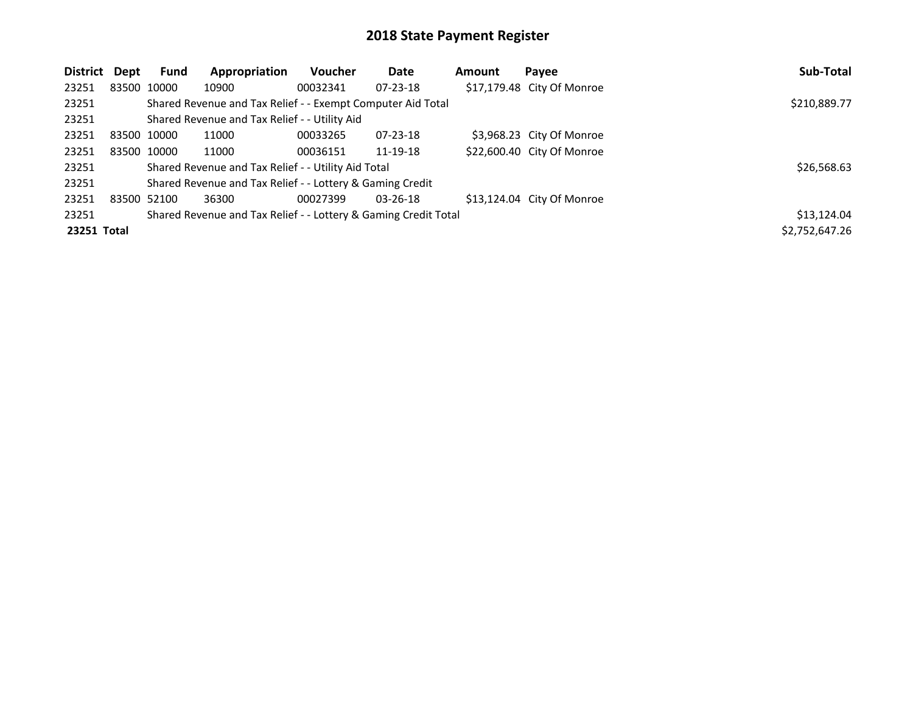# 2018 State Payment Register

| District | Dept | Fund | Appropriation | Voucher | Date | Amount | Payee | Sub-Total |
|---|---|---|---|---|---|---|---|---|
| 23251 | 83500 | 10000 | 10900 | 00032341 | 07-23-18 | $17,179.48 | City Of Monroe | |
| 23251 | | Shared Revenue and Tax Relief - - Exempt Computer Aid Total | | | | | | $210,889.77 |
| 23251 | | Shared Revenue and Tax Relief - - Utility Aid | | | | | | |
| 23251 | 83500 | 10000 | 11000 | 00033265 | 07-23-18 | $3,968.23 | City Of Monroe | |
| 23251 | 83500 | 10000 | 11000 | 00036151 | 11-19-18 | $22,600.40 | City Of Monroe | |
| 23251 | | Shared Revenue and Tax Relief - - Utility Aid Total | | | | | | $26,568.63 |
| 23251 | | Shared Revenue and Tax Relief - - Lottery & Gaming Credit | | | | | | |
| 23251 | 83500 | 52100 | 36300 | 00027399 | 03-26-18 | $13,124.04 | City Of Monroe | |
| 23251 | | Shared Revenue and Tax Relief - - Lottery & Gaming Credit Total | | | | | | $13,124.04 |
| **23251 Total** | | | | | | | | $2,752,647.26 |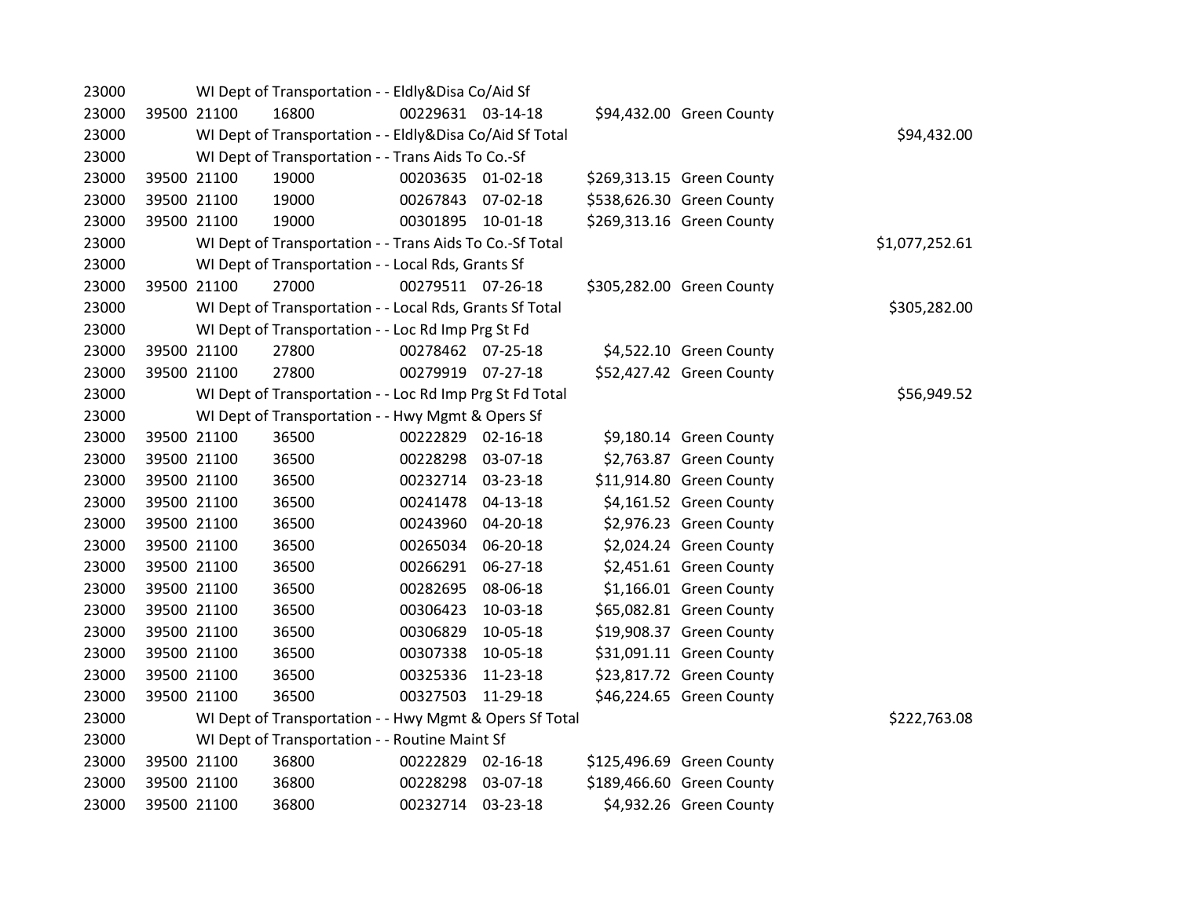| | | | | | | | | |
|---|---|---|---|---|---|---|---|---|
| 23000 | | WI Dept of Transportation - - Eldly&Disa Co/Aid Sf | | | | | | |
| 23000 | 39500 | 21100 | 16800 | 00229631 | 03-14-18 | $94,432.00 | Green County | |
| 23000 | | WI Dept of Transportation - - Eldly&Disa Co/Aid Sf Total | | | | | | $94,432.00 |
| 23000 | | WI Dept of Transportation - - Trans Aids To Co.-Sf | | | | | | |
| 23000 | 39500 | 21100 | 19000 | 00203635 | 01-02-18 | $269,313.15 | Green County | |
| 23000 | 39500 | 21100 | 19000 | 00267843 | 07-02-18 | $538,626.30 | Green County | |
| 23000 | 39500 | 21100 | 19000 | 00301895 | 10-01-18 | $269,313.16 | Green County | |
| 23000 | | WI Dept of Transportation - - Trans Aids To Co.-Sf Total | | | | | | $1,077,252.61 |
| 23000 | | WI Dept of Transportation - - Local Rds, Grants Sf | | | | | | |
| 23000 | 39500 | 21100 | 27000 | 00279511 | 07-26-18 | $305,282.00 | Green County | |
| 23000 | | WI Dept of Transportation - - Local Rds, Grants Sf Total | | | | | | $305,282.00 |
| 23000 | | WI Dept of Transportation - - Loc Rd Imp Prg St Fd | | | | | | |
| 23000 | 39500 | 21100 | 27800 | 00278462 | 07-25-18 | $4,522.10 | Green County | |
| 23000 | 39500 | 21100 | 27800 | 00279919 | 07-27-18 | $52,427.42 | Green County | |
| 23000 | | WI Dept of Transportation - - Loc Rd Imp Prg St Fd Total | | | | | | $56,949.52 |
| 23000 | | WI Dept of Transportation - - Hwy Mgmt & Opers Sf | | | | | | |
| 23000 | 39500 | 21100 | 36500 | 00222829 | 02-16-18 | $9,180.14 | Green County | |
| 23000 | 39500 | 21100 | 36500 | 00228298 | 03-07-18 | $2,763.87 | Green County | |
| 23000 | 39500 | 21100 | 36500 | 00232714 | 03-23-18 | $11,914.80 | Green County | |
| 23000 | 39500 | 21100 | 36500 | 00241478 | 04-13-18 | $4,161.52 | Green County | |
| 23000 | 39500 | 21100 | 36500 | 00243960 | 04-20-18 | $2,976.23 | Green County | |
| 23000 | 39500 | 21100 | 36500 | 00265034 | 06-20-18 | $2,024.24 | Green County | |
| 23000 | 39500 | 21100 | 36500 | 00266291 | 06-27-18 | $2,451.61 | Green County | |
| 23000 | 39500 | 21100 | 36500 | 00282695 | 08-06-18 | $1,166.01 | Green County | |
| 23000 | 39500 | 21100 | 36500 | 00306423 | 10-03-18 | $65,082.81 | Green County | |
| 23000 | 39500 | 21100 | 36500 | 00306829 | 10-05-18 | $19,908.37 | Green County | |
| 23000 | 39500 | 21100 | 36500 | 00307338 | 10-05-18 | $31,091.11 | Green County | |
| 23000 | 39500 | 21100 | 36500 | 00325336 | 11-23-18 | $23,817.72 | Green County | |
| 23000 | 39500 | 21100 | 36500 | 00327503 | 11-29-18 | $46,224.65 | Green County | |
| 23000 | | WI Dept of Transportation - - Hwy Mgmt & Opers Sf Total | | | | | | $222,763.08 |
| 23000 | | WI Dept of Transportation - - Routine Maint Sf | | | | | | |
| 23000 | 39500 | 21100 | 36800 | 00222829 | 02-16-18 | $125,496.69 | Green County | |
| 23000 | 39500 | 21100 | 36800 | 00228298 | 03-07-18 | $189,466.60 | Green County | |
| 23000 | 39500 | 21100 | 36800 | 00232714 | 03-23-18 | $4,932.26 | Green County | |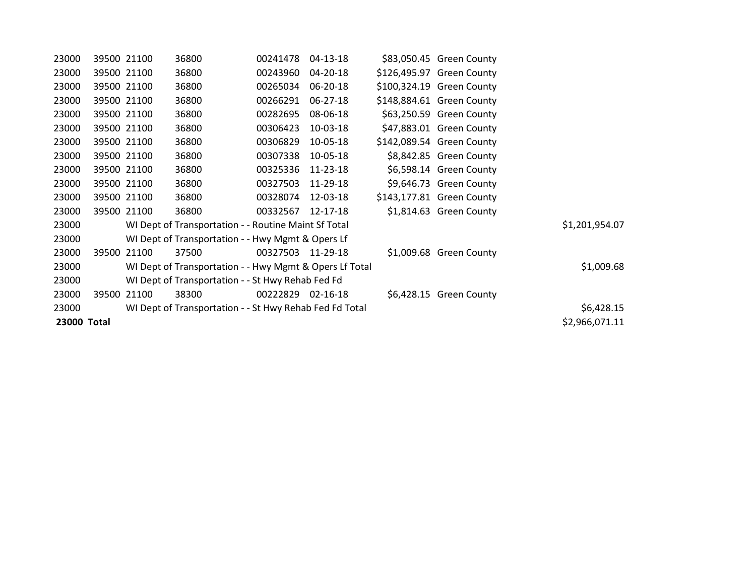| | | | | | | | | |
|---|---|---|---|---|---|---|---|---|
| 23000 | 39500 | 21100 | 36800 | 00241478 | 04-13-18 | $83,050.45 | Green County | |
| 23000 | 39500 | 21100 | 36800 | 00243960 | 04-20-18 | $126,495.97 | Green County | |
| 23000 | 39500 | 21100 | 36800 | 00265034 | 06-20-18 | $100,324.19 | Green County | |
| 23000 | 39500 | 21100 | 36800 | 00266291 | 06-27-18 | $148,884.61 | Green County | |
| 23000 | 39500 | 21100 | 36800 | 00282695 | 08-06-18 | $63,250.59 | Green County | |
| 23000 | 39500 | 21100 | 36800 | 00306423 | 10-03-18 | $47,883.01 | Green County | |
| 23000 | 39500 | 21100 | 36800 | 00306829 | 10-05-18 | $142,089.54 | Green County | |
| 23000 | 39500 | 21100 | 36800 | 00307338 | 10-05-18 | $8,842.85 | Green County | |
| 23000 | 39500 | 21100 | 36800 | 00325336 | 11-23-18 | $6,598.14 | Green County | |
| 23000 | 39500 | 21100 | 36800 | 00327503 | 11-29-18 | $9,646.73 | Green County | |
| 23000 | 39500 | 21100 | 36800 | 00328074 | 12-03-18 | $143,177.81 | Green County | |
| 23000 | 39500 | 21100 | 36800 | 00332567 | 12-17-18 | $1,814.63 | Green County | |
| 23000 | | WI Dept of Transportation - - Routine Maint Sf Total | | | | | | $1,201,954.07 |
| 23000 | | WI Dept of Transportation - - Hwy Mgmt & Opers Lf | | | | | | |
| 23000 | 39500 | 21100 | 37500 | 00327503 | 11-29-18 | $1,009.68 | Green County | |
| 23000 | | WI Dept of Transportation - - Hwy Mgmt & Opers Lf Total | | | | | | $1,009.68 |
| 23000 | | WI Dept of Transportation - - St Hwy Rehab Fed Fd | | | | | | |
| 23000 | 39500 | 21100 | 38300 | 00222829 | 02-16-18 | $6,428.15 | Green County | |
| 23000 | | WI Dept of Transportation - - St Hwy Rehab Fed Fd Total | | | | | | $6,428.15 |
| **23000 Total** | | | | | | | | $2,966,071.11 |